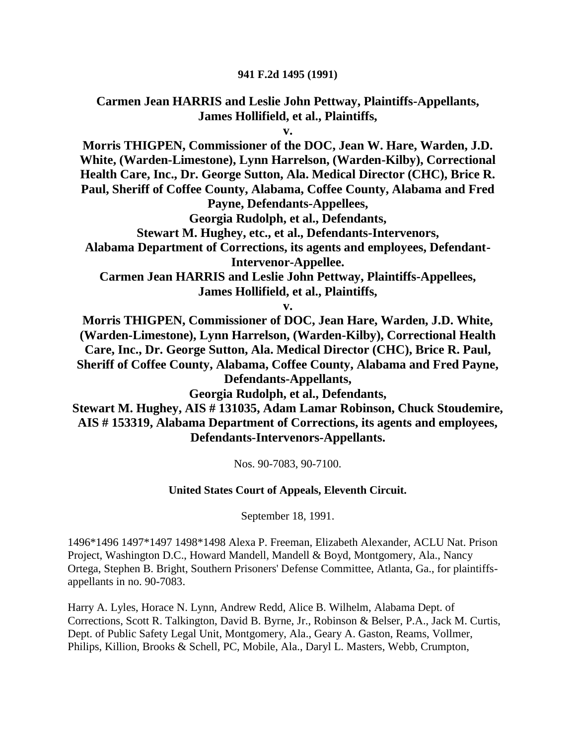**941 F.2d 1495 (1991)**

**Carmen Jean HARRIS and Leslie John Pettway, Plaintiffs-Appellants, James Hollifield, et al., Plaintiffs,**

**v.**

**Morris THIGPEN, Commissioner of the DOC, Jean W. Hare, Warden, J.D. White, (Warden-Limestone), Lynn Harrelson, (Warden-Kilby), Correctional Health Care, Inc., Dr. George Sutton, Ala. Medical Director (CHC), Brice R. Paul, Sheriff of Coffee County, Alabama, Coffee County, Alabama and Fred Payne, Defendants-Appellees,**

**Georgia Rudolph, et al., Defendants,**

**Stewart M. Hughey, etc., et al., Defendants-Intervenors,**

**Alabama Department of Corrections, its agents and employees, Defendant-Intervenor-Appellee.**

**Carmen Jean HARRIS and Leslie John Pettway, Plaintiffs-Appellees, James Hollifield, et al., Plaintiffs,**

**v.**

**Morris THIGPEN, Commissioner of DOC, Jean Hare, Warden, J.D. White, (Warden-Limestone), Lynn Harrelson, (Warden-Kilby), Correctional Health Care, Inc., Dr. George Sutton, Ala. Medical Director (CHC), Brice R. Paul, Sheriff of Coffee County, Alabama, Coffee County, Alabama and Fred Payne, Defendants-Appellants,**

**Georgia Rudolph, et al., Defendants,**

**Stewart M. Hughey, AIS # 131035, Adam Lamar Robinson, Chuck Stoudemire, AIS # 153319, Alabama Department of Corrections, its agents and employees, Defendants-Intervenors-Appellants.**

Nos. 90-7083, 90-7100.

**United States Court of Appeals, Eleventh Circuit.**

September 18, 1991.

1496*1496 1497*1497 1498*1498 Alexa P. Freeman, Elizabeth Alexander, ACLU Nat. Prison Project, Washington D.C., Howard Mandell, Mandell & Boyd, Montgomery, Ala., Nancy Ortega, Stephen B. Bright, Southern Prisoners' Defense Committee, Atlanta, Ga., for plaintiffs-appellants in no. 90-7083.

Harry A. Lyles, Horace N. Lynn, Andrew Redd, Alice B. Wilhelm, Alabama Dept. of Corrections, Scott R. Talkington, David B. Byrne, Jr., Robinson & Belser, P.A., Jack M. Curtis, Dept. of Public Safety Legal Unit, Montgomery, Ala., Geary A. Gaston, Reams, Vollmer, Philips, Killion, Brooks & Schell, PC, Mobile, Ala., Daryl L. Masters, Webb, Crumpton,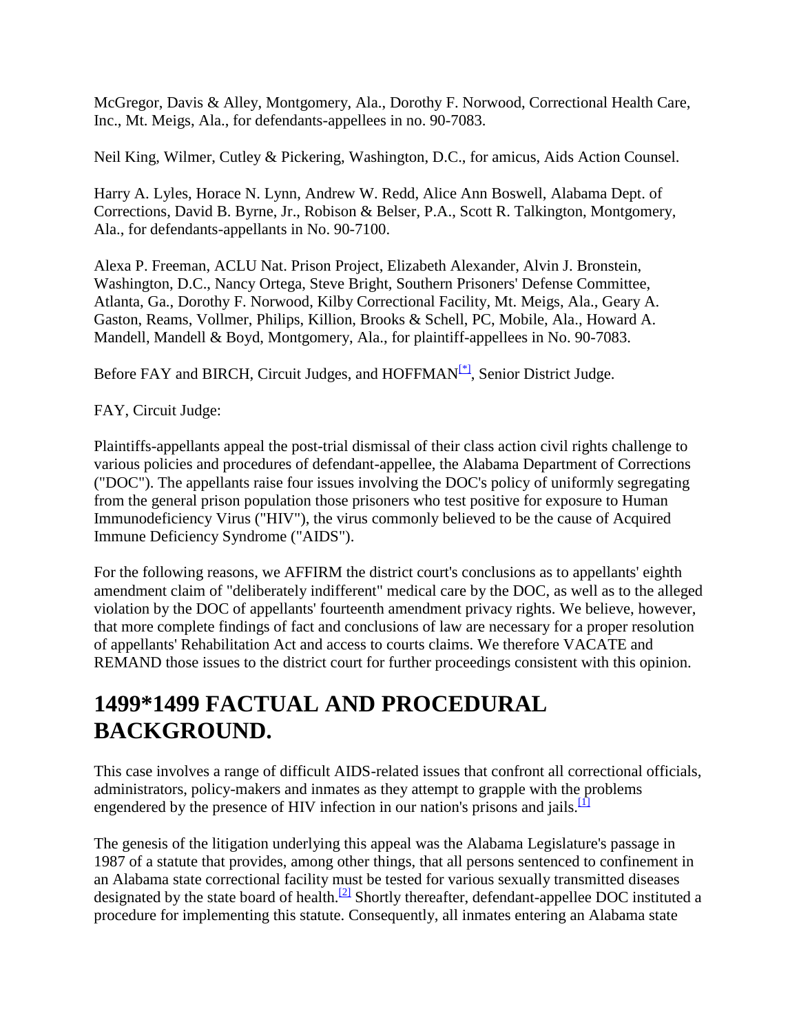McGregor, Davis & Alley, Montgomery, Ala., Dorothy F. Norwood, Correctional Health Care, Inc., Mt. Meigs, Ala., for defendants-appellees in no. 90-7083.

Neil King, Wilmer, Cutley & Pickering, Washington, D.C., for amicus, Aids Action Counsel.

Harry A. Lyles, Horace N. Lynn, Andrew W. Redd, Alice Ann Boswell, Alabama Dept. of Corrections, David B. Byrne, Jr., Robison & Belser, P.A., Scott R. Talkington, Montgomery, Ala., for defendants-appellants in No. 90-7100.

Alexa P. Freeman, ACLU Nat. Prison Project, Elizabeth Alexander, Alvin J. Bronstein, Washington, D.C., Nancy Ortega, Steve Bright, Southern Prisoners' Defense Committee, Atlanta, Ga., Dorothy F. Norwood, Kilby Correctional Facility, Mt. Meigs, Ala., Geary A. Gaston, Reams, Vollmer, Philips, Killion, Brooks & Schell, PC, Mobile, Ala., Howard A. Mandell, Mandell & Boyd, Montgomery, Ala., for plaintiff-appellees in No. 90-7083.

Before FAY and BIRCH, Circuit Judges, and HOFFMAN[*], Senior District Judge.

FAY, Circuit Judge:

Plaintiffs-appellants appeal the post-trial dismissal of their class action civil rights challenge to various policies and procedures of defendant-appellee, the Alabama Department of Corrections ("DOC"). The appellants raise four issues involving the DOC's policy of uniformly segregating from the general prison population those prisoners who test positive for exposure to Human Immunodeficiency Virus ("HIV"), the virus commonly believed to be the cause of Acquired Immune Deficiency Syndrome ("AIDS").

For the following reasons, we AFFIRM the district court's conclusions as to appellants' eighth amendment claim of "deliberately indifferent" medical care by the DOC, as well as to the alleged violation by the DOC of appellants' fourteenth amendment privacy rights. We believe, however, that more complete findings of fact and conclusions of law are necessary for a proper resolution of appellants' Rehabilitation Act and access to courts claims. We therefore VACATE and REMAND those issues to the district court for further proceedings consistent with this opinion.

# 1499*1499 FACTUAL AND PROCEDURAL BACKGROUND.

This case involves a range of difficult AIDS-related issues that confront all correctional officials, administrators, policy-makers and inmates as they attempt to grapple with the problems engendered by the presence of HIV infection in our nation's prisons and jails.[1]

The genesis of the litigation underlying this appeal was the Alabama Legislature's passage in 1987 of a statute that provides, among other things, that all persons sentenced to confinement in an Alabama state correctional facility must be tested for various sexually transmitted diseases designated by the state board of health.[2] Shortly thereafter, defendant-appellee DOC instituted a procedure for implementing this statute. Consequently, all inmates entering an Alabama state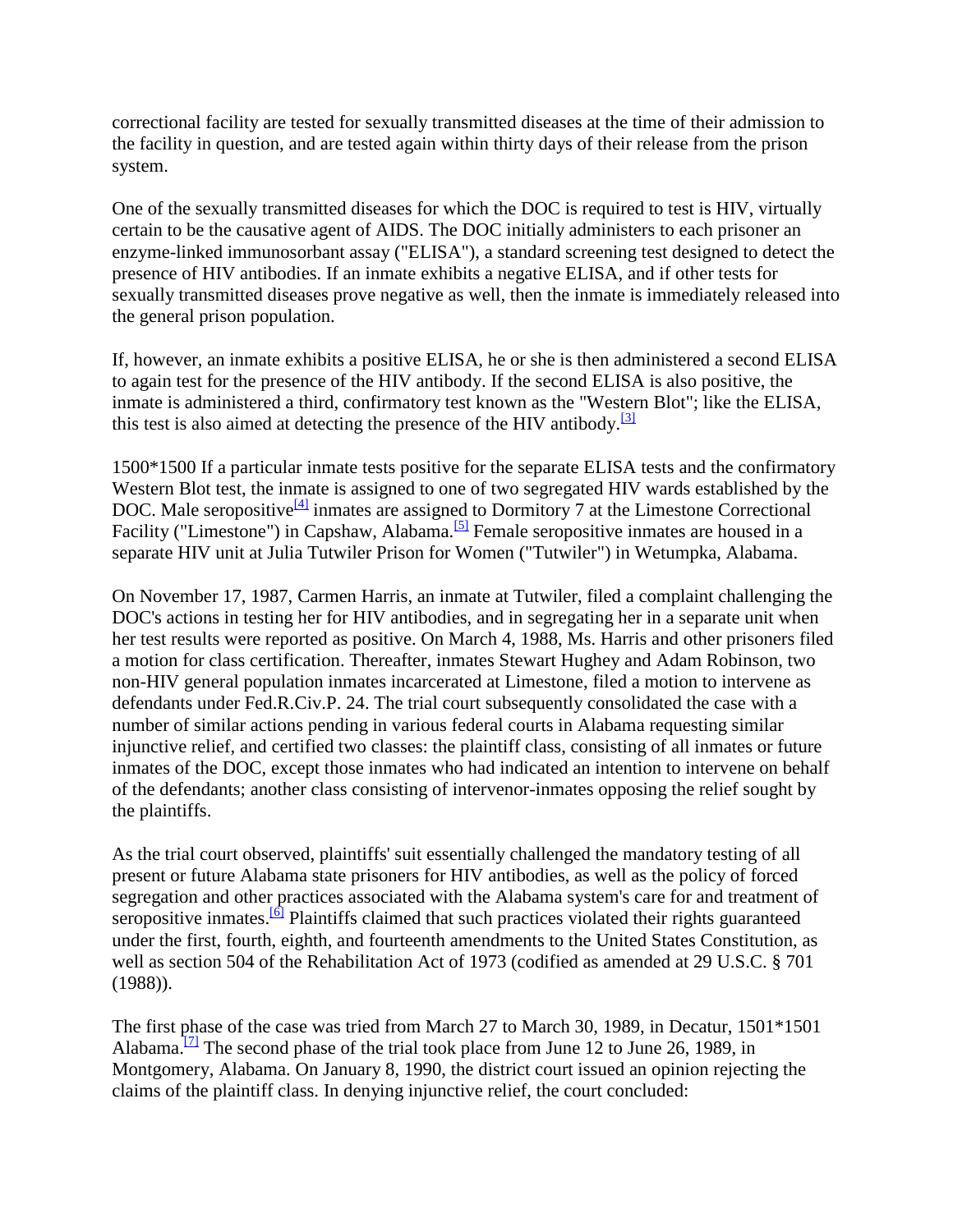correctional facility are tested for sexually transmitted diseases at the time of their admission to the facility in question, and are tested again within thirty days of their release from the prison system.

One of the sexually transmitted diseases for which the DOC is required to test is HIV, virtually certain to be the causative agent of AIDS. The DOC initially administers to each prisoner an enzyme-linked immunosorbant assay ("ELISA"), a standard screening test designed to detect the presence of HIV antibodies. If an inmate exhibits a negative ELISA, and if other tests for sexually transmitted diseases prove negative as well, then the inmate is immediately released into the general prison population.

If, however, an inmate exhibits a positive ELISA, he or she is then administered a second ELISA to again test for the presence of the HIV antibody. If the second ELISA is also positive, the inmate is administered a third, confirmatory test known as the "Western Blot"; like the ELISA, this test is also aimed at detecting the presence of the HIV antibody.[3]

1500*1500 If a particular inmate tests positive for the separate ELISA tests and the confirmatory Western Blot test, the inmate is assigned to one of two segregated HIV wards established by the DOC. Male seropositive[4] inmates are assigned to Dormitory 7 at the Limestone Correctional Facility ("Limestone") in Capshaw, Alabama.[5] Female seropositive inmates are housed in a separate HIV unit at Julia Tutwiler Prison for Women ("Tutwiler") in Wetumpka, Alabama.

On November 17, 1987, Carmen Harris, an inmate at Tutwiler, filed a complaint challenging the DOC's actions in testing her for HIV antibodies, and in segregating her in a separate unit when her test results were reported as positive. On March 4, 1988, Ms. Harris and other prisoners filed a motion for class certification. Thereafter, inmates Stewart Hughey and Adam Robinson, two non-HIV general population inmates incarcerated at Limestone, filed a motion to intervene as defendants under Fed.R.Civ.P. 24. The trial court subsequently consolidated the case with a number of similar actions pending in various federal courts in Alabama requesting similar injunctive relief, and certified two classes: the plaintiff class, consisting of all inmates or future inmates of the DOC, except those inmates who had indicated an intention to intervene on behalf of the defendants; another class consisting of intervenor-inmates opposing the relief sought by the plaintiffs.

As the trial court observed, plaintiffs' suit essentially challenged the mandatory testing of all present or future Alabama state prisoners for HIV antibodies, as well as the policy of forced segregation and other practices associated with the Alabama system's care for and treatment of seropositive inmates.[6] Plaintiffs claimed that such practices violated their rights guaranteed under the first, fourth, eighth, and fourteenth amendments to the United States Constitution, as well as section 504 of the Rehabilitation Act of 1973 (codified as amended at 29 U.S.C. § 701 (1988)).

The first phase of the case was tried from March 27 to March 30, 1989, in Decatur, 1501*1501 Alabama.[7] The second phase of the trial took place from June 12 to June 26, 1989, in Montgomery, Alabama. On January 8, 1990, the district court issued an opinion rejecting the claims of the plaintiff class. In denying injunctive relief, the court concluded: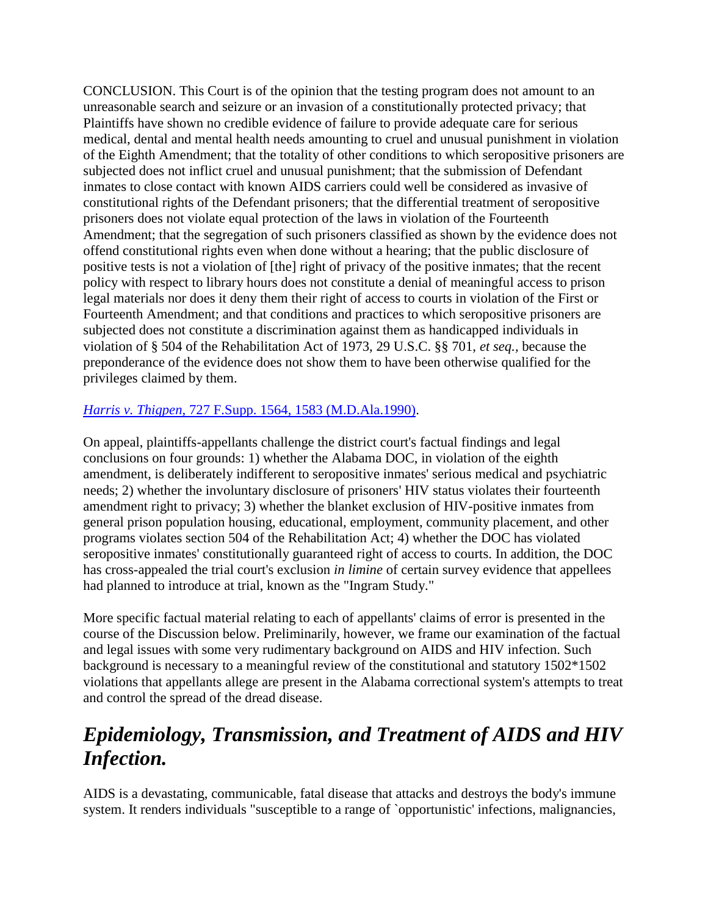CONCLUSION. This Court is of the opinion that the testing program does not amount to an unreasonable search and seizure or an invasion of a constitutionally protected privacy; that Plaintiffs have shown no credible evidence of failure to provide adequate care for serious medical, dental and mental health needs amounting to cruel and unusual punishment in violation of the Eighth Amendment; that the totality of other conditions to which seropositive prisoners are subjected does not inflict cruel and unusual punishment; that the submission of Defendant inmates to close contact with known AIDS carriers could well be considered as invasive of constitutional rights of the Defendant prisoners; that the differential treatment of seropositive prisoners does not violate equal protection of the laws in violation of the Fourteenth Amendment; that the segregation of such prisoners classified as shown by the evidence does not offend constitutional rights even when done without a hearing; that the public disclosure of positive tests is not a violation of [the] right of privacy of the positive inmates; that the recent policy with respect to library hours does not constitute a denial of meaningful access to prison legal materials nor does it deny them their right of access to courts in violation of the First or Fourteenth Amendment; and that conditions and practices to which seropositive prisoners are subjected does not constitute a discrimination against them as handicapped individuals in violation of § 504 of the Rehabilitation Act of 1973, 29 U.S.C. §§ 701, *et seq.*, because the preponderance of the evidence does not show them to have been otherwise qualified for the privileges claimed by them.

*Harris v. Thigpen*, 727 F.Supp. 1564, 1583 (M.D.Ala.1990).

On appeal, plaintiffs-appellants challenge the district court's factual findings and legal conclusions on four grounds: 1) whether the Alabama DOC, in violation of the eighth amendment, is deliberately indifferent to seropositive inmates' serious medical and psychiatric needs; 2) whether the involuntary disclosure of prisoners' HIV status violates their fourteenth amendment right to privacy; 3) whether the blanket exclusion of HIV-positive inmates from general prison population housing, educational, employment, community placement, and other programs violates section 504 of the Rehabilitation Act; 4) whether the DOC has violated seropositive inmates' constitutionally guaranteed right of access to courts. In addition, the DOC has cross-appealed the trial court's exclusion *in limine* of certain survey evidence that appellees had planned to introduce at trial, known as the "Ingram Study."

More specific factual material relating to each of appellants' claims of error is presented in the course of the Discussion below. Preliminarily, however, we frame our examination of the factual and legal issues with some very rudimentary background on AIDS and HIV infection. Such background is necessary to a meaningful review of the constitutional and statutory 1502*1502 violations that appellants allege are present in the Alabama correctional system's attempts to treat and control the spread of the dread disease.

## *Epidemiology, Transmission, and Treatment of AIDS and HIV Infection.*

AIDS is a devastating, communicable, fatal disease that attacks and destroys the body's immune system. It renders individuals "susceptible to a range of `opportunistic' infections, malignancies,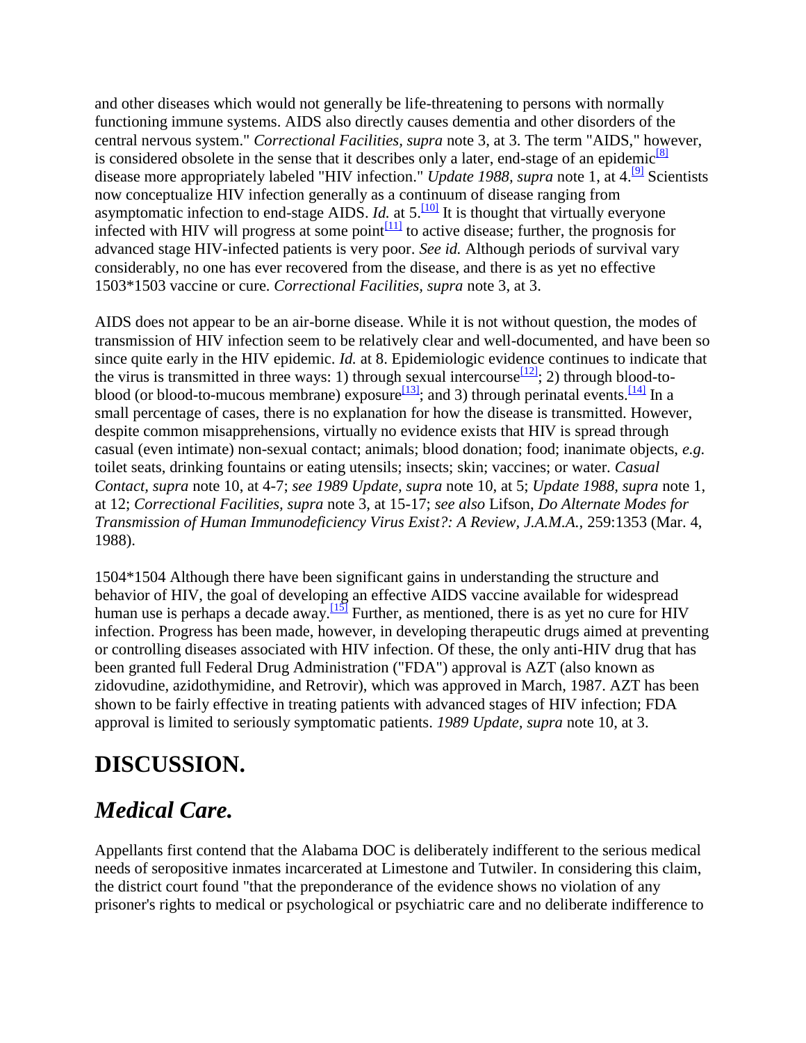and other diseases which would not generally be life-threatening to persons with normally functioning immune systems. AIDS also directly causes dementia and other disorders of the central nervous system." *Correctional Facilities, supra* note 3, at 3. The term "AIDS," however, is considered obsolete in the sense that it describes only a later, end-stage of an epidemic[8] disease more appropriately labeled "HIV infection." *Update 1988, supra* note 1, at 4.[9] Scientists now conceptualize HIV infection generally as a continuum of disease ranging from asymptomatic infection to end-stage AIDS. *Id.* at 5.[10] It is thought that virtually everyone infected with HIV will progress at some point[11] to active disease; further, the prognosis for advanced stage HIV-infected patients is very poor. *See id.* Although periods of survival vary considerably, no one has ever recovered from the disease, and there is as yet no effective 1503*1503 vaccine or cure. *Correctional Facilities, supra* note 3, at 3.

AIDS does not appear to be an air-borne disease. While it is not without question, the modes of transmission of HIV infection seem to be relatively clear and well-documented, and have been so since quite early in the HIV epidemic. *Id.* at 8. Epidemiologic evidence continues to indicate that the virus is transmitted in three ways: 1) through sexual intercourse[12]; 2) through blood-to-blood (or blood-to-mucous membrane) exposure[13]; and 3) through perinatal events.[14] In a small percentage of cases, there is no explanation for how the disease is transmitted. However, despite common misapprehensions, virtually no evidence exists that HIV is spread through casual (even intimate) non-sexual contact; animals; blood donation; food; inanimate objects, *e.g.* toilet seats, drinking fountains or eating utensils; insects; skin; vaccines; or water. *Casual Contact, supra* note 10, at 4-7; *see 1989 Update, supra* note 10, at 5; *Update 1988, supra* note 1, at 12; *Correctional Facilities, supra* note 3, at 15-17; *see also* Lifson, *Do Alternate Modes for Transmission of Human Immunodeficiency Virus Exist?: A Review, J.A.M.A.,* 259:1353 (Mar. 4, 1988).

1504*1504 Although there have been significant gains in understanding the structure and behavior of HIV, the goal of developing an effective AIDS vaccine available for widespread human use is perhaps a decade away.[15] Further, as mentioned, there is as yet no cure for HIV infection. Progress has been made, however, in developing therapeutic drugs aimed at preventing or controlling diseases associated with HIV infection. Of these, the only anti-HIV drug that has been granted full Federal Drug Administration ("FDA") approval is AZT (also known as zidovudine, azidothymidine, and Retrovir), which was approved in March, 1987. AZT has been shown to be fairly effective in treating patients with advanced stages of HIV infection; FDA approval is limited to seriously symptomatic patients. *1989 Update, supra* note 10, at 3.

## DISCUSSION.

## *Medical Care.*

Appellants first contend that the Alabama DOC is deliberately indifferent to the serious medical needs of seropositive inmates incarcerated at Limestone and Tutwiler. In considering this claim, the district court found "that the preponderance of the evidence shows no violation of any prisoner's rights to medical or psychological or psychiatric care and no deliberate indifference to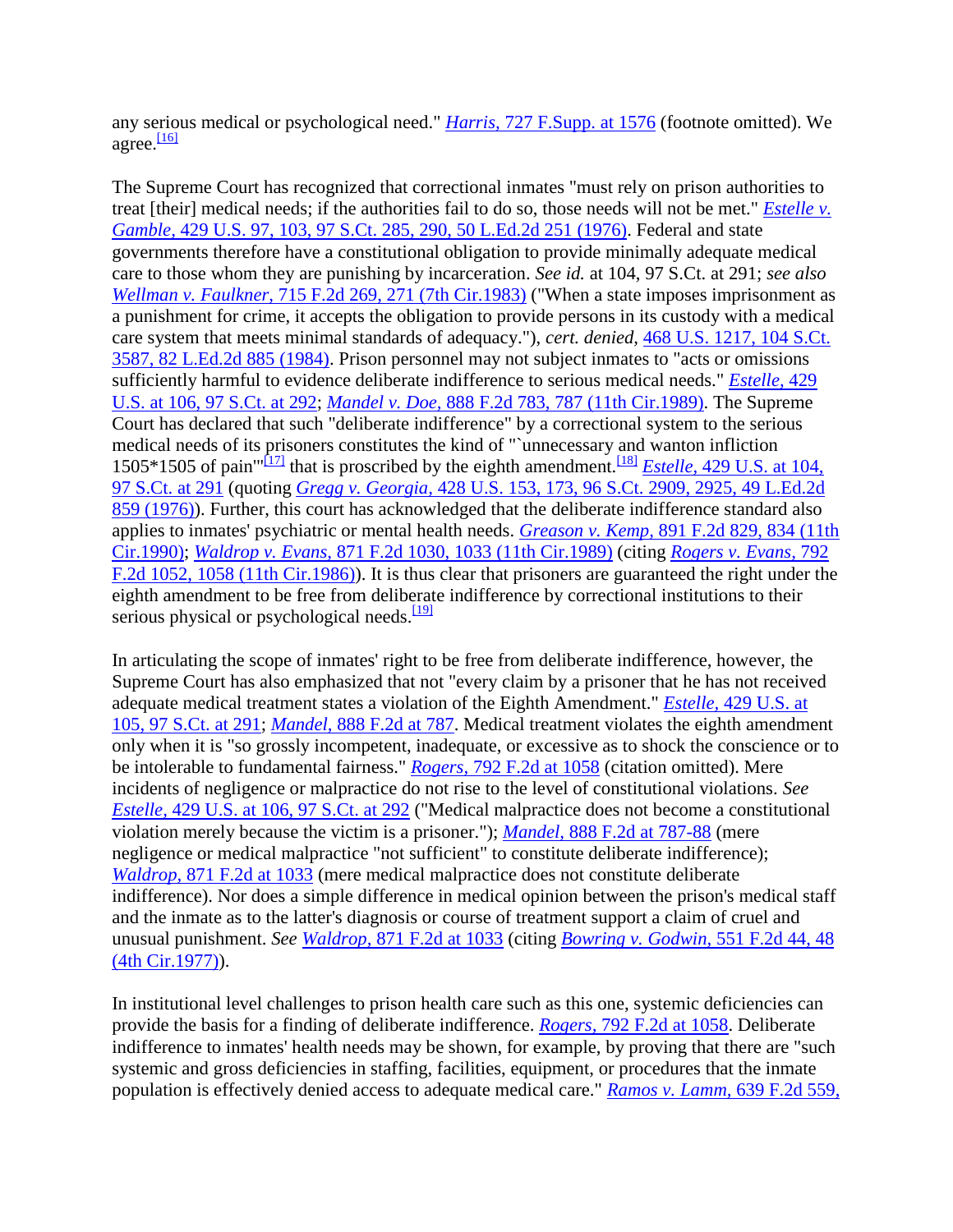any serious medical or psychological need." *Harris*, 727 F.Supp. at 1576 (footnote omitted). We agree.[16]

The Supreme Court has recognized that correctional inmates "must rely on prison authorities to treat [their] medical needs; if the authorities fail to do so, those needs will not be met." *Estelle v. Gamble*, 429 U.S. 97, 103, 97 S.Ct. 285, 290, 50 L.Ed.2d 251 (1976). Federal and state governments therefore have a constitutional obligation to provide minimally adequate medical care to those whom they are punishing by incarceration. *See id.* at 104, 97 S.Ct. at 291; *see also Wellman v. Faulkner*, 715 F.2d 269, 271 (7th Cir.1983) ("When a state imposes imprisonment as a punishment for crime, it accepts the obligation to provide persons in its custody with a medical care system that meets minimal standards of adequacy."), *cert. denied*, 468 U.S. 1217, 104 S.Ct. 3587, 82 L.Ed.2d 885 (1984). Prison personnel may not subject inmates to "acts or omissions sufficiently harmful to evidence deliberate indifference to serious medical needs." *Estelle*, 429 U.S. at 106, 97 S.Ct. at 292; *Mandel v. Doe*, 888 F.2d 783, 787 (11th Cir.1989). The Supreme Court has declared that such "deliberate indifference" by a correctional system to the serious medical needs of its prisoners constitutes the kind of "`unnecessary and wanton infliction 1505*1505 of pain'"[17] that is proscribed by the eighth amendment.[18] *Estelle*, 429 U.S. at 104, 97 S.Ct. at 291 (quoting *Gregg v. Georgia*, 428 U.S. 153, 173, 96 S.Ct. 2909, 2925, 49 L.Ed.2d 859 (1976)). Further, this court has acknowledged that the deliberate indifference standard also applies to inmates' psychiatric or mental health needs. *Greason v. Kemp*, 891 F.2d 829, 834 (11th Cir.1990); *Waldrop v. Evans*, 871 F.2d 1030, 1033 (11th Cir.1989) (citing *Rogers v. Evans*, 792 F.2d 1052, 1058 (11th Cir.1986)). It is thus clear that prisoners are guaranteed the right under the eighth amendment to be free from deliberate indifference by correctional institutions to their serious physical or psychological needs.[19]

In articulating the scope of inmates' right to be free from deliberate indifference, however, the Supreme Court has also emphasized that not "every claim by a prisoner that he has not received adequate medical treatment states a violation of the Eighth Amendment." *Estelle*, 429 U.S. at 105, 97 S.Ct. at 291; *Mandel*, 888 F.2d at 787. Medical treatment violates the eighth amendment only when it is "so grossly incompetent, inadequate, or excessive as to shock the conscience or to be intolerable to fundamental fairness." *Rogers*, 792 F.2d at 1058 (citation omitted). Mere incidents of negligence or malpractice do not rise to the level of constitutional violations. *See Estelle*, 429 U.S. at 106, 97 S.Ct. at 292 ("Medical malpractice does not become a constitutional violation merely because the victim is a prisoner."); *Mandel*, 888 F.2d at 787-88 (mere negligence or medical malpractice "not sufficient" to constitute deliberate indifference); *Waldrop*, 871 F.2d at 1033 (mere medical malpractice does not constitute deliberate indifference). Nor does a simple difference in medical opinion between the prison's medical staff and the inmate as to the latter's diagnosis or course of treatment support a claim of cruel and unusual punishment. *See Waldrop*, 871 F.2d at 1033 (citing *Bowring v. Godwin*, 551 F.2d 44, 48 (4th Cir.1977)).

In institutional level challenges to prison health care such as this one, systemic deficiencies can provide the basis for a finding of deliberate indifference. *Rogers*, 792 F.2d at 1058. Deliberate indifference to inmates' health needs may be shown, for example, by proving that there are "such systemic and gross deficiencies in staffing, facilities, equipment, or procedures that the inmate population is effectively denied access to adequate medical care." *Ramos v. Lamm*, 639 F.2d 559,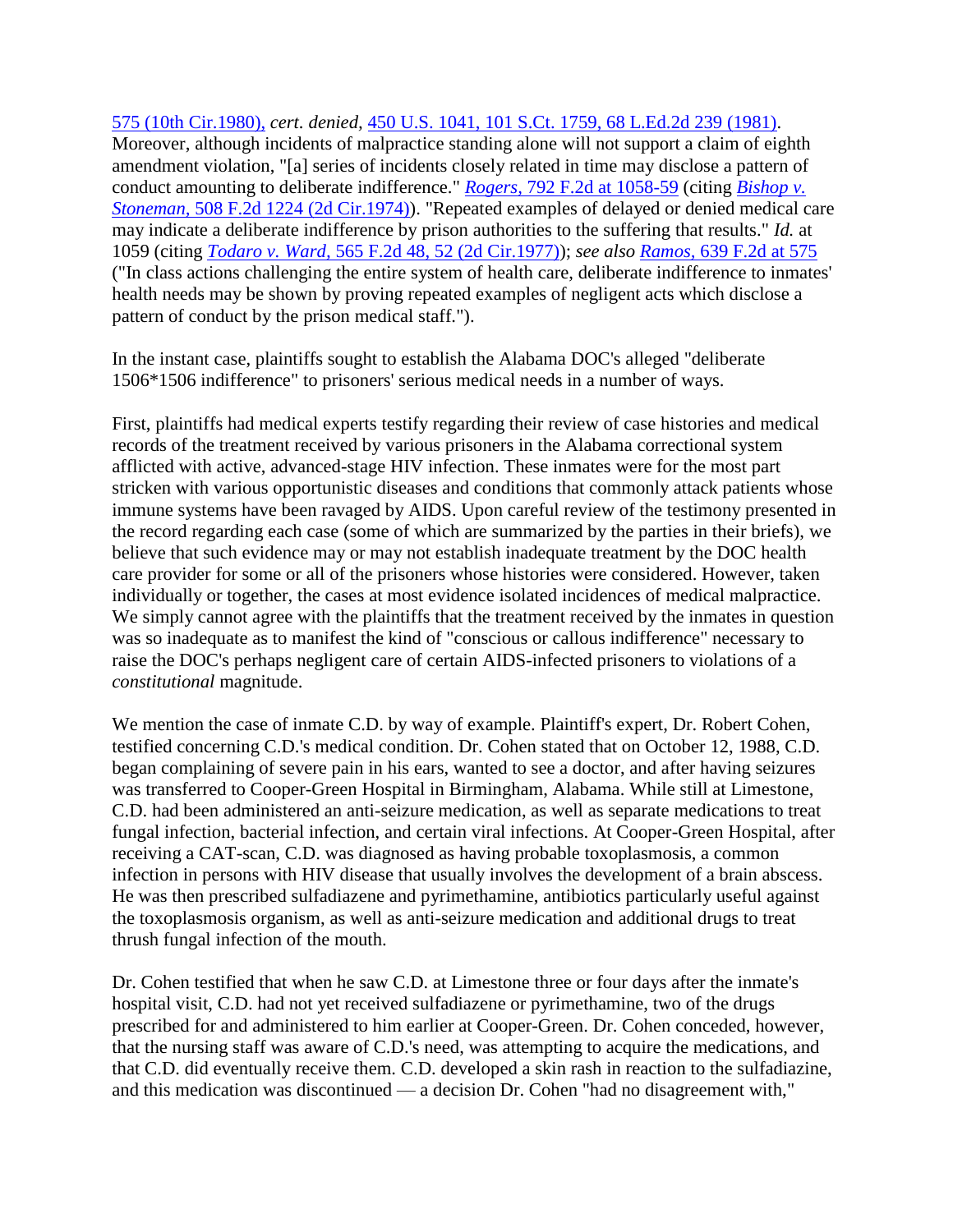575 (10th Cir.1980), *cert. denied,* 450 U.S. 1041, 101 S.Ct. 1759, 68 L.Ed.2d 239 (1981). Moreover, although incidents of malpractice standing alone will not support a claim of eighth amendment violation, "[a] series of incidents closely related in time may disclose a pattern of conduct amounting to deliberate indifference." *Rogers,* 792 F.2d at 1058-59 (citing *Bishop v. Stoneman,* 508 F.2d 1224 (2d Cir.1974)). "Repeated examples of delayed or denied medical care may indicate a deliberate indifference by prison authorities to the suffering that results." *Id.* at 1059 (citing *Todaro v. Ward,* 565 F.2d 48, 52 (2d Cir.1977)); *see also Ramos,* 639 F.2d at 575 ("In class actions challenging the entire system of health care, deliberate indifference to inmates' health needs may be shown by proving repeated examples of negligent acts which disclose a pattern of conduct by the prison medical staff.").

In the instant case, plaintiffs sought to establish the Alabama DOC's alleged "deliberate 1506*1506 indifference" to prisoners' serious medical needs in a number of ways.

First, plaintiffs had medical experts testify regarding their review of case histories and medical records of the treatment received by various prisoners in the Alabama correctional system afflicted with active, advanced-stage HIV infection. These inmates were for the most part stricken with various opportunistic diseases and conditions that commonly attack patients whose immune systems have been ravaged by AIDS. Upon careful review of the testimony presented in the record regarding each case (some of which are summarized by the parties in their briefs), we believe that such evidence may or may not establish inadequate treatment by the DOC health care provider for some or all of the prisoners whose histories were considered. However, taken individually or together, the cases at most evidence isolated incidences of medical malpractice. We simply cannot agree with the plaintiffs that the treatment received by the inmates in question was so inadequate as to manifest the kind of "conscious or callous indifference" necessary to raise the DOC's perhaps negligent care of certain AIDS-infected prisoners to violations of a *constitutional* magnitude.

We mention the case of inmate C.D. by way of example. Plaintiff's expert, Dr. Robert Cohen, testified concerning C.D.'s medical condition. Dr. Cohen stated that on October 12, 1988, C.D. began complaining of severe pain in his ears, wanted to see a doctor, and after having seizures was transferred to Cooper-Green Hospital in Birmingham, Alabama. While still at Limestone, C.D. had been administered an anti-seizure medication, as well as separate medications to treat fungal infection, bacterial infection, and certain viral infections. At Cooper-Green Hospital, after receiving a CAT-scan, C.D. was diagnosed as having probable toxoplasmosis, a common infection in persons with HIV disease that usually involves the development of a brain abscess. He was then prescribed sulfadiazene and pyrimethamine, antibiotics particularly useful against the toxoplasmosis organism, as well as anti-seizure medication and additional drugs to treat thrush fungal infection of the mouth.

Dr. Cohen testified that when he saw C.D. at Limestone three or four days after the inmate's hospital visit, C.D. had not yet received sulfadiazene or pyrimethamine, two of the drugs prescribed for and administered to him earlier at Cooper-Green. Dr. Cohen conceded, however, that the nursing staff was aware of C.D.'s need, was attempting to acquire the medications, and that C.D. did eventually receive them. C.D. developed a skin rash in reaction to the sulfadiazine, and this medication was discontinued — a decision Dr. Cohen "had no disagreement with,"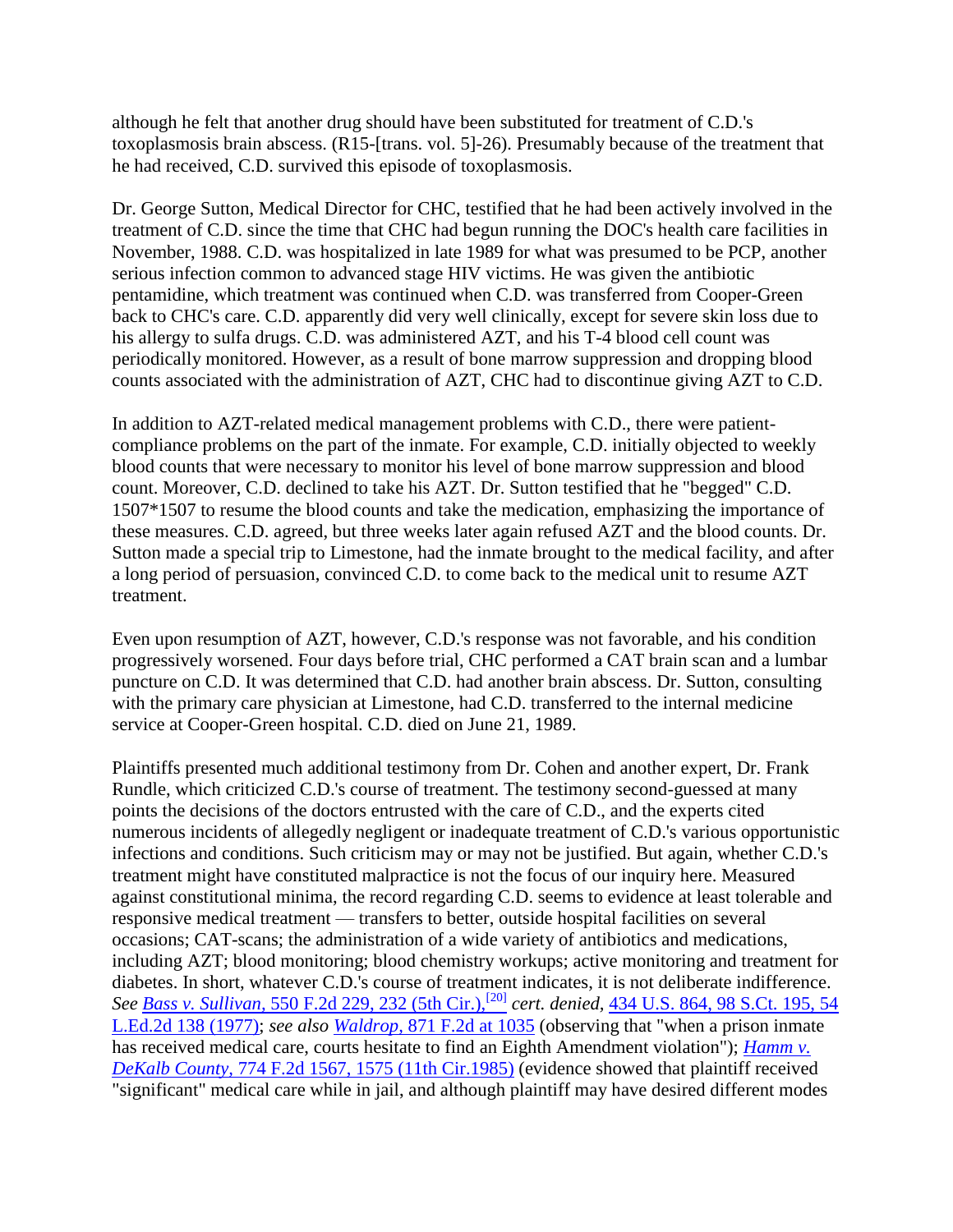although he felt that another drug should have been substituted for treatment of C.D.'s toxoplasmosis brain abscess. (R15-[trans. vol. 5]-26). Presumably because of the treatment that he had received, C.D. survived this episode of toxoplasmosis.

Dr. George Sutton, Medical Director for CHC, testified that he had been actively involved in the treatment of C.D. since the time that CHC had begun running the DOC's health care facilities in November, 1988. C.D. was hospitalized in late 1989 for what was presumed to be PCP, another serious infection common to advanced stage HIV victims. He was given the antibiotic pentamidine, which treatment was continued when C.D. was transferred from Cooper-Green back to CHC's care. C.D. apparently did very well clinically, except for severe skin loss due to his allergy to sulfa drugs. C.D. was administered AZT, and his T-4 blood cell count was periodically monitored. However, as a result of bone marrow suppression and dropping blood counts associated with the administration of AZT, CHC had to discontinue giving AZT to C.D.

In addition to AZT-related medical management problems with C.D., there were patient-compliance problems on the part of the inmate. For example, C.D. initially objected to weekly blood counts that were necessary to monitor his level of bone marrow suppression and blood count. Moreover, C.D. declined to take his AZT. Dr. Sutton testified that he "begged" C.D. 1507*1507 to resume the blood counts and take the medication, emphasizing the importance of these measures. C.D. agreed, but three weeks later again refused AZT and the blood counts. Dr. Sutton made a special trip to Limestone, had the inmate brought to the medical facility, and after a long period of persuasion, convinced C.D. to come back to the medical unit to resume AZT treatment.

Even upon resumption of AZT, however, C.D.'s response was not favorable, and his condition progressively worsened. Four days before trial, CHC performed a CAT brain scan and a lumbar puncture on C.D. It was determined that C.D. had another brain abscess. Dr. Sutton, consulting with the primary care physician at Limestone, had C.D. transferred to the internal medicine service at Cooper-Green hospital. C.D. died on June 21, 1989.

Plaintiffs presented much additional testimony from Dr. Cohen and another expert, Dr. Frank Rundle, which criticized C.D.'s course of treatment. The testimony second-guessed at many points the decisions of the doctors entrusted with the care of C.D., and the experts cited numerous incidents of allegedly negligent or inadequate treatment of C.D.'s various opportunistic infections and conditions. Such criticism may or may not be justified. But again, whether C.D.'s treatment might have constituted malpractice is not the focus of our inquiry here. Measured against constitutional minima, the record regarding C.D. seems to evidence at least tolerable and responsive medical treatment — transfers to better, outside hospital facilities on several occasions; CAT-scans; the administration of a wide variety of antibiotics and medications, including AZT; blood monitoring; blood chemistry workups; active monitoring and treatment for diabetes. In short, whatever C.D.'s course of treatment indicates, it is not deliberate indifference. *See* *Bass v. Sullivan,* 550 F.2d 229, 232 (5th Cir.),[20] *cert. denied,* 434 U.S. 864, 98 S.Ct. 195, 54 L.Ed.2d 138 (1977); *see also* *Waldrop,* 871 F.2d at 1035 (observing that "when a prison inmate has received medical care, courts hesitate to find an Eighth Amendment violation"); *Hamm v. DeKalb County,* 774 F.2d 1567, 1575 (11th Cir.1985) (evidence showed that plaintiff received "significant" medical care while in jail, and although plaintiff may have desired different modes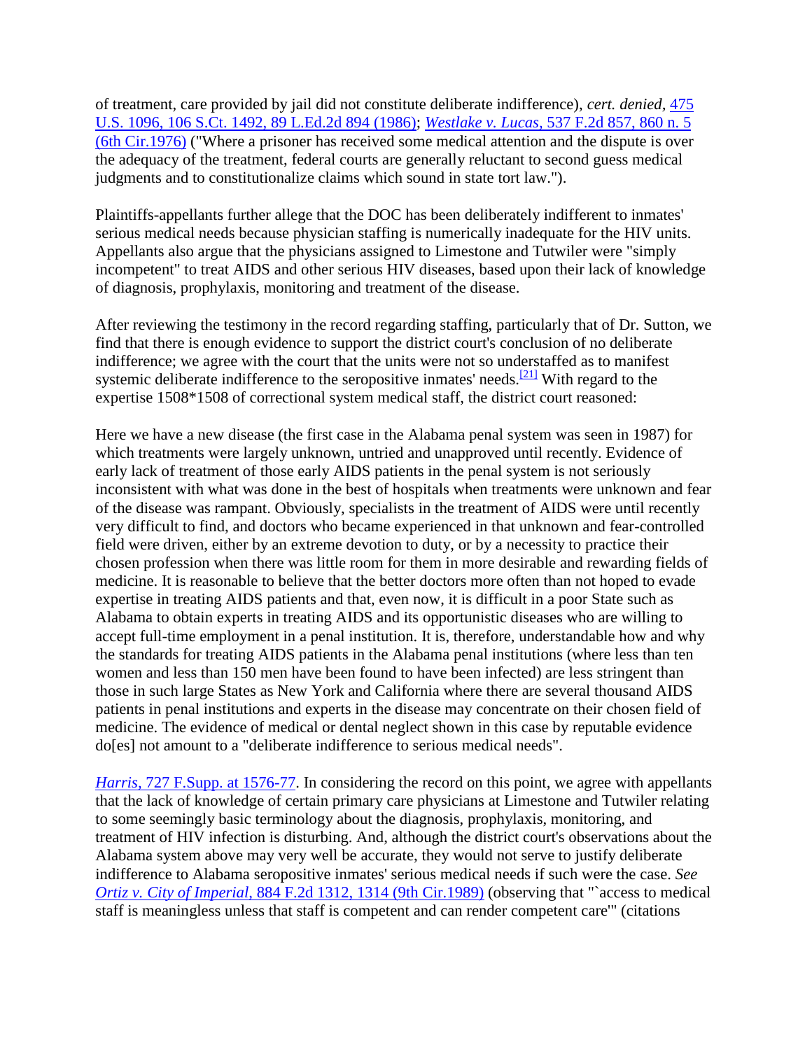of treatment, care provided by jail did not constitute deliberate indifference), *cert. denied,* 475 U.S. 1096, 106 S.Ct. 1492, 89 L.Ed.2d 894 (1986); *Westlake v. Lucas,* 537 F.2d 857, 860 n. 5 (6th Cir.1976) ("Where a prisoner has received some medical attention and the dispute is over the adequacy of the treatment, federal courts are generally reluctant to second guess medical judgments and to constitutionalize claims which sound in state tort law.").

Plaintiffs-appellants further allege that the DOC has been deliberately indifferent to inmates' serious medical needs because physician staffing is numerically inadequate for the HIV units. Appellants also argue that the physicians assigned to Limestone and Tutwiler were "simply incompetent" to treat AIDS and other serious HIV diseases, based upon their lack of knowledge of diagnosis, prophylaxis, monitoring and treatment of the disease.

After reviewing the testimony in the record regarding staffing, particularly that of Dr. Sutton, we find that there is enough evidence to support the district court's conclusion of no deliberate indifference; we agree with the court that the units were not so understaffed as to manifest systemic deliberate indifference to the seropositive inmates' needs.[21] With regard to the expertise 1508*1508 of correctional system medical staff, the district court reasoned:

Here we have a new disease (the first case in the Alabama penal system was seen in 1987) for which treatments were largely unknown, untried and unapproved until recently. Evidence of early lack of treatment of those early AIDS patients in the penal system is not seriously inconsistent with what was done in the best of hospitals when treatments were unknown and fear of the disease was rampant. Obviously, specialists in the treatment of AIDS were until recently very difficult to find, and doctors who became experienced in that unknown and fear-controlled field were driven, either by an extreme devotion to duty, or by a necessity to practice their chosen profession when there was little room for them in more desirable and rewarding fields of medicine. It is reasonable to believe that the better doctors more often than not hoped to evade expertise in treating AIDS patients and that, even now, it is difficult in a poor State such as Alabama to obtain experts in treating AIDS and its opportunistic diseases who are willing to accept full-time employment in a penal institution. It is, therefore, understandable how and why the standards for treating AIDS patients in the Alabama penal institutions (where less than ten women and less than 150 men have been found to have been infected) are less stringent than those in such large States as New York and California where there are several thousand AIDS patients in penal institutions and experts in the disease may concentrate on their chosen field of medicine. The evidence of medical or dental neglect shown in this case by reputable evidence do[es] not amount to a "deliberate indifference to serious medical needs".

*Harris,* 727 F.Supp. at 1576-77. In considering the record on this point, we agree with appellants that the lack of knowledge of certain primary care physicians at Limestone and Tutwiler relating to some seemingly basic terminology about the diagnosis, prophylaxis, monitoring, and treatment of HIV infection is disturbing. And, although the district court's observations about the Alabama system above may very well be accurate, they would not serve to justify deliberate indifference to Alabama seropositive inmates' serious medical needs if such were the case. *See Ortiz v. City of Imperial,* 884 F.2d 1312, 1314 (9th Cir.1989) (observing that "`access to medical staff is meaningless unless that staff is competent and can render competent care'" (citations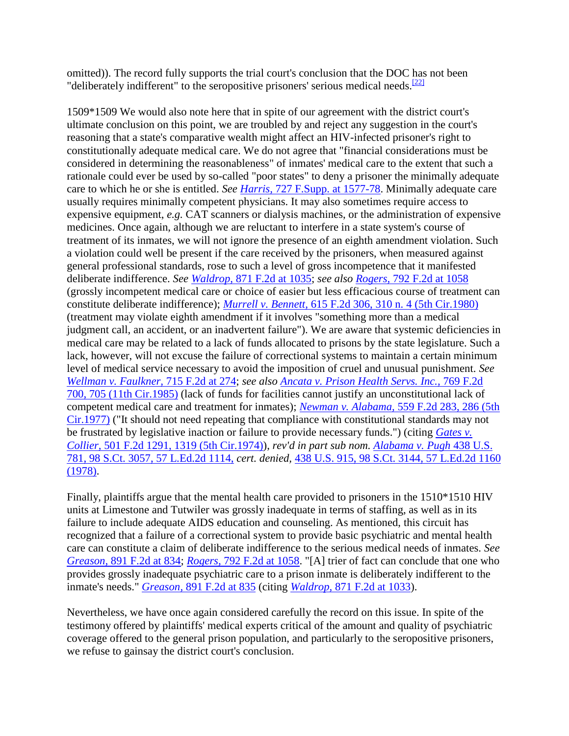omitted)). The record fully supports the trial court's conclusion that the DOC has not been "deliberately indifferent" to the seropositive prisoners' serious medical needs.[22]

1509*1509 We would also note here that in spite of our agreement with the district court's ultimate conclusion on this point, we are troubled by and reject any suggestion in the court's reasoning that a state's comparative wealth might affect an HIV-infected prisoner's right to constitutionally adequate medical care. We do not agree that "financial considerations must be considered in determining the reasonableness" of inmates' medical care to the extent that such a rationale could ever be used by so-called "poor states" to deny a prisoner the minimally adequate care to which he or she is entitled. *See* *Harris,* 727 F.Supp. at 1577-78. Minimally adequate care usually requires minimally competent physicians. It may also sometimes require access to expensive equipment, *e.g.* CAT scanners or dialysis machines, or the administration of expensive medicines. Once again, although we are reluctant to interfere in a state system's course of treatment of its inmates, we will not ignore the presence of an eighth amendment violation. Such a violation could well be present if the care received by the prisoners, when measured against general professional standards, rose to such a level of gross incompetence that it manifested deliberate indifference. *See* *Waldrop,* 871 F.2d at 1035; *see also* *Rogers,* 792 F.2d at 1058 (grossly incompetent medical care or choice of easier but less efficacious course of treatment can constitute deliberate indifference); *Murrell v. Bennett,* 615 F.2d 306, 310 n. 4 (5th Cir.1980) (treatment may violate eighth amendment if it involves "something more than a medical judgment call, an accident, or an inadvertent failure"). We are aware that systemic deficiencies in medical care may be related to a lack of funds allocated to prisons by the state legislature. Such a lack, however, will not excuse the failure of correctional systems to maintain a certain minimum level of medical service necessary to avoid the imposition of cruel and unusual punishment. *See* *Wellman v. Faulkner,* 715 F.2d at 274; *see also* *Ancata v. Prison Health Servs. Inc.,* 769 F.2d 700, 705 (11th Cir.1985) (lack of funds for facilities cannot justify an unconstitutional lack of competent medical care and treatment for inmates); *Newman v. Alabama,* 559 F.2d 283, 286 (5th Cir.1977) ("It should not need repeating that compliance with constitutional standards may not be frustrated by legislative inaction or failure to provide necessary funds.") (citing *Gates v. Collier,* 501 F.2d 1291, 1319 (5th Cir.1974)), *rev'd in part sub nom.* *Alabama v. Pugh* 438 U.S. 781, 98 S.Ct. 3057, 57 L.Ed.2d 1114, *cert. denied,* 438 U.S. 915, 98 S.Ct. 3144, 57 L.Ed.2d 1160 (1978).

Finally, plaintiffs argue that the mental health care provided to prisoners in the 1510*1510 HIV units at Limestone and Tutwiler was grossly inadequate in terms of staffing, as well as in its failure to include adequate AIDS education and counseling. As mentioned, this circuit has recognized that a failure of a correctional system to provide basic psychiatric and mental health care can constitute a claim of deliberate indifference to the serious medical needs of inmates. *See* *Greason,* 891 F.2d at 834; *Rogers,* 792 F.2d at 1058. "[A] trier of fact can conclude that one who provides grossly inadequate psychiatric care to a prison inmate is deliberately indifferent to the inmate's needs." *Greason,* 891 F.2d at 835 (citing *Waldrop,* 871 F.2d at 1033).

Nevertheless, we have once again considered carefully the record on this issue. In spite of the testimony offered by plaintiffs' medical experts critical of the amount and quality of psychiatric coverage offered to the general prison population, and particularly to the seropositive prisoners, we refuse to gainsay the district court's conclusion.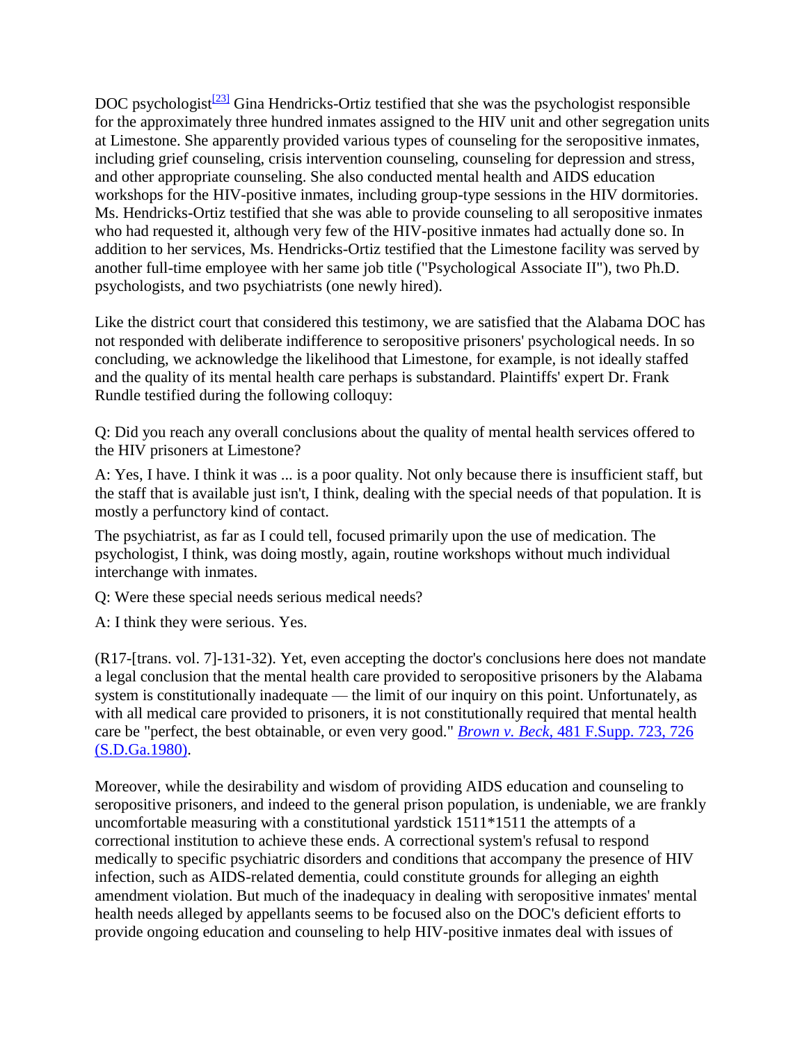DOC psychologist[23] Gina Hendricks-Ortiz testified that she was the psychologist responsible for the approximately three hundred inmates assigned to the HIV unit and other segregation units at Limestone. She apparently provided various types of counseling for the seropositive inmates, including grief counseling, crisis intervention counseling, counseling for depression and stress, and other appropriate counseling. She also conducted mental health and AIDS education workshops for the HIV-positive inmates, including group-type sessions in the HIV dormitories. Ms. Hendricks-Ortiz testified that she was able to provide counseling to all seropositive inmates who had requested it, although very few of the HIV-positive inmates had actually done so. In addition to her services, Ms. Hendricks-Ortiz testified that the Limestone facility was served by another full-time employee with her same job title ("Psychological Associate II"), two Ph.D. psychologists, and two psychiatrists (one newly hired).

Like the district court that considered this testimony, we are satisfied that the Alabama DOC has not responded with deliberate indifference to seropositive prisoners' psychological needs. In so concluding, we acknowledge the likelihood that Limestone, for example, is not ideally staffed and the quality of its mental health care perhaps is substandard. Plaintiffs' expert Dr. Frank Rundle testified during the following colloquy:

Q: Did you reach any overall conclusions about the quality of mental health services offered to the HIV prisoners at Limestone?

A: Yes, I have. I think it was ... is a poor quality. Not only because there is insufficient staff, but the staff that is available just isn't, I think, dealing with the special needs of that population. It is mostly a perfunctory kind of contact.

The psychiatrist, as far as I could tell, focused primarily upon the use of medication. The psychologist, I think, was doing mostly, again, routine workshops without much individual interchange with inmates.

Q: Were these special needs serious medical needs?

A: I think they were serious. Yes.

(R17-[trans. vol. 7]-131-32). Yet, even accepting the doctor's conclusions here does not mandate a legal conclusion that the mental health care provided to seropositive prisoners by the Alabama system is constitutionally inadequate — the limit of our inquiry on this point. Unfortunately, as with all medical care provided to prisoners, it is not constitutionally required that mental health care be "perfect, the best obtainable, or even very good." *Brown v. Beck,* 481 F.Supp. 723, 726 (S.D.Ga.1980).

Moreover, while the desirability and wisdom of providing AIDS education and counseling to seropositive prisoners, and indeed to the general prison population, is undeniable, we are frankly uncomfortable measuring with a constitutional yardstick 1511*1511 the attempts of a correctional institution to achieve these ends. A correctional system's refusal to respond medically to specific psychiatric disorders and conditions that accompany the presence of HIV infection, such as AIDS-related dementia, could constitute grounds for alleging an eighth amendment violation. But much of the inadequacy in dealing with seropositive inmates' mental health needs alleged by appellants seems to be focused also on the DOC's deficient efforts to provide ongoing education and counseling to help HIV-positive inmates deal with issues of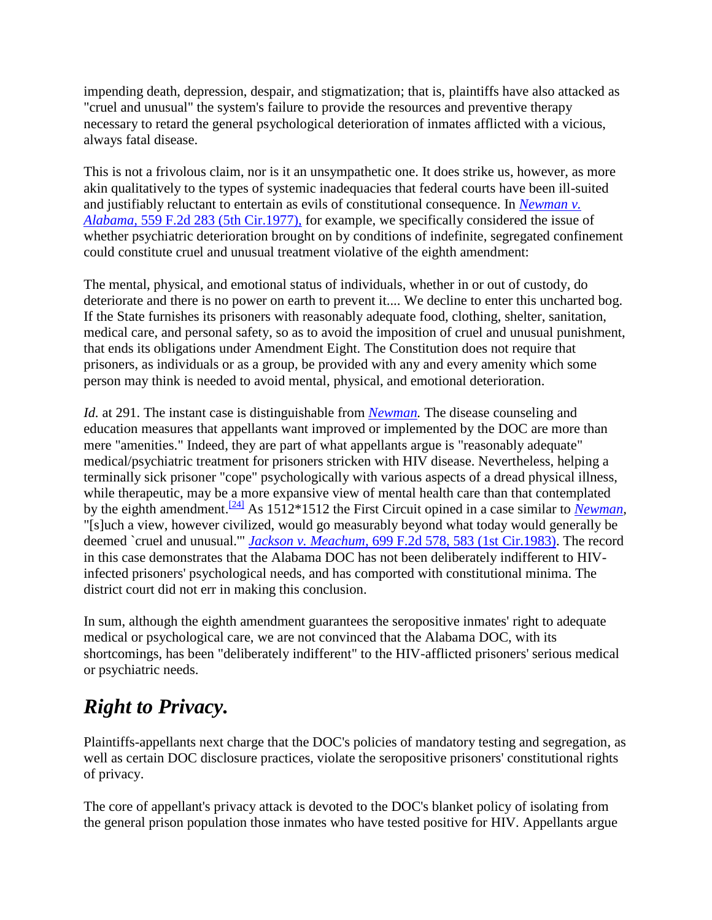impending death, depression, despair, and stigmatization; that is, plaintiffs have also attacked as "cruel and unusual" the system's failure to provide the resources and preventive therapy necessary to retard the general psychological deterioration of inmates afflicted with a vicious, always fatal disease.

This is not a frivolous claim, nor is it an unsympathetic one. It does strike us, however, as more akin qualitatively to the types of systemic inadequacies that federal courts have been ill-suited and justifiably reluctant to entertain as evils of constitutional consequence. In *Newman v. Alabama*, 559 F.2d 283 (5th Cir.1977), for example, we specifically considered the issue of whether psychiatric deterioration brought on by conditions of indefinite, segregated confinement could constitute cruel and unusual treatment violative of the eighth amendment:

The mental, physical, and emotional status of individuals, whether in or out of custody, do deteriorate and there is no power on earth to prevent it.... We decline to enter this uncharted bog. If the State furnishes its prisoners with reasonably adequate food, clothing, shelter, sanitation, medical care, and personal safety, so as to avoid the imposition of cruel and unusual punishment, that ends its obligations under Amendment Eight. The Constitution does not require that prisoners, as individuals or as a group, be provided with any and every amenity which some person may think is needed to avoid mental, physical, and emotional deterioration.

*Id.* at 291. The instant case is distinguishable from *Newman.* The disease counseling and education measures that appellants want improved or implemented by the DOC are more than mere "amenities." Indeed, they are part of what appellants argue is "reasonably adequate" medical/psychiatric treatment for prisoners stricken with HIV disease. Nevertheless, helping a terminally sick prisoner "cope" psychologically with various aspects of a dread physical illness, while therapeutic, may be a more expansive view of mental health care than that contemplated by the eighth amendment.[24] As 1512*1512 the First Circuit opined in a case similar to *Newman*, "[s]uch a view, however civilized, would go measurably beyond what today would generally be deemed `cruel and unusual.'" *Jackson v. Meachum*, 699 F.2d 578, 583 (1st Cir.1983). The record in this case demonstrates that the Alabama DOC has not been deliberately indifferent to HIV-infected prisoners' psychological needs, and has comported with constitutional minima. The district court did not err in making this conclusion.

In sum, although the eighth amendment guarantees the seropositive inmates' right to adequate medical or psychological care, we are not convinced that the Alabama DOC, with its shortcomings, has been "deliberately indifferent" to the HIV-afflicted prisoners' serious medical or psychiatric needs.

## *Right to Privacy.*

Plaintiffs-appellants next charge that the DOC's policies of mandatory testing and segregation, as well as certain DOC disclosure practices, violate the seropositive prisoners' constitutional rights of privacy.

The core of appellant's privacy attack is devoted to the DOC's blanket policy of isolating from the general prison population those inmates who have tested positive for HIV. Appellants argue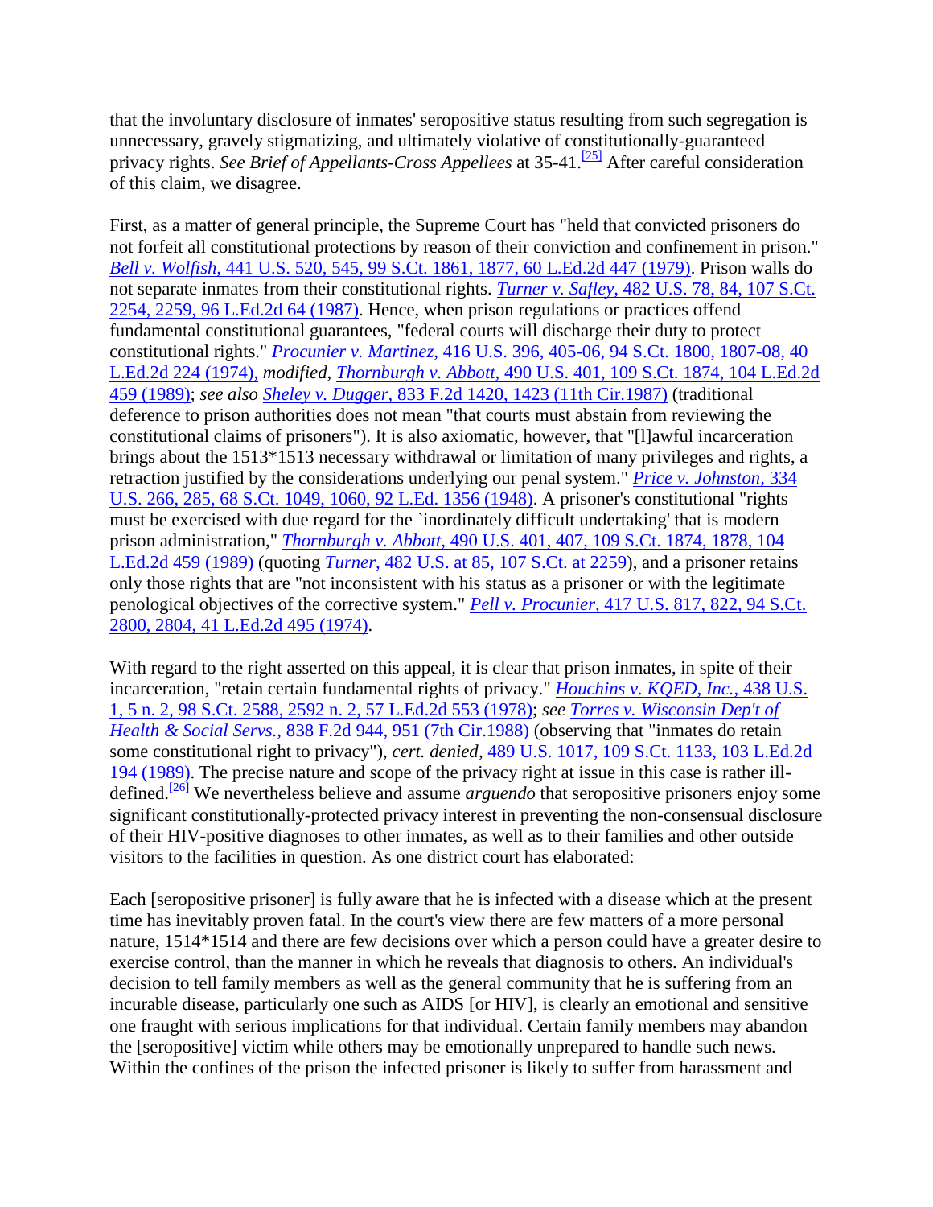that the involuntary disclosure of inmates' seropositive status resulting from such segregation is unnecessary, gravely stigmatizing, and ultimately violative of constitutionally-guaranteed privacy rights. *See Brief of Appellants-Cross Appellees* at 35-41.[25] After careful consideration of this claim, we disagree.

First, as a matter of general principle, the Supreme Court has "held that convicted prisoners do not forfeit all constitutional protections by reason of their conviction and confinement in prison." *Bell v. Wolfish,* 441 U.S. 520, 545, 99 S.Ct. 1861, 1877, 60 L.Ed.2d 447 (1979). Prison walls do not separate inmates from their constitutional rights. *Turner v. Safley,* 482 U.S. 78, 84, 107 S.Ct. 2254, 2259, 96 L.Ed.2d 64 (1987). Hence, when prison regulations or practices offend fundamental constitutional guarantees, "federal courts will discharge their duty to protect constitutional rights." *Procunier v. Martinez,* 416 U.S. 396, 405-06, 94 S.Ct. 1800, 1807-08, 40 L.Ed.2d 224 (1974), *modified, Thornburgh v. Abbott,* 490 U.S. 401, 109 S.Ct. 1874, 104 L.Ed.2d 459 (1989); *see also Sheley v. Dugger,* 833 F.2d 1420, 1423 (11th Cir.1987) (traditional deference to prison authorities does not mean "that courts must abstain from reviewing the constitutional claims of prisoners"). It is also axiomatic, however, that "[l]awful incarceration brings about the 1513*1513 necessary withdrawal or limitation of many privileges and rights, a retraction justified by the considerations underlying our penal system." *Price v. Johnston,* 334 U.S. 266, 285, 68 S.Ct. 1049, 1060, 92 L.Ed. 1356 (1948). A prisoner's constitutional "rights must be exercised with due regard for the `inordinately difficult undertaking' that is modern prison administration," *Thornburgh v. Abbott,* 490 U.S. 401, 407, 109 S.Ct. 1874, 1878, 104 L.Ed.2d 459 (1989) (quoting *Turner,* 482 U.S. at 85, 107 S.Ct. at 2259), and a prisoner retains only those rights that are "not inconsistent with his status as a prisoner or with the legitimate penological objectives of the corrective system." *Pell v. Procunier,* 417 U.S. 817, 822, 94 S.Ct. 2800, 2804, 41 L.Ed.2d 495 (1974).

With regard to the right asserted on this appeal, it is clear that prison inmates, in spite of their incarceration, "retain certain fundamental rights of privacy." *Houchins v. KQED, Inc.,* 438 U.S. 1, 5 n. 2, 98 S.Ct. 2588, 2592 n. 2, 57 L.Ed.2d 553 (1978); *see Torres v. Wisconsin Dep't of Health & Social Servs.,* 838 F.2d 944, 951 (7th Cir.1988) (observing that "inmates do retain some constitutional right to privacy"), *cert. denied,* 489 U.S. 1017, 109 S.Ct. 1133, 103 L.Ed.2d 194 (1989). The precise nature and scope of the privacy right at issue in this case is rather ill-defined.[26] We nevertheless believe and assume *arguendo* that seropositive prisoners enjoy some significant constitutionally-protected privacy interest in preventing the non-consensual disclosure of their HIV-positive diagnoses to other inmates, as well as to their families and other outside visitors to the facilities in question. As one district court has elaborated:

Each [seropositive prisoner] is fully aware that he is infected with a disease which at the present time has inevitably proven fatal. In the court's view there are few matters of a more personal nature, 1514*1514 and there are few decisions over which a person could have a greater desire to exercise control, than the manner in which he reveals that diagnosis to others. An individual's decision to tell family members as well as the general community that he is suffering from an incurable disease, particularly one such as AIDS [or HIV], is clearly an emotional and sensitive one fraught with serious implications for that individual. Certain family members may abandon the [seropositive] victim while others may be emotionally unprepared to handle such news. Within the confines of the prison the infected prisoner is likely to suffer from harassment and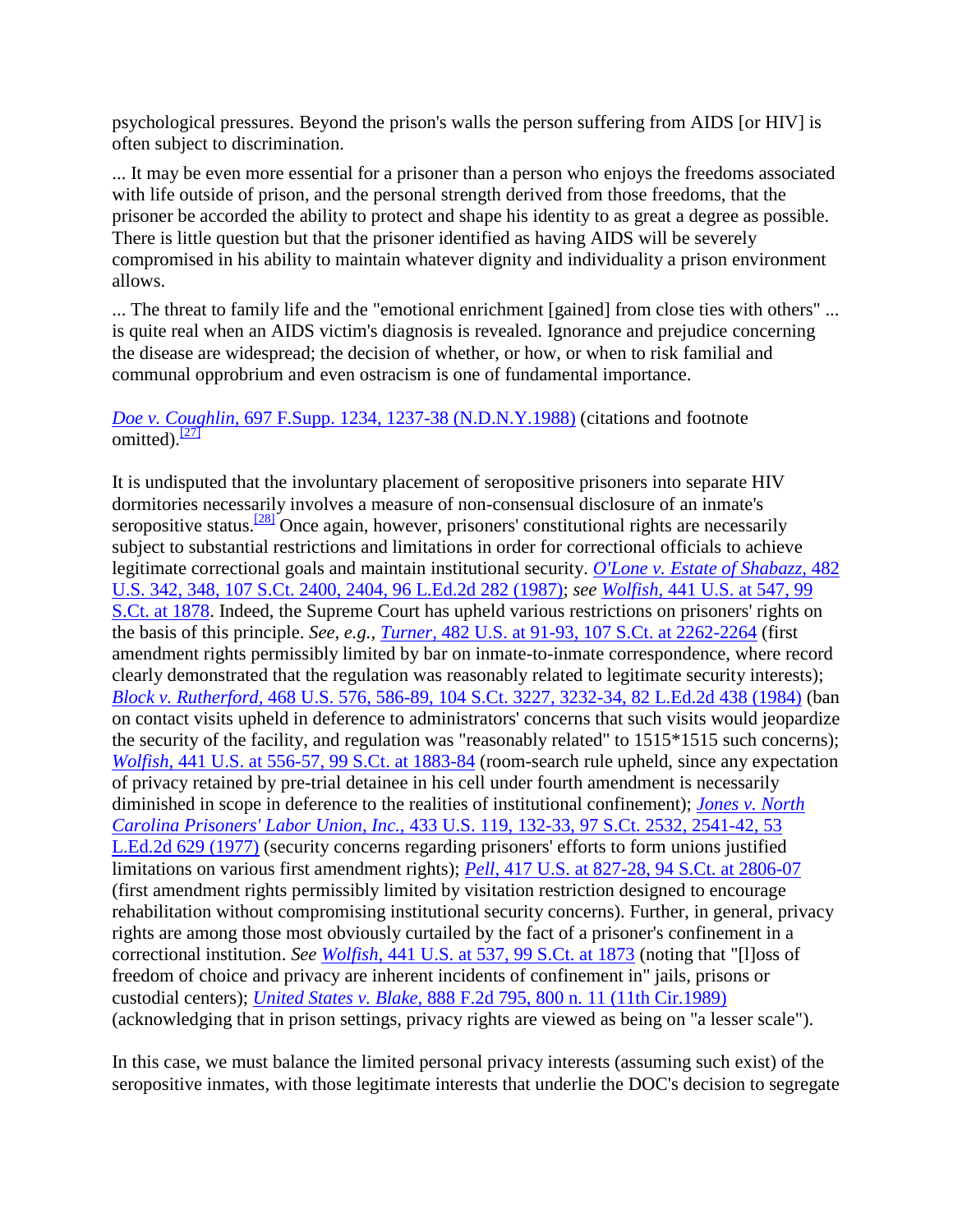psychological pressures. Beyond the prison's walls the person suffering from AIDS [or HIV] is often subject to discrimination.

... It may be even more essential for a prisoner than a person who enjoys the freedoms associated with life outside of prison, and the personal strength derived from those freedoms, that the prisoner be accorded the ability to protect and shape his identity to as great a degree as possible. There is little question but that the prisoner identified as having AIDS will be severely compromised in his ability to maintain whatever dignity and individuality a prison environment allows.

... The threat to family life and the "emotional enrichment [gained] from close ties with others" ... is quite real when an AIDS victim's diagnosis is revealed. Ignorance and prejudice concerning the disease are widespread; the decision of whether, or how, or when to risk familial and communal opprobrium and even ostracism is one of fundamental importance.

*Doe v. Coughlin,* 697 F.Supp. 1234, 1237-38 (N.D.N.Y.1988) (citations and footnote omitted).[27]

It is undisputed that the involuntary placement of seropositive prisoners into separate HIV dormitories necessarily involves a measure of non-consensual disclosure of an inmate's seropositive status.[28] Once again, however, prisoners' constitutional rights are necessarily subject to substantial restrictions and limitations in order for correctional officials to achieve legitimate correctional goals and maintain institutional security. *O'Lone v. Estate of Shabazz,* 482 U.S. 342, 348, 107 S.Ct. 2400, 2404, 96 L.Ed.2d 282 (1987); *see Wolfish,* 441 U.S. at 547, 99 S.Ct. at 1878. Indeed, the Supreme Court has upheld various restrictions on prisoners' rights on the basis of this principle. *See, e.g., Turner,* 482 U.S. at 91-93, 107 S.Ct. at 2262-2264 (first amendment rights permissibly limited by bar on inmate-to-inmate correspondence, where record clearly demonstrated that the regulation was reasonably related to legitimate security interests); *Block v. Rutherford,* 468 U.S. 576, 586-89, 104 S.Ct. 3227, 3232-34, 82 L.Ed.2d 438 (1984) (ban on contact visits upheld in deference to administrators' concerns that such visits would jeopardize the security of the facility, and regulation was "reasonably related" to 1515*1515 such concerns); *Wolfish,* 441 U.S. at 556-57, 99 S.Ct. at 1883-84 (room-search rule upheld, since any expectation of privacy retained by pre-trial detainee in his cell under fourth amendment is necessarily diminished in scope in deference to the realities of institutional confinement); *Jones v. North Carolina Prisoners' Labor Union, Inc.,* 433 U.S. 119, 132-33, 97 S.Ct. 2532, 2541-42, 53 L.Ed.2d 629 (1977) (security concerns regarding prisoners' efforts to form unions justified limitations on various first amendment rights); *Pell,* 417 U.S. at 827-28, 94 S.Ct. at 2806-07 (first amendment rights permissibly limited by visitation restriction designed to encourage rehabilitation without compromising institutional security concerns). Further, in general, privacy rights are among those most obviously curtailed by the fact of a prisoner's confinement in a correctional institution. *See Wolfish,* 441 U.S. at 537, 99 S.Ct. at 1873 (noting that "[l]oss of freedom of choice and privacy are inherent incidents of confinement in" jails, prisons or custodial centers); *United States v. Blake,* 888 F.2d 795, 800 n. 11 (11th Cir.1989) (acknowledging that in prison settings, privacy rights are viewed as being on "a lesser scale").

In this case, we must balance the limited personal privacy interests (assuming such exist) of the seropositive inmates, with those legitimate interests that underlie the DOC's decision to segregate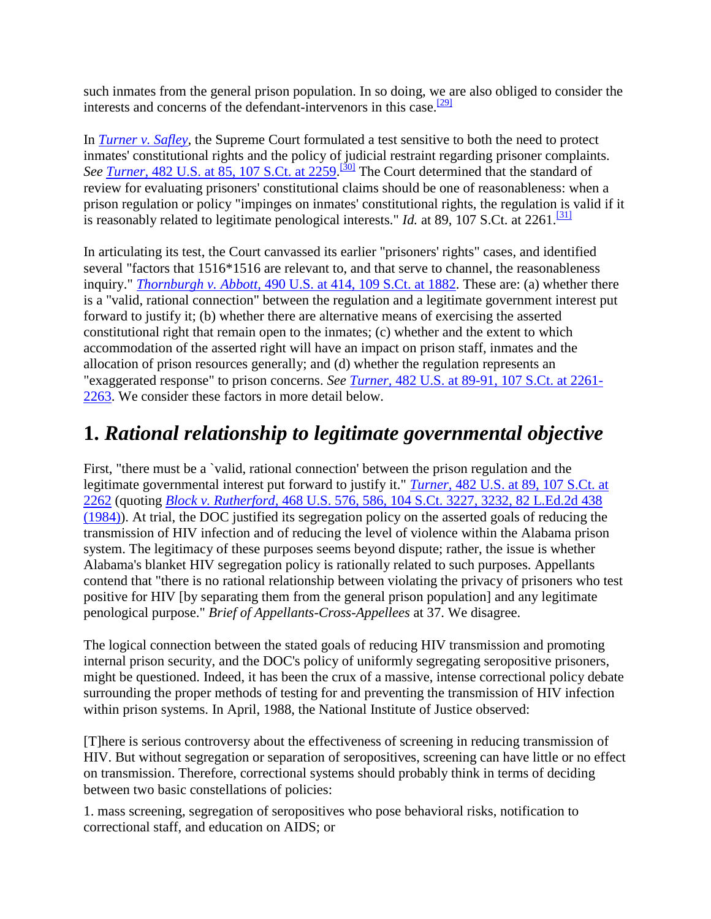such inmates from the general prison population. In so doing, we are also obliged to consider the interests and concerns of the defendant-intervenors in this case.[29]

In *Turner v. Safley*, the Supreme Court formulated a test sensitive to both the need to protect inmates' constitutional rights and the policy of judicial restraint regarding prisoner complaints. *See* *Turner*, 482 U.S. at 85, 107 S.Ct. at 2259.[30] The Court determined that the standard of review for evaluating prisoners' constitutional claims should be one of reasonableness: when a prison regulation or policy "impinges on inmates' constitutional rights, the regulation is valid if it is reasonably related to legitimate penological interests." *Id.* at 89, 107 S.Ct. at 2261.[31]

In articulating its test, the Court canvassed its earlier "prisoners' rights" cases, and identified several "factors that 1516*1516 are relevant to, and that serve to channel, the reasonableness inquiry." *Thornburgh v. Abbott*, 490 U.S. at 414, 109 S.Ct. at 1882. These are: (a) whether there is a "valid, rational connection" between the regulation and a legitimate government interest put forward to justify it; (b) whether there are alternative means of exercising the asserted constitutional right that remain open to the inmates; (c) whether and the extent to which accommodation of the asserted right will have an impact on prison staff, inmates and the allocation of prison resources generally; and (d) whether the regulation represents an "exaggerated response" to prison concerns. *See* *Turner*, 482 U.S. at 89-91, 107 S.Ct. at 2261-2263. We consider these factors in more detail below.

## 1. *Rational relationship to legitimate governmental objective*

First, "there must be a `valid, rational connection' between the prison regulation and the legitimate governmental interest put forward to justify it." *Turner*, 482 U.S. at 89, 107 S.Ct. at 2262 (quoting *Block v. Rutherford*, 468 U.S. 576, 586, 104 S.Ct. 3227, 3232, 82 L.Ed.2d 438 (1984)). At trial, the DOC justified its segregation policy on the asserted goals of reducing the transmission of HIV infection and of reducing the level of violence within the Alabama prison system. The legitimacy of these purposes seems beyond dispute; rather, the issue is whether Alabama's blanket HIV segregation policy is rationally related to such purposes. Appellants contend that "there is no rational relationship between violating the privacy of prisoners who test positive for HIV [by separating them from the general prison population] and any legitimate penological purpose." *Brief of Appellants-Cross-Appellees* at 37. We disagree.

The logical connection between the stated goals of reducing HIV transmission and promoting internal prison security, and the DOC's policy of uniformly segregating seropositive prisoners, might be questioned. Indeed, it has been the crux of a massive, intense correctional policy debate surrounding the proper methods of testing for and preventing the transmission of HIV infection within prison systems. In April, 1988, the National Institute of Justice observed:

[T]here is serious controversy about the effectiveness of screening in reducing transmission of HIV. But without segregation or separation of seropositives, screening can have little or no effect on transmission. Therefore, correctional systems should probably think in terms of deciding between two basic constellations of policies:

1. mass screening, segregation of seropositives who pose behavioral risks, notification to correctional staff, and education on AIDS; or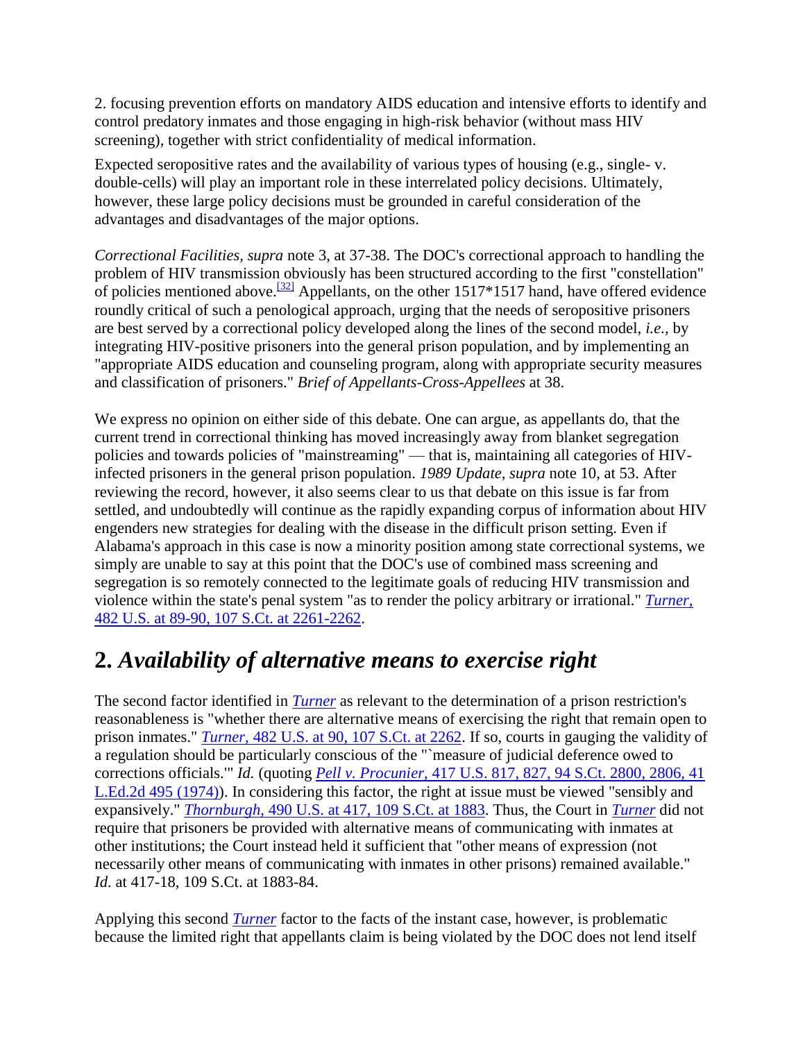2. focusing prevention efforts on mandatory AIDS education and intensive efforts to identify and control predatory inmates and those engaging in high-risk behavior (without mass HIV screening), together with strict confidentiality of medical information.

Expected seropositive rates and the availability of various types of housing (e.g., single- v. double-cells) will play an important role in these interrelated policy decisions. Ultimately, however, these large policy decisions must be grounded in careful consideration of the advantages and disadvantages of the major options.

*Correctional Facilities, supra* note 3, at 37-38. The DOC's correctional approach to handling the problem of HIV transmission obviously has been structured according to the first "constellation" of policies mentioned above.[32] Appellants, on the other 1517*1517 hand, have offered evidence roundly critical of such a penological approach, urging that the needs of seropositive prisoners are best served by a correctional policy developed along the lines of the second model, *i.e.*, by integrating HIV-positive prisoners into the general prison population, and by implementing an "appropriate AIDS education and counseling program, along with appropriate security measures and classification of prisoners." *Brief of Appellants-Cross-Appellees* at 38.

We express no opinion on either side of this debate. One can argue, as appellants do, that the current trend in correctional thinking has moved increasingly away from blanket segregation policies and towards policies of "mainstreaming" — that is, maintaining all categories of HIV-infected prisoners in the general prison population. *1989 Update, supra* note 10, at 53. After reviewing the record, however, it also seems clear to us that debate on this issue is far from settled, and undoubtedly will continue as the rapidly expanding corpus of information about HIV engenders new strategies for dealing with the disease in the difficult prison setting. Even if Alabama's approach in this case is now a minority position among state correctional systems, we simply are unable to say at this point that the DOC's use of combined mass screening and segregation is so remotely connected to the legitimate goals of reducing HIV transmission and violence within the state's penal system "as to render the policy arbitrary or irrational." *Turner,* 482 U.S. at 89-90, 107 S.Ct. at 2261-2262.

## 2. *Availability of alternative means to exercise right*

The second factor identified in *Turner* as relevant to the determination of a prison restriction's reasonableness is "whether there are alternative means of exercising the right that remain open to prison inmates." *Turner,* 482 U.S. at 90, 107 S.Ct. at 2262. If so, courts in gauging the validity of a regulation should be particularly conscious of the "`measure of judicial deference owed to corrections officials.'" *Id.* (quoting *Pell v. Procunier,* 417 U.S. 817, 827, 94 S.Ct. 2800, 2806, 41 L.Ed.2d 495 (1974)). In considering this factor, the right at issue must be viewed "sensibly and expansively." *Thornburgh,* 490 U.S. at 417, 109 S.Ct. at 1883. Thus, the Court in *Turner* did not require that prisoners be provided with alternative means of communicating with inmates at other institutions; the Court instead held it sufficient that "other means of expression (not necessarily other means of communicating with inmates in other prisons) remained available." *Id.* at 417-18, 109 S.Ct. at 1883-84.

Applying this second *Turner* factor to the facts of the instant case, however, is problematic because the limited right that appellants claim is being violated by the DOC does not lend itself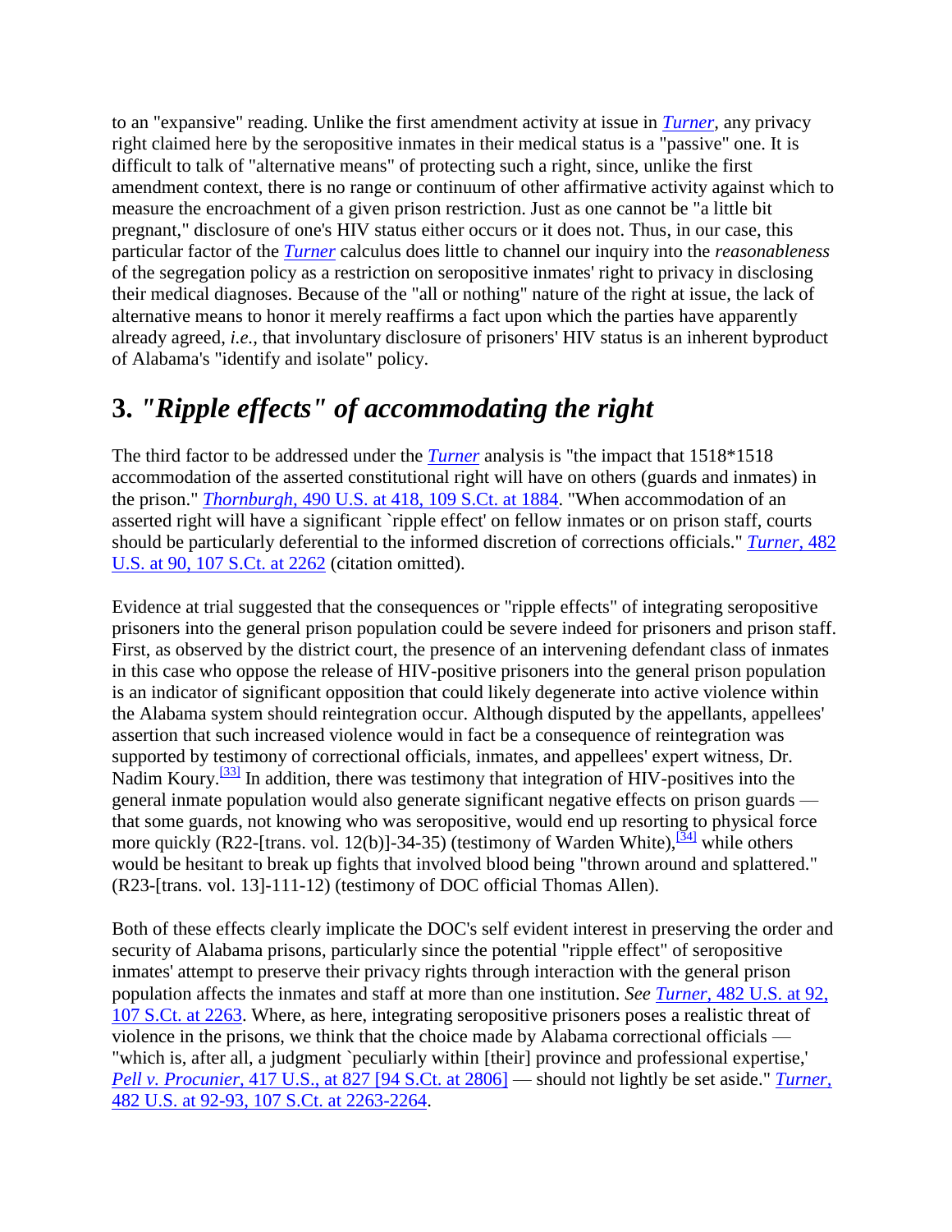to an "expansive" reading. Unlike the first amendment activity at issue in *Turner*, any privacy right claimed here by the seropositive inmates in their medical status is a "passive" one. It is difficult to talk of "alternative means" of protecting such a right, since, unlike the first amendment context, there is no range or continuum of other affirmative activity against which to measure the encroachment of a given prison restriction. Just as one cannot be "a little bit pregnant," disclosure of one's HIV status either occurs or it does not. Thus, in our case, this particular factor of the *Turner* calculus does little to channel our inquiry into the *reasonableness* of the segregation policy as a restriction on seropositive inmates' right to privacy in disclosing their medical diagnoses. Because of the "all or nothing" nature of the right at issue, the lack of alternative means to honor it merely reaffirms a fact upon which the parties have apparently already agreed, *i.e.*, that involuntary disclosure of prisoners' HIV status is an inherent byproduct of Alabama's "identify and isolate" policy.

## 3. *"Ripple effects" of accommodating the right*

The third factor to be addressed under the *Turner* analysis is "the impact that 1518*1518 accommodation of the asserted constitutional right will have on others (guards and inmates) in the prison." *Thornburgh,* 490 U.S. at 418, 109 S.Ct. at 1884. "When accommodation of an asserted right will have a significant `ripple effect' on fellow inmates or on prison staff, courts should be particularly deferential to the informed discretion of corrections officials." *Turner,* 482 U.S. at 90, 107 S.Ct. at 2262 (citation omitted).

Evidence at trial suggested that the consequences or "ripple effects" of integrating seropositive prisoners into the general prison population could be severe indeed for prisoners and prison staff. First, as observed by the district court, the presence of an intervening defendant class of inmates in this case who oppose the release of HIV-positive prisoners into the general prison population is an indicator of significant opposition that could likely degenerate into active violence within the Alabama system should reintegration occur. Although disputed by the appellants, appellees' assertion that such increased violence would in fact be a consequence of reintegration was supported by testimony of correctional officials, inmates, and appellees' expert witness, Dr. Nadim Koury.[33] In addition, there was testimony that integration of HIV-positives into the general inmate population would also generate significant negative effects on prison guards — that some guards, not knowing who was seropositive, would end up resorting to physical force more quickly (R22-[trans. vol. 12(b)]-34-35) (testimony of Warden White),[34] while others would be hesitant to break up fights that involved blood being "thrown around and splattered." (R23-[trans. vol. 13]-111-12) (testimony of DOC official Thomas Allen).

Both of these effects clearly implicate the DOC's self evident interest in preserving the order and security of Alabama prisons, particularly since the potential "ripple effect" of seropositive inmates' attempt to preserve their privacy rights through interaction with the general prison population affects the inmates and staff at more than one institution. *See* *Turner,* 482 U.S. at 92, 107 S.Ct. at 2263. Where, as here, integrating seropositive prisoners poses a realistic threat of violence in the prisons, we think that the choice made by Alabama correctional officials — "which is, after all, a judgment `peculiarly within [their] province and professional expertise,' *Pell v. Procunier,* 417 U.S., at 827 [94 S.Ct. at 2806] — should not lightly be set aside." *Turner,* 482 U.S. at 92-93, 107 S.Ct. at 2263-2264.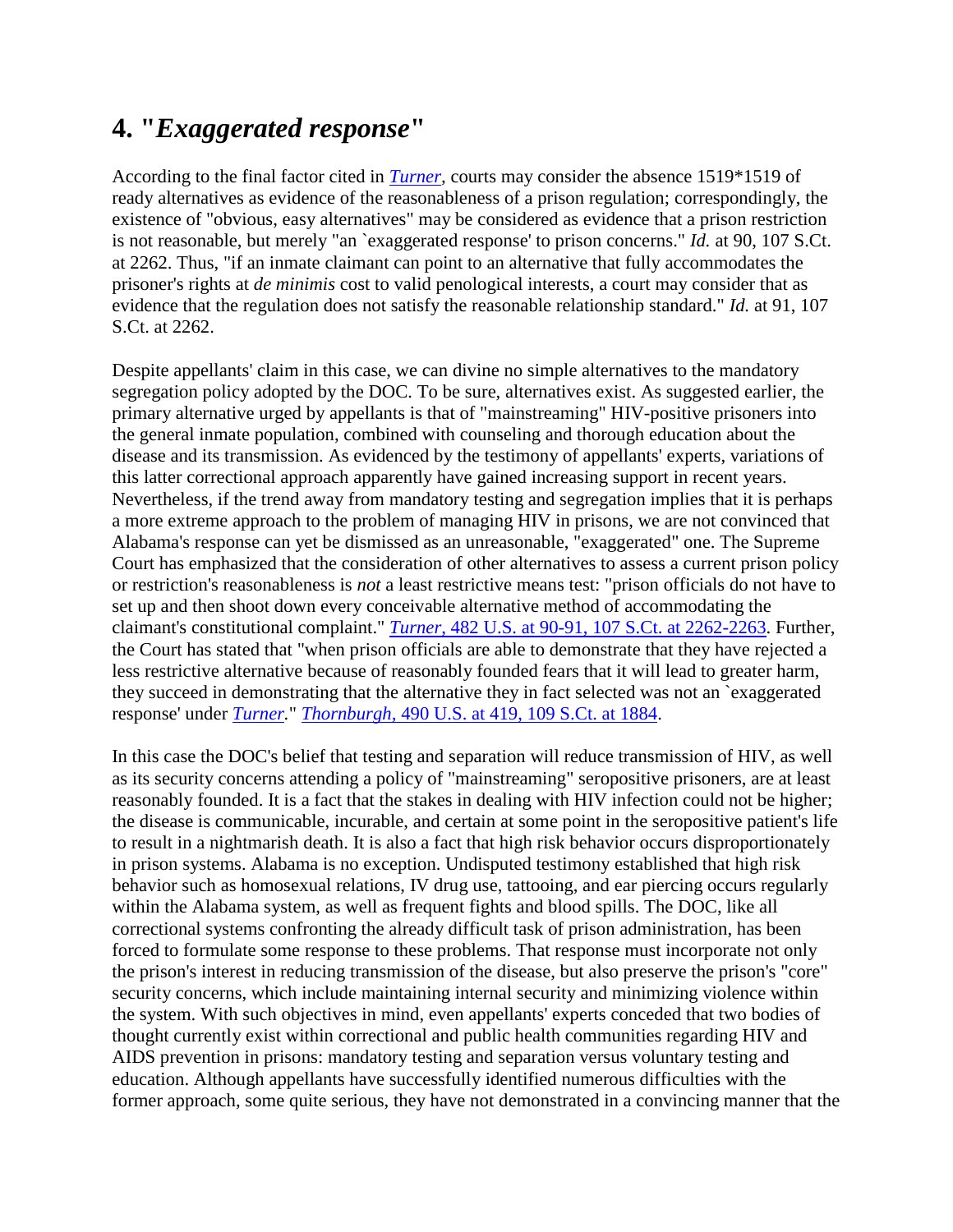## 4. "*Exaggerated response*"

According to the final factor cited in *Turner*, courts may consider the absence 1519*1519 of ready alternatives as evidence of the reasonableness of a prison regulation; correspondingly, the existence of "obvious, easy alternatives" may be considered as evidence that a prison restriction is not reasonable, but merely "an `exaggerated response' to prison concerns." *Id.* at 90, 107 S.Ct. at 2262. Thus, "if an inmate claimant can point to an alternative that fully accommodates the prisoner's rights at *de minimis* cost to valid penological interests, a court may consider that as evidence that the regulation does not satisfy the reasonable relationship standard." *Id.* at 91, 107 S.Ct. at 2262.

Despite appellants' claim in this case, we can divine no simple alternatives to the mandatory segregation policy adopted by the DOC. To be sure, alternatives exist. As suggested earlier, the primary alternative urged by appellants is that of "mainstreaming" HIV-positive prisoners into the general inmate population, combined with counseling and thorough education about the disease and its transmission. As evidenced by the testimony of appellants' experts, variations of this latter correctional approach apparently have gained increasing support in recent years. Nevertheless, if the trend away from mandatory testing and segregation implies that it is perhaps a more extreme approach to the problem of managing HIV in prisons, we are not convinced that Alabama's response can yet be dismissed as an unreasonable, "exaggerated" one. The Supreme Court has emphasized that the consideration of other alternatives to assess a current prison policy or restriction's reasonableness is *not* a least restrictive means test: "prison officials do not have to set up and then shoot down every conceivable alternative method of accommodating the claimant's constitutional complaint." *Turner*, 482 U.S. at 90-91, 107 S.Ct. at 2262-2263. Further, the Court has stated that "when prison officials are able to demonstrate that they have rejected a less restrictive alternative because of reasonably founded fears that it will lead to greater harm, they succeed in demonstrating that the alternative they in fact selected was not an `exaggerated response' under *Turner*." *Thornburgh*, 490 U.S. at 419, 109 S.Ct. at 1884.

In this case the DOC's belief that testing and separation will reduce transmission of HIV, as well as its security concerns attending a policy of "mainstreaming" seropositive prisoners, are at least reasonably founded. It is a fact that the stakes in dealing with HIV infection could not be higher; the disease is communicable, incurable, and certain at some point in the seropositive patient's life to result in a nightmarish death. It is also a fact that high risk behavior occurs disproportionately in prison systems. Alabama is no exception. Undisputed testimony established that high risk behavior such as homosexual relations, IV drug use, tattooing, and ear piercing occurs regularly within the Alabama system, as well as frequent fights and blood spills. The DOC, like all correctional systems confronting the already difficult task of prison administration, has been forced to formulate some response to these problems. That response must incorporate not only the prison's interest in reducing transmission of the disease, but also preserve the prison's "core" security concerns, which include maintaining internal security and minimizing violence within the system. With such objectives in mind, even appellants' experts conceded that two bodies of thought currently exist within correctional and public health communities regarding HIV and AIDS prevention in prisons: mandatory testing and separation versus voluntary testing and education. Although appellants have successfully identified numerous difficulties with the former approach, some quite serious, they have not demonstrated in a convincing manner that the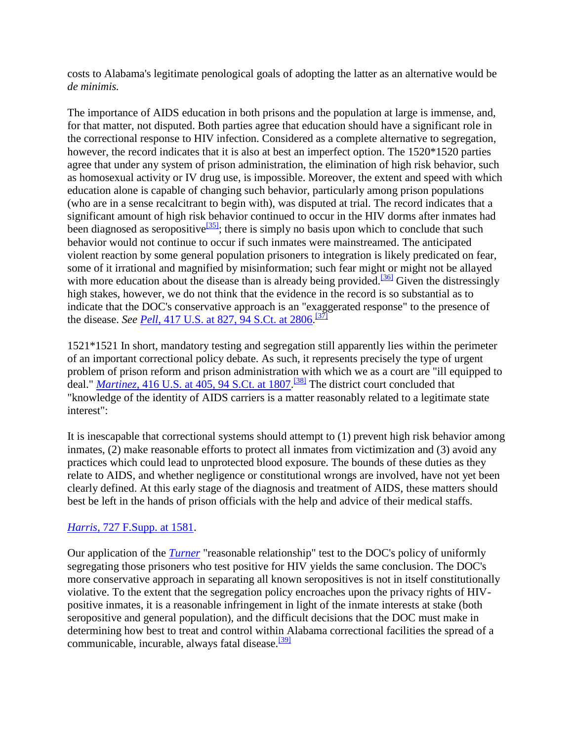costs to Alabama's legitimate penological goals of adopting the latter as an alternative would be *de minimis.*

The importance of AIDS education in both prisons and the population at large is immense, and, for that matter, not disputed. Both parties agree that education should have a significant role in the correctional response to HIV infection. Considered as a complete alternative to segregation, however, the record indicates that it is also at best an imperfect option. The 1520*1520 parties agree that under any system of prison administration, the elimination of high risk behavior, such as homosexual activity or IV drug use, is impossible. Moreover, the extent and speed with which education alone is capable of changing such behavior, particularly among prison populations (who are in a sense recalcitrant to begin with), was disputed at trial. The record indicates that a significant amount of high risk behavior continued to occur in the HIV dorms after inmates had been diagnosed as seropositive[35]; there is simply no basis upon which to conclude that such behavior would not continue to occur if such inmates were mainstreamed. The anticipated violent reaction by some general population prisoners to integration is likely predicated on fear, some of it irrational and magnified by misinformation; such fear might or might not be allayed with more education about the disease than is already being provided.[36] Given the distressingly high stakes, however, we do not think that the evidence in the record is so substantial as to indicate that the DOC's conservative approach is an "exaggerated response" to the presence of the disease. *See* *Pell,* 417 U.S. at 827, 94 S.Ct. at 2806.[37]

1521*1521 In short, mandatory testing and segregation still apparently lies within the perimeter of an important correctional policy debate. As such, it represents precisely the type of urgent problem of prison reform and prison administration with which we as a court are "ill equipped to deal." *Martinez,* 416 U.S. at 405, 94 S.Ct. at 1807.[38] The district court concluded that "knowledge of the identity of AIDS carriers is a matter reasonably related to a legitimate state interest":

It is inescapable that correctional systems should attempt to (1) prevent high risk behavior among inmates, (2) make reasonable efforts to protect all inmates from victimization and (3) avoid any practices which could lead to unprotected blood exposure. The bounds of these duties as they relate to AIDS, and whether negligence or constitutional wrongs are involved, have not yet been clearly defined. At this early stage of the diagnosis and treatment of AIDS, these matters should best be left in the hands of prison officials with the help and advice of their medical staffs.

*Harris,* 727 F.Supp. at 1581.

Our application of the *Turner* "reasonable relationship" test to the DOC's policy of uniformly segregating those prisoners who test positive for HIV yields the same conclusion. The DOC's more conservative approach in separating all known seropositives is not in itself constitutionally violative. To the extent that the segregation policy encroaches upon the privacy rights of HIV-positive inmates, it is a reasonable infringement in light of the inmate interests at stake (both seropositive and general population), and the difficult decisions that the DOC must make in determining how best to treat and control within Alabama correctional facilities the spread of a communicable, incurable, always fatal disease.[39]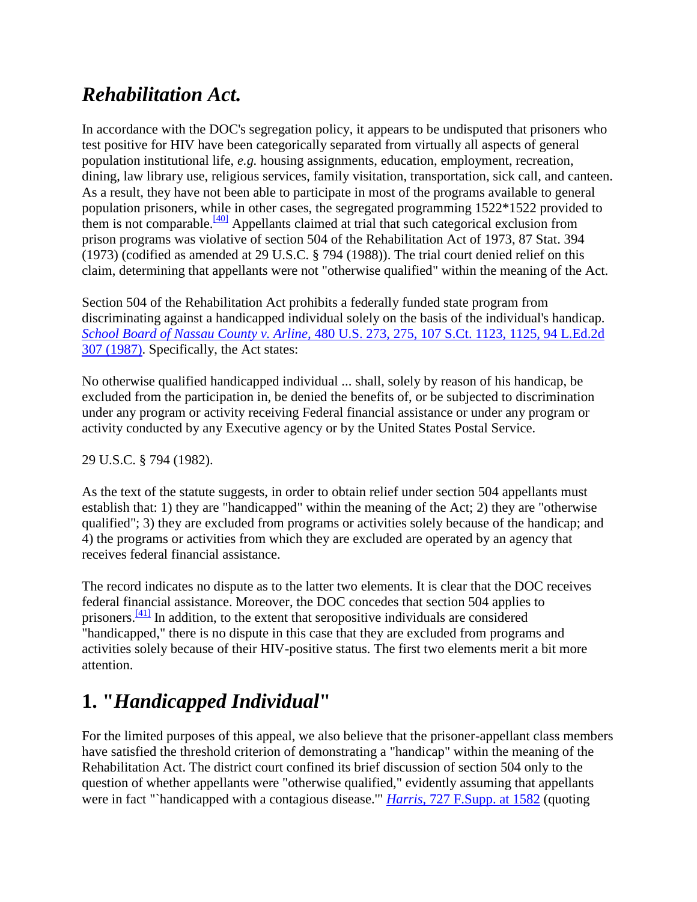## *Rehabilitation Act.*

In accordance with the DOC's segregation policy, it appears to be undisputed that prisoners who test positive for HIV have been categorically separated from virtually all aspects of general population institutional life, *e.g.* housing assignments, education, employment, recreation, dining, law library use, religious services, family visitation, transportation, sick call, and canteen. As a result, they have not been able to participate in most of the programs available to general population prisoners, while in other cases, the segregated programming 1522*1522 provided to them is not comparable.[40] Appellants claimed at trial that such categorical exclusion from prison programs was violative of section 504 of the Rehabilitation Act of 1973, 87 Stat. 394 (1973) (codified as amended at 29 U.S.C. § 794 (1988)). The trial court denied relief on this claim, determining that appellants were not "otherwise qualified" within the meaning of the Act.

Section 504 of the Rehabilitation Act prohibits a federally funded state program from discriminating against a handicapped individual solely on the basis of the individual's handicap. *School Board of Nassau County v. Arline,* 480 U.S. 273, 275, 107 S.Ct. 1123, 1125, 94 L.Ed.2d 307 (1987). Specifically, the Act states:

No otherwise qualified handicapped individual ... shall, solely by reason of his handicap, be excluded from the participation in, be denied the benefits of, or be subjected to discrimination under any program or activity receiving Federal financial assistance or under any program or activity conducted by any Executive agency or by the United States Postal Service.

29 U.S.C. § 794 (1982).

As the text of the statute suggests, in order to obtain relief under section 504 appellants must establish that: 1) they are "handicapped" within the meaning of the Act; 2) they are "otherwise qualified"; 3) they are excluded from programs or activities solely because of the handicap; and 4) the programs or activities from which they are excluded are operated by an agency that receives federal financial assistance.

The record indicates no dispute as to the latter two elements. It is clear that the DOC receives federal financial assistance. Moreover, the DOC concedes that section 504 applies to prisoners.[41] In addition, to the extent that seropositive individuals are considered "handicapped," there is no dispute in this case that they are excluded from programs and activities solely because of their HIV-positive status. The first two elements merit a bit more attention.

## 1. "*Handicapped Individual*"

For the limited purposes of this appeal, we also believe that the prisoner-appellant class members have satisfied the threshold criterion of demonstrating a "handicap" within the meaning of the Rehabilitation Act. The district court confined its brief discussion of section 504 only to the question of whether appellants were "otherwise qualified," evidently assuming that appellants were in fact "`handicapped with a contagious disease.'" *Harris,* 727 F.Supp. at 1582 (quoting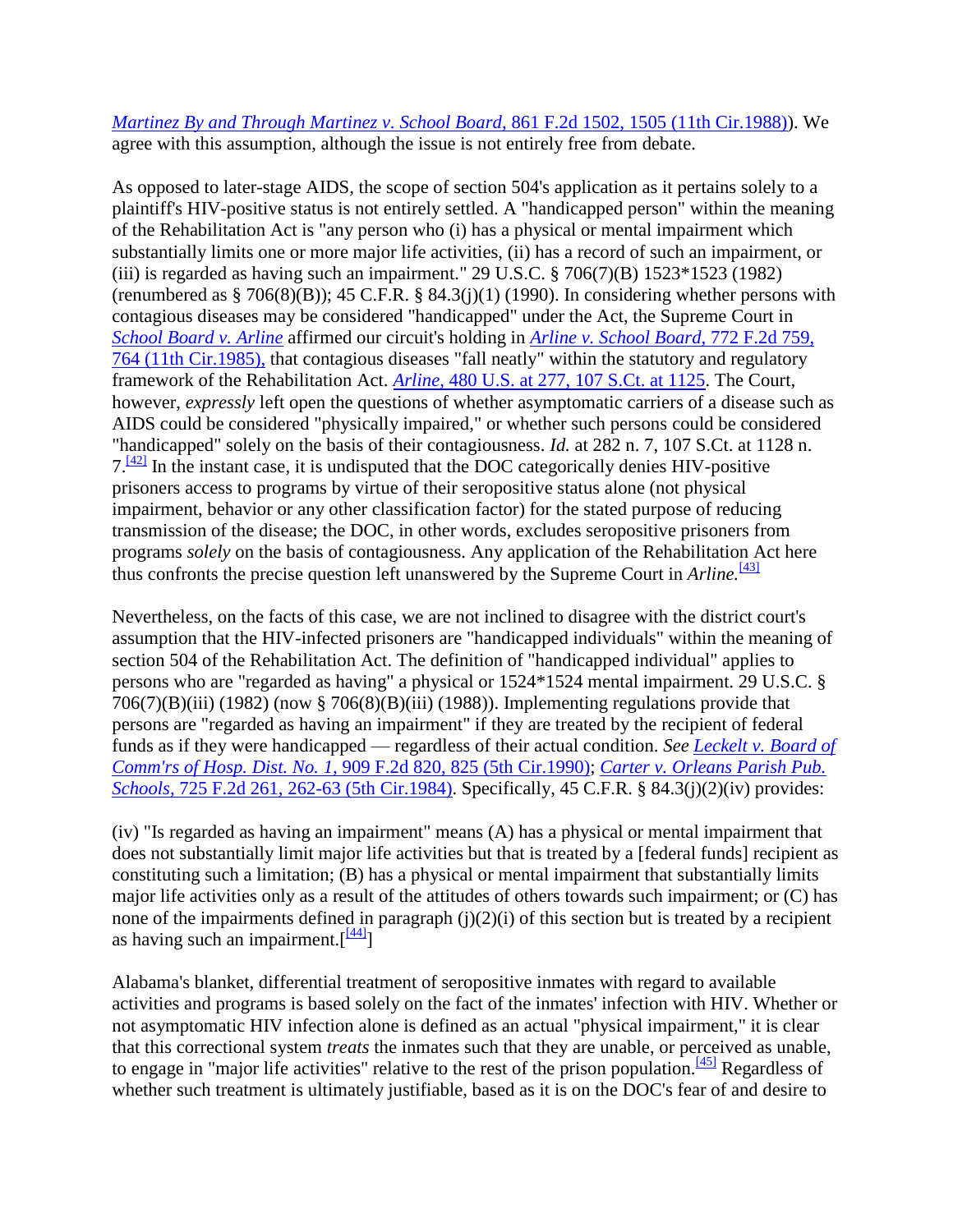*Martinez By and Through Martinez v. School Board,* 861 F.2d 1502, 1505 (11th Cir.1988)). We agree with this assumption, although the issue is not entirely free from debate.

As opposed to later-stage AIDS, the scope of section 504's application as it pertains solely to a plaintiff's HIV-positive status is not entirely settled. A "handicapped person" within the meaning of the Rehabilitation Act is "any person who (i) has a physical or mental impairment which substantially limits one or more major life activities, (ii) has a record of such an impairment, or (iii) is regarded as having such an impairment." 29 U.S.C. § 706(7)(B) 1523*1523 (1982) (renumbered as § 706(8)(B)); 45 C.F.R. § 84.3(j)(1) (1990). In considering whether persons with contagious diseases may be considered "handicapped" under the Act, the Supreme Court in *School Board v. Arline* affirmed our circuit's holding in *Arline v. School Board,* 772 F.2d 759, 764 (11th Cir.1985), that contagious diseases "fall neatly" within the statutory and regulatory framework of the Rehabilitation Act. *Arline,* 480 U.S. at 277, 107 S.Ct. at 1125. The Court, however, *expressly* left open the questions of whether asymptomatic carriers of a disease such as AIDS could be considered "physically impaired," or whether such persons could be considered "handicapped" solely on the basis of their contagiousness. *Id.* at 282 n. 7, 107 S.Ct. at 1128 n. 7.[42] In the instant case, it is undisputed that the DOC categorically denies HIV-positive prisoners access to programs by virtue of their seropositive status alone (not physical impairment, behavior or any other classification factor) for the stated purpose of reducing transmission of the disease; the DOC, in other words, excludes seropositive prisoners from programs *solely* on the basis of contagiousness. Any application of the Rehabilitation Act here thus confronts the precise question left unanswered by the Supreme Court in *Arline.*[43]

Nevertheless, on the facts of this case, we are not inclined to disagree with the district court's assumption that the HIV-infected prisoners are "handicapped individuals" within the meaning of section 504 of the Rehabilitation Act. The definition of "handicapped individual" applies to persons who are "regarded as having" a physical or 1524*1524 mental impairment. 29 U.S.C. § 706(7)(B)(iii) (1982) (now § 706(8)(B)(iii) (1988)). Implementing regulations provide that persons are "regarded as having an impairment" if they are treated by the recipient of federal funds as if they were handicapped — regardless of their actual condition. *See Leckelt v. Board of Comm'rs of Hosp. Dist. No. 1,* 909 F.2d 820, 825 (5th Cir.1990); *Carter v. Orleans Parish Pub. Schools,* 725 F.2d 261, 262-63 (5th Cir.1984). Specifically, 45 C.F.R. § 84.3(j)(2)(iv) provides:

(iv) "Is regarded as having an impairment" means (A) has a physical or mental impairment that does not substantially limit major life activities but that is treated by a [federal funds] recipient as constituting such a limitation; (B) has a physical or mental impairment that substantially limits major life activities only as a result of the attitudes of others towards such impairment; or (C) has none of the impairments defined in paragraph (j)(2)(i) of this section but is treated by a recipient as having such an impairment.[[44]]

Alabama's blanket, differential treatment of seropositive inmates with regard to available activities and programs is based solely on the fact of the inmates' infection with HIV. Whether or not asymptomatic HIV infection alone is defined as an actual "physical impairment," it is clear that this correctional system *treats* the inmates such that they are unable, or perceived as unable, to engage in "major life activities" relative to the rest of the prison population.[45] Regardless of whether such treatment is ultimately justifiable, based as it is on the DOC's fear of and desire to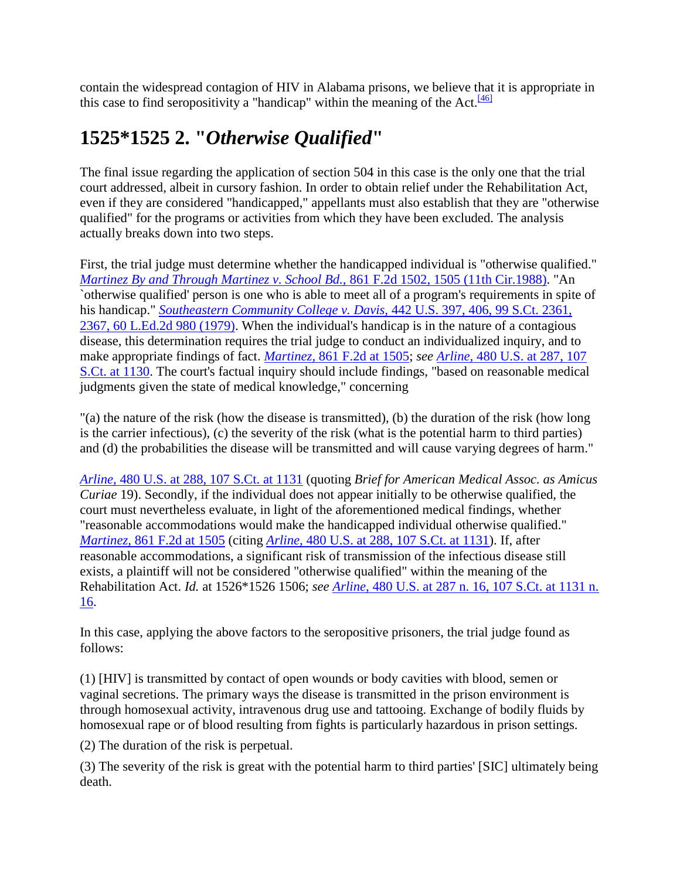contain the widespread contagion of HIV in Alabama prisons, we believe that it is appropriate in this case to find seropositivity a "handicap" within the meaning of the Act.[46]

## 1525*1525 2. "*Otherwise Qualified*"

The final issue regarding the application of section 504 in this case is the only one that the trial court addressed, albeit in cursory fashion. In order to obtain relief under the Rehabilitation Act, even if they are considered "handicapped," appellants must also establish that they are "otherwise qualified" for the programs or activities from which they have been excluded. The analysis actually breaks down into two steps.

First, the trial judge must determine whether the handicapped individual is "otherwise qualified." *Martinez By and Through Martinez v. School Bd.,* 861 F.2d 1502, 1505 (11th Cir.1988). "An `otherwise qualified' person is one who is able to meet all of a program's requirements in spite of his handicap." *Southeastern Community College v. Davis,* 442 U.S. 397, 406, 99 S.Ct. 2361, 2367, 60 L.Ed.2d 980 (1979). When the individual's handicap is in the nature of a contagious disease, this determination requires the trial judge to conduct an individualized inquiry, and to make appropriate findings of fact. *Martinez,* 861 F.2d at 1505; *see Arline,* 480 U.S. at 287, 107 S.Ct. at 1130. The court's factual inquiry should include findings, "based on reasonable medical judgments given the state of medical knowledge," concerning

"(a) the nature of the risk (how the disease is transmitted), (b) the duration of the risk (how long is the carrier infectious), (c) the severity of the risk (what is the potential harm to third parties) and (d) the probabilities the disease will be transmitted and will cause varying degrees of harm."

*Arline,* 480 U.S. at 288, 107 S.Ct. at 1131 (quoting *Brief for American Medical Assoc. as Amicus Curiae* 19). Secondly, if the individual does not appear initially to be otherwise qualified, the court must nevertheless evaluate, in light of the aforementioned medical findings, whether "reasonable accommodations would make the handicapped individual otherwise qualified." *Martinez,* 861 F.2d at 1505 (citing *Arline,* 480 U.S. at 288, 107 S.Ct. at 1131). If, after reasonable accommodations, a significant risk of transmission of the infectious disease still exists, a plaintiff will not be considered "otherwise qualified" within the meaning of the Rehabilitation Act. *Id.* at 1526*1526 1506; *see Arline,* 480 U.S. at 287 n. 16, 107 S.Ct. at 1131 n. 16.

In this case, applying the above factors to the seropositive prisoners, the trial judge found as follows:

(1) [HIV] is transmitted by contact of open wounds or body cavities with blood, semen or vaginal secretions. The primary ways the disease is transmitted in the prison environment is through homosexual activity, intravenous drug use and tattooing. Exchange of bodily fluids by homosexual rape or of blood resulting from fights is particularly hazardous in prison settings.

(2) The duration of the risk is perpetual.

(3) The severity of the risk is great with the potential harm to third parties' [SIC] ultimately being death.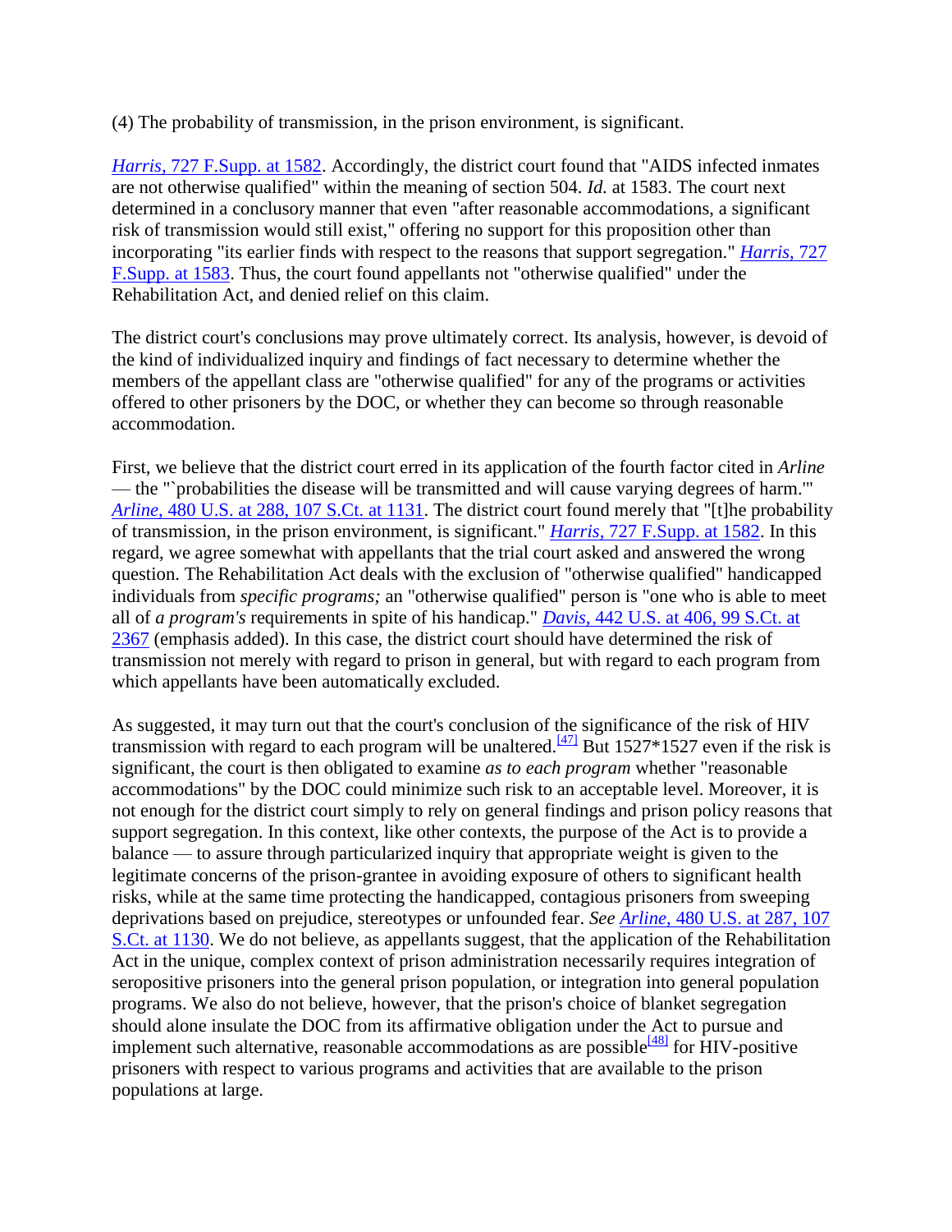(4) The probability of transmission, in the prison environment, is significant.

*Harris,* 727 F.Supp. at 1582. Accordingly, the district court found that "AIDS infected inmates are not otherwise qualified" within the meaning of section 504. *Id.* at 1583. The court next determined in a conclusory manner that even "after reasonable accommodations, a significant risk of transmission would still exist," offering no support for this proposition other than incorporating "its earlier finds with respect to the reasons that support segregation." *Harris,* 727 F.Supp. at 1583. Thus, the court found appellants not "otherwise qualified" under the Rehabilitation Act, and denied relief on this claim.

The district court's conclusions may prove ultimately correct. Its analysis, however, is devoid of the kind of individualized inquiry and findings of fact necessary to determine whether the members of the appellant class are "otherwise qualified" for any of the programs or activities offered to other prisoners by the DOC, or whether they can become so through reasonable accommodation.

First, we believe that the district court erred in its application of the fourth factor cited in *Arline* — the "`probabilities the disease will be transmitted and will cause varying degrees of harm.'" *Arline,* 480 U.S. at 288, 107 S.Ct. at 1131. The district court found merely that "[t]he probability of transmission, in the prison environment, is significant." *Harris,* 727 F.Supp. at 1582. In this regard, we agree somewhat with appellants that the trial court asked and answered the wrong question. The Rehabilitation Act deals with the exclusion of "otherwise qualified" handicapped individuals from *specific programs;* an "otherwise qualified" person is "one who is able to meet all of *a program's* requirements in spite of his handicap." *Davis,* 442 U.S. at 406, 99 S.Ct. at 2367 (emphasis added). In this case, the district court should have determined the risk of transmission not merely with regard to prison in general, but with regard to each program from which appellants have been automatically excluded.

As suggested, it may turn out that the court's conclusion of the significance of the risk of HIV transmission with regard to each program will be unaltered.[47] But 1527*1527 even if the risk is significant, the court is then obligated to examine *as to each program* whether "reasonable accommodations" by the DOC could minimize such risk to an acceptable level. Moreover, it is not enough for the district court simply to rely on general findings and prison policy reasons that support segregation. In this context, like other contexts, the purpose of the Act is to provide a balance — to assure through particularized inquiry that appropriate weight is given to the legitimate concerns of the prison-grantee in avoiding exposure of others to significant health risks, while at the same time protecting the handicapped, contagious prisoners from sweeping deprivations based on prejudice, stereotypes or unfounded fear. *See Arline,* 480 U.S. at 287, 107 S.Ct. at 1130. We do not believe, as appellants suggest, that the application of the Rehabilitation Act in the unique, complex context of prison administration necessarily requires integration of seropositive prisoners into the general prison population, or integration into general population programs. We also do not believe, however, that the prison's choice of blanket segregation should alone insulate the DOC from its affirmative obligation under the Act to pursue and implement such alternative, reasonable accommodations as are possible[48] for HIV-positive prisoners with respect to various programs and activities that are available to the prison populations at large.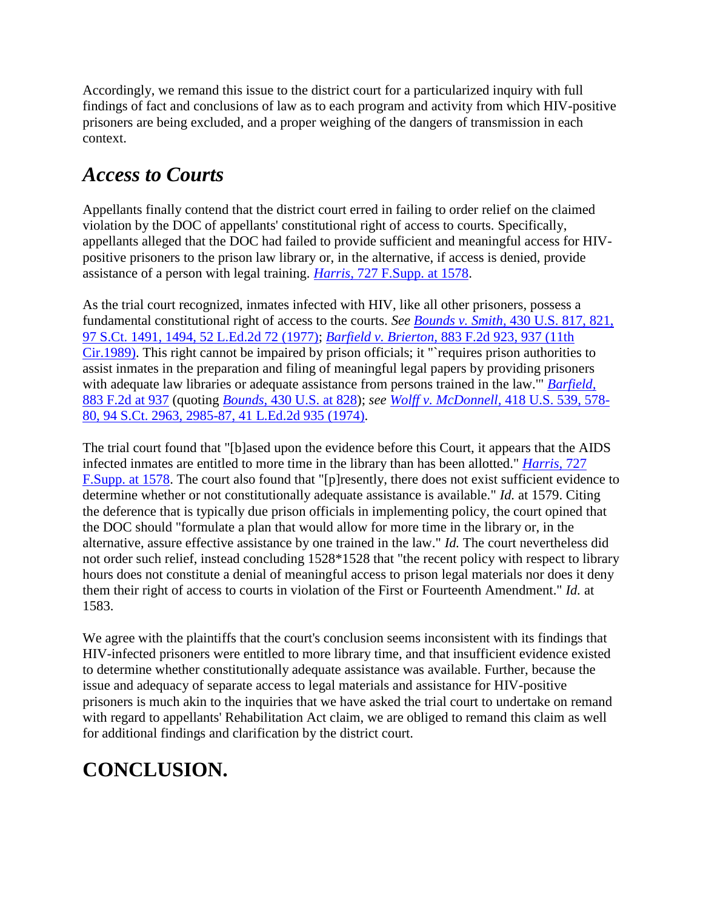Accordingly, we remand this issue to the district court for a particularized inquiry with full findings of fact and conclusions of law as to each program and activity from which HIV-positive prisoners are being excluded, and a proper weighing of the dangers of transmission in each context.

## *Access to Courts*

Appellants finally contend that the district court erred in failing to order relief on the claimed violation by the DOC of appellants' constitutional right of access to courts. Specifically, appellants alleged that the DOC had failed to provide sufficient and meaningful access for HIV-positive prisoners to the prison law library or, in the alternative, if access is denied, provide assistance of a person with legal training. *Harris,* 727 F.Supp. at 1578.

As the trial court recognized, inmates infected with HIV, like all other prisoners, possess a fundamental constitutional right of access to the courts. *See Bounds v. Smith,* 430 U.S. 817, 821, 97 S.Ct. 1491, 1494, 52 L.Ed.2d 72 (1977); *Barfield v. Brierton,* 883 F.2d 923, 937 (11th Cir.1989). This right cannot be impaired by prison officials; it "`requires prison authorities to assist inmates in the preparation and filing of meaningful legal papers by providing prisoners with adequate law libraries or adequate assistance from persons trained in the law.'" *Barfield,* 883 F.2d at 937 (quoting *Bounds,* 430 U.S. at 828); *see Wolff v. McDonnell,* 418 U.S. 539, 578-80, 94 S.Ct. 2963, 2985-87, 41 L.Ed.2d 935 (1974).

The trial court found that "[b]ased upon the evidence before this Court, it appears that the AIDS infected inmates are entitled to more time in the library than has been allotted." *Harris,* 727 F.Supp. at 1578. The court also found that "[p]resently, there does not exist sufficient evidence to determine whether or not constitutionally adequate assistance is available." *Id.* at 1579. Citing the deference that is typically due prison officials in implementing policy, the court opined that the DOC should "formulate a plan that would allow for more time in the library or, in the alternative, assure effective assistance by one trained in the law." *Id.* The court nevertheless did not order such relief, instead concluding 1528*1528 that "the recent policy with respect to library hours does not constitute a denial of meaningful access to prison legal materials nor does it deny them their right of access to courts in violation of the First or Fourteenth Amendment." *Id.* at 1583.

We agree with the plaintiffs that the court's conclusion seems inconsistent with its findings that HIV-infected prisoners were entitled to more library time, and that insufficient evidence existed to determine whether constitutionally adequate assistance was available. Further, because the issue and adequacy of separate access to legal materials and assistance for HIV-positive prisoners is much akin to the inquiries that we have asked the trial court to undertake on remand with regard to appellants' Rehabilitation Act claim, we are obliged to remand this claim as well for additional findings and clarification by the district court.

# CONCLUSION.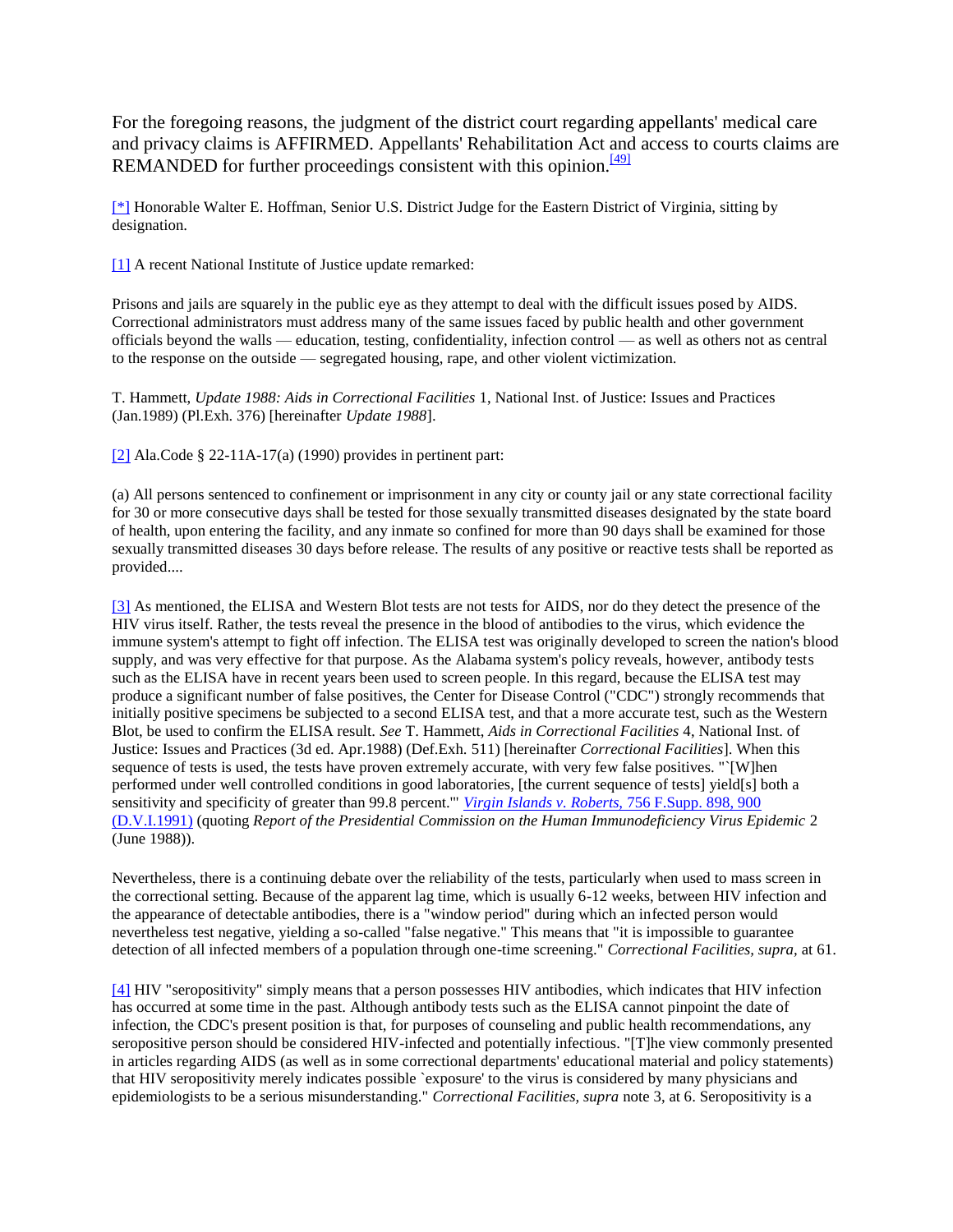For the foregoing reasons, the judgment of the district court regarding appellants' medical care and privacy claims is AFFIRMED. Appellants' Rehabilitation Act and access to courts claims are REMANDED for further proceedings consistent with this opinion.[49]

[*] Honorable Walter E. Hoffman, Senior U.S. District Judge for the Eastern District of Virginia, sitting by designation.

[1] A recent National Institute of Justice update remarked:

Prisons and jails are squarely in the public eye as they attempt to deal with the difficult issues posed by AIDS. Correctional administrators must address many of the same issues faced by public health and other government officials beyond the walls — education, testing, confidentiality, infection control — as well as others not as central to the response on the outside — segregated housing, rape, and other violent victimization.

T. Hammett, *Update 1988: Aids in Correctional Facilities* 1, National Inst. of Justice: Issues and Practices (Jan.1989) (Pl.Exh. 376) [hereinafter *Update 1988*].

[2] Ala.Code § 22-11A-17(a) (1990) provides in pertinent part:

(a) All persons sentenced to confinement or imprisonment in any city or county jail or any state correctional facility for 30 or more consecutive days shall be tested for those sexually transmitted diseases designated by the state board of health, upon entering the facility, and any inmate so confined for more than 90 days shall be examined for those sexually transmitted diseases 30 days before release. The results of any positive or reactive tests shall be reported as provided....

[3] As mentioned, the ELISA and Western Blot tests are not tests for AIDS, nor do they detect the presence of the HIV virus itself. Rather, the tests reveal the presence in the blood of antibodies to the virus, which evidence the immune system's attempt to fight off infection. The ELISA test was originally developed to screen the nation's blood supply, and was very effective for that purpose. As the Alabama system's policy reveals, however, antibody tests such as the ELISA have in recent years been used to screen people. In this regard, because the ELISA test may produce a significant number of false positives, the Center for Disease Control ("CDC") strongly recommends that initially positive specimens be subjected to a second ELISA test, and that a more accurate test, such as the Western Blot, be used to confirm the ELISA result. *See* T. Hammett, *Aids in Correctional Facilities* 4, National Inst. of Justice: Issues and Practices (3d ed. Apr.1988) (Def.Exh. 511) [hereinafter *Correctional Facilities*]. When this sequence of tests is used, the tests have proven extremely accurate, with very few false positives. "`[W]hen performed under well controlled conditions in good laboratories, [the current sequence of tests] yield[s] both a sensitivity and specificity of greater than 99.8 percent.'" *Virgin Islands v. Roberts,* 756 F.Supp. 898, 900 (D.V.I.1991) (quoting *Report of the Presidential Commission on the Human Immunodeficiency Virus Epidemic* 2 (June 1988)).

Nevertheless, there is a continuing debate over the reliability of the tests, particularly when used to mass screen in the correctional setting. Because of the apparent lag time, which is usually 6-12 weeks, between HIV infection and the appearance of detectable antibodies, there is a "window period" during which an infected person would nevertheless test negative, yielding a so-called "false negative." This means that "it is impossible to guarantee detection of all infected members of a population through one-time screening." *Correctional Facilities, supra,* at 61.

[4] HIV "seropositivity" simply means that a person possesses HIV antibodies, which indicates that HIV infection has occurred at some time in the past. Although antibody tests such as the ELISA cannot pinpoint the date of infection, the CDC's present position is that, for purposes of counseling and public health recommendations, any seropositive person should be considered HIV-infected and potentially infectious. "[T]he view commonly presented in articles regarding AIDS (as well as in some correctional departments' educational material and policy statements) that HIV seropositivity merely indicates possible `exposure' to the virus is considered by many physicians and epidemiologists to be a serious misunderstanding." *Correctional Facilities, supra* note 3, at 6. Seropositivity is a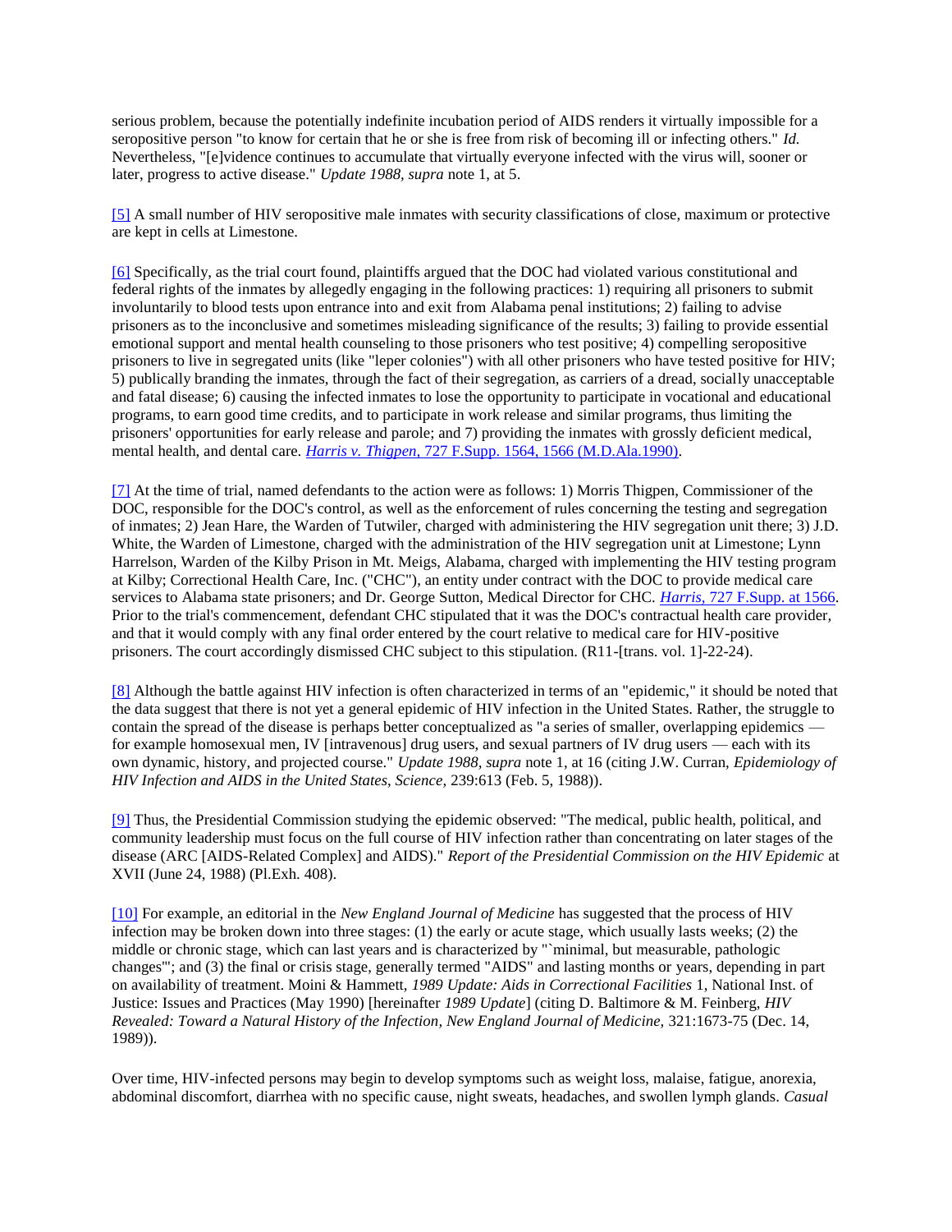serious problem, because the potentially indefinite incubation period of AIDS renders it virtually impossible for a seropositive person "to know for certain that he or she is free from risk of becoming ill or infecting others." *Id.* Nevertheless, "[e]vidence continues to accumulate that virtually everyone infected with the virus will, sooner or later, progress to active disease." *Update 1988, supra* note 1, at 5.

[5] A small number of HIV seropositive male inmates with security classifications of close, maximum or protective are kept in cells at Limestone.

[6] Specifically, as the trial court found, plaintiffs argued that the DOC had violated various constitutional and federal rights of the inmates by allegedly engaging in the following practices: 1) requiring all prisoners to submit involuntarily to blood tests upon entrance into and exit from Alabama penal institutions; 2) failing to advise prisoners as to the inconclusive and sometimes misleading significance of the results; 3) failing to provide essential emotional support and mental health counseling to those prisoners who test positive; 4) compelling seropositive prisoners to live in segregated units (like "leper colonies") with all other prisoners who have tested positive for HIV; 5) publically branding the inmates, through the fact of their segregation, as carriers of a dread, socially unacceptable and fatal disease; 6) causing the infected inmates to lose the opportunity to participate in vocational and educational programs, to earn good time credits, and to participate in work release and similar programs, thus limiting the prisoners' opportunities for early release and parole; and 7) providing the inmates with grossly deficient medical, mental health, and dental care. *Harris v. Thigpen*, 727 F.Supp. 1564, 1566 (M.D.Ala.1990).

[7] At the time of trial, named defendants to the action were as follows: 1) Morris Thigpen, Commissioner of the DOC, responsible for the DOC's control, as well as the enforcement of rules concerning the testing and segregation of inmates; 2) Jean Hare, the Warden of Tutwiler, charged with administering the HIV segregation unit there; 3) J.D. White, the Warden of Limestone, charged with the administration of the HIV segregation unit at Limestone; Lynn Harrelson, Warden of the Kilby Prison in Mt. Meigs, Alabama, charged with implementing the HIV testing program at Kilby; Correctional Health Care, Inc. ("CHC"), an entity under contract with the DOC to provide medical care services to Alabama state prisoners; and Dr. George Sutton, Medical Director for CHC. *Harris*, 727 F.Supp. at 1566. Prior to the trial's commencement, defendant CHC stipulated that it was the DOC's contractual health care provider, and that it would comply with any final order entered by the court relative to medical care for HIV-positive prisoners. The court accordingly dismissed CHC subject to this stipulation. (R11-[trans. vol. 1]-22-24).

[8] Although the battle against HIV infection is often characterized in terms of an "epidemic," it should be noted that the data suggest that there is not yet a general epidemic of HIV infection in the United States. Rather, the struggle to contain the spread of the disease is perhaps better conceptualized as "a series of smaller, overlapping epidemics — for example homosexual men, IV [intravenous] drug users, and sexual partners of IV drug users — each with its own dynamic, history, and projected course." *Update 1988, supra* note 1, at 16 (citing J.W. Curran, *Epidemiology of HIV Infection and AIDS in the United States, Science,* 239:613 (Feb. 5, 1988)).

[9] Thus, the Presidential Commission studying the epidemic observed: "The medical, public health, political, and community leadership must focus on the full course of HIV infection rather than concentrating on later stages of the disease (ARC [AIDS-Related Complex] and AIDS)." *Report of the Presidential Commission on the HIV Epidemic* at XVII (June 24, 1988) (Pl.Exh. 408).

[10] For example, an editorial in the *New England Journal of Medicine* has suggested that the process of HIV infection may be broken down into three stages: (1) the early or acute stage, which usually lasts weeks; (2) the middle or chronic stage, which can last years and is characterized by "`minimal, but measurable, pathologic changes'"; and (3) the final or crisis stage, generally termed "AIDS" and lasting months or years, depending in part on availability of treatment. Moini & Hammett, *1989 Update: Aids in Correctional Facilities* 1, National Inst. of Justice: Issues and Practices (May 1990) [hereinafter *1989 Update*] (citing D. Baltimore & M. Feinberg, *HIV Revealed: Toward a Natural History of the Infection, New England Journal of Medicine,* 321:1673-75 (Dec. 14, 1989)).

Over time, HIV-infected persons may begin to develop symptoms such as weight loss, malaise, fatigue, anorexia, abdominal discomfort, diarrhea with no specific cause, night sweats, headaches, and swollen lymph glands. *Casual*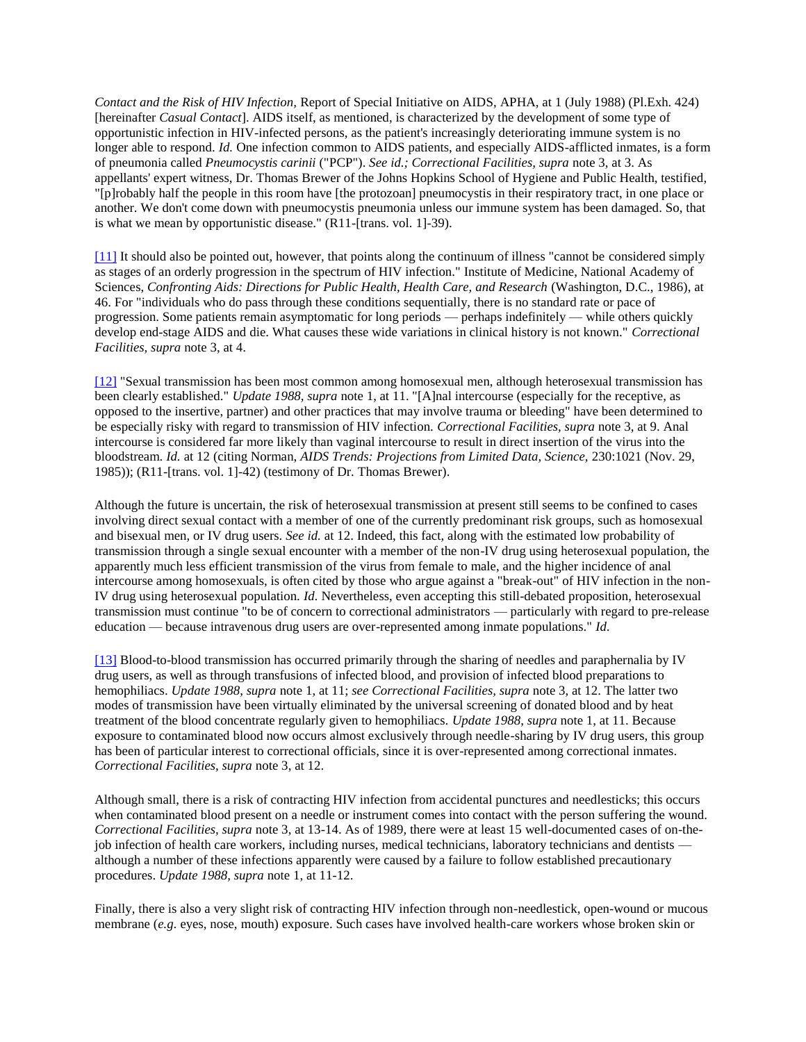*Contact and the Risk of HIV Infection,* Report of Special Initiative on AIDS, APHA, at 1 (July 1988) (Pl.Exh. 424) [hereinafter *Casual Contact*]. AIDS itself, as mentioned, is characterized by the development of some type of opportunistic infection in HIV-infected persons, as the patient's increasingly deteriorating immune system is no longer able to respond. *Id.* One infection common to AIDS patients, and especially AIDS-afflicted inmates, is a form of pneumonia called *Pneumocystis carinii* ("PCP"). *See id.; Correctional Facilities, supra* note 3, at 3. As appellants' expert witness, Dr. Thomas Brewer of the Johns Hopkins School of Hygiene and Public Health, testified, "[p]robably half the people in this room have [the protozoan] pneumocystis in their respiratory tract, in one place or another. We don't come down with pneumocystis pneumonia unless our immune system has been damaged. So, that is what we mean by opportunistic disease." (R11-[trans. vol. 1]-39).

[11] It should also be pointed out, however, that points along the continuum of illness "cannot be considered simply as stages of an orderly progression in the spectrum of HIV infection." Institute of Medicine, National Academy of Sciences, *Confronting Aids: Directions for Public Health, Health Care, and Research* (Washington, D.C., 1986), at 46. For "individuals who do pass through these conditions sequentially, there is no standard rate or pace of progression. Some patients remain asymptomatic for long periods — perhaps indefinitely — while others quickly develop end-stage AIDS and die. What causes these wide variations in clinical history is not known." *Correctional Facilities, supra* note 3, at 4.

[12] "Sexual transmission has been most common among homosexual men, although heterosexual transmission has been clearly established." *Update 1988, supra* note 1, at 11. "[A]nal intercourse (especially for the receptive, as opposed to the insertive, partner) and other practices that may involve trauma or bleeding" have been determined to be especially risky with regard to transmission of HIV infection. *Correctional Facilities, supra* note 3, at 9. Anal intercourse is considered far more likely than vaginal intercourse to result in direct insertion of the virus into the bloodstream. *Id.* at 12 (citing Norman, *AIDS Trends: Projections from Limited Data, Science,* 230:1021 (Nov. 29, 1985)); (R11-[trans. vol. 1]-42) (testimony of Dr. Thomas Brewer).

Although the future is uncertain, the risk of heterosexual transmission at present still seems to be confined to cases involving direct sexual contact with a member of one of the currently predominant risk groups, such as homosexual and bisexual men, or IV drug users. *See id.* at 12. Indeed, this fact, along with the estimated low probability of transmission through a single sexual encounter with a member of the non-IV drug using heterosexual population, the apparently much less efficient transmission of the virus from female to male, and the higher incidence of anal intercourse among homosexuals, is often cited by those who argue against a "break-out" of HIV infection in the non-IV drug using heterosexual population. *Id.* Nevertheless, even accepting this still-debated proposition, heterosexual transmission must continue "to be of concern to correctional administrators — particularly with regard to pre-release education — because intravenous drug users are over-represented among inmate populations." *Id.*

[13] Blood-to-blood transmission has occurred primarily through the sharing of needles and paraphernalia by IV drug users, as well as through transfusions of infected blood, and provision of infected blood preparations to hemophiliacs. *Update 1988, supra* note 1, at 11; *see Correctional Facilities, supra* note 3, at 12. The latter two modes of transmission have been virtually eliminated by the universal screening of donated blood and by heat treatment of the blood concentrate regularly given to hemophiliacs. *Update 1988, supra* note 1, at 11. Because exposure to contaminated blood now occurs almost exclusively through needle-sharing by IV drug users, this group has been of particular interest to correctional officials, since it is over-represented among correctional inmates. *Correctional Facilities, supra* note 3, at 12.

Although small, there is a risk of contracting HIV infection from accidental punctures and needlesticks; this occurs when contaminated blood present on a needle or instrument comes into contact with the person suffering the wound. *Correctional Facilities, supra* note 3, at 13-14. As of 1989, there were at least 15 well-documented cases of on-the-job infection of health care workers, including nurses, medical technicians, laboratory technicians and dentists — although a number of these infections apparently were caused by a failure to follow established precautionary procedures. *Update 1988, supra* note 1, at 11-12.

Finally, there is also a very slight risk of contracting HIV infection through non-needlestick, open-wound or mucous membrane (*e.g.* eyes, nose, mouth) exposure. Such cases have involved health-care workers whose broken skin or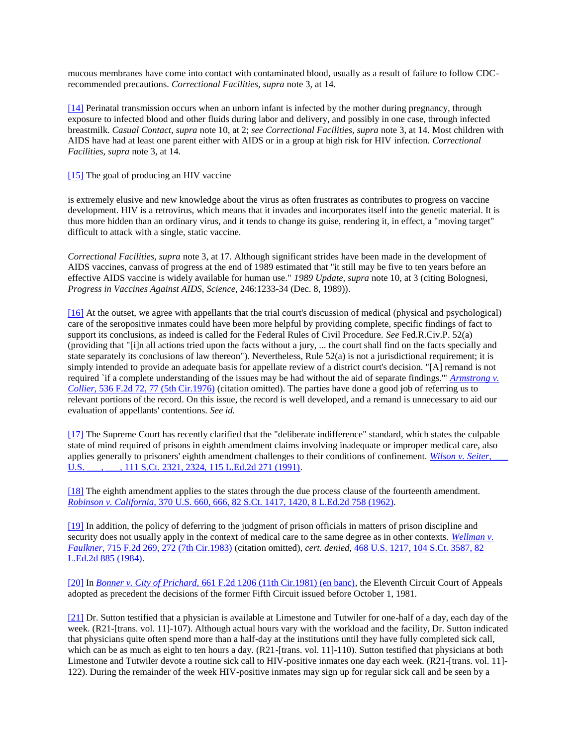mucous membranes have come into contact with contaminated blood, usually as a result of failure to follow CDC-recommended precautions. *Correctional Facilities, supra* note 3, at 14.

[14] Perinatal transmission occurs when an unborn infant is infected by the mother during pregnancy, through exposure to infected blood and other fluids during labor and delivery, and possibly in one case, through infected breastmilk. *Casual Contact, supra* note 10, at 2; *see Correctional Facilities, supra* note 3, at 14. Most children with AIDS have had at least one parent either with AIDS or in a group at high risk for HIV infection. *Correctional Facilities, supra* note 3, at 14.

[15] The goal of producing an HIV vaccine

is extremely elusive and new knowledge about the virus as often frustrates as contributes to progress on vaccine development. HIV is a retrovirus, which means that it invades and incorporates itself into the genetic material. It is thus more hidden than an ordinary virus, and it tends to change its guise, rendering it, in effect, a "moving target" difficult to attack with a single, static vaccine.

*Correctional Facilities, supra* note 3, at 17. Although significant strides have been made in the development of AIDS vaccines, canvass of progress at the end of 1989 estimated that "it still may be five to ten years before an effective AIDS vaccine is widely available for human use." *1989 Update, supra* note 10, at 3 (citing Bolognesi, *Progress in Vaccines Against AIDS, Science,* 246:1233-34 (Dec. 8, 1989)).

[16] At the outset, we agree with appellants that the trial court's discussion of medical (physical and psychological) care of the seropositive inmates could have been more helpful by providing complete, specific findings of fact to support its conclusions, as indeed is called for the Federal Rules of Civil Procedure. *See* Fed.R.Civ.P. 52(a) (providing that "[i]n all actions tried upon the facts without a jury, ... the court shall find on the facts specially and state separately its conclusions of law thereon"). Nevertheless, Rule 52(a) is not a jurisdictional requirement; it is simply intended to provide an adequate basis for appellate review of a district court's decision. "[A] remand is not required `if a complete understanding of the issues may be had without the aid of separate findings.'" *Armstrong v. Collier,* 536 F.2d 72, 77 (5th Cir.1976) (citation omitted). The parties have done a good job of referring us to relevant portions of the record. On this issue, the record is well developed, and a remand is unnecessary to aid our evaluation of appellants' contentions. *See id.*

[17] The Supreme Court has recently clarified that the "deliberate indifference" standard, which states the culpable state of mind required of prisons in eighth amendment claims involving inadequate or improper medical care, also applies generally to prisoners' eighth amendment challenges to their conditions of confinement. *Wilson v. Seiter,* ___ U.S. ___, ___, 111 S.Ct. 2321, 2324, 115 L.Ed.2d 271 (1991).

[18] The eighth amendment applies to the states through the due process clause of the fourteenth amendment. *Robinson v. California,* 370 U.S. 660, 666, 82 S.Ct. 1417, 1420, 8 L.Ed.2d 758 (1962).

[19] In addition, the policy of deferring to the judgment of prison officials in matters of prison discipline and security does not usually apply in the context of medical care to the same degree as in other contexts. *Wellman v. Faulkner,* 715 F.2d 269, 272 (7th Cir.1983) (citation omitted), *cert. denied,* 468 U.S. 1217, 104 S.Ct. 3587, 82 L.Ed.2d 885 (1984).

[20] In *Bonner v. City of Prichard,* 661 F.2d 1206 (11th Cir.1981) (en banc), the Eleventh Circuit Court of Appeals adopted as precedent the decisions of the former Fifth Circuit issued before October 1, 1981.

[21] Dr. Sutton testified that a physician is available at Limestone and Tutwiler for one-half of a day, each day of the week. (R21-[trans. vol. 11]-107). Although actual hours vary with the workload and the facility, Dr. Sutton indicated that physicians quite often spend more than a half-day at the institutions until they have fully completed sick call, which can be as much as eight to ten hours a day. (R21-[trans. vol. 11]-110). Sutton testified that physicians at both Limestone and Tutwiler devote a routine sick call to HIV-positive inmates one day each week. (R21-[trans. vol. 11]-122). During the remainder of the week HIV-positive inmates may sign up for regular sick call and be seen by a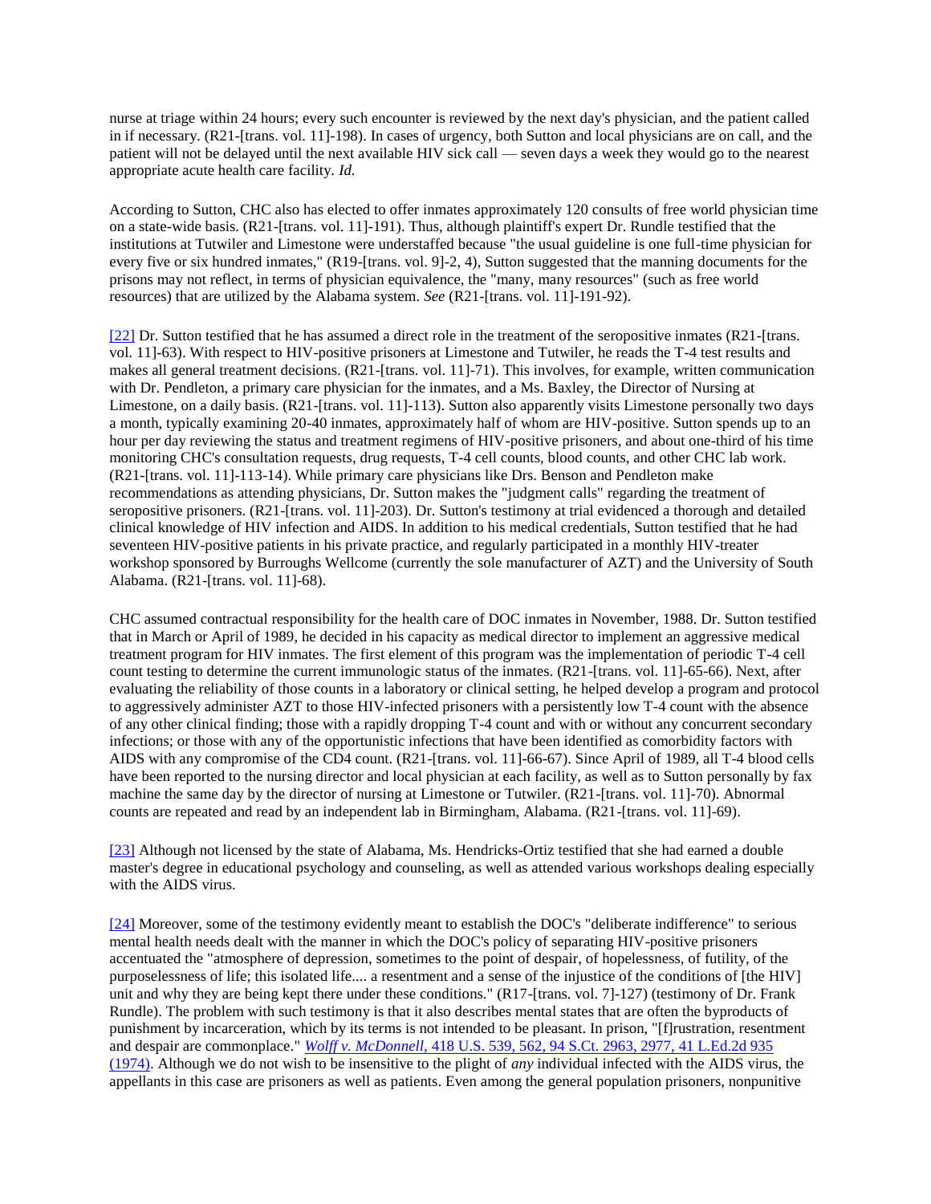nurse at triage within 24 hours; every such encounter is reviewed by the next day's physician, and the patient called in if necessary. (R21-[trans. vol. 11]-198). In cases of urgency, both Sutton and local physicians are on call, and the patient will not be delayed until the next available HIV sick call — seven days a week they would go to the nearest appropriate acute health care facility. *Id.*

According to Sutton, CHC also has elected to offer inmates approximately 120 consults of free world physician time on a state-wide basis. (R21-[trans. vol. 11]-191). Thus, although plaintiff's expert Dr. Rundle testified that the institutions at Tutwiler and Limestone were understaffed because "the usual guideline is one full-time physician for every five or six hundred inmates," (R19-[trans. vol. 9]-2, 4), Sutton suggested that the manning documents for the prisons may not reflect, in terms of physician equivalence, the "many, many resources" (such as free world resources) that are utilized by the Alabama system. *See* (R21-[trans. vol. 11]-191-92).

[22] Dr. Sutton testified that he has assumed a direct role in the treatment of the seropositive inmates (R21-[trans. vol. 11]-63). With respect to HIV-positive prisoners at Limestone and Tutwiler, he reads the T-4 test results and makes all general treatment decisions. (R21-[trans. vol. 11]-71). This involves, for example, written communication with Dr. Pendleton, a primary care physician for the inmates, and a Ms. Baxley, the Director of Nursing at Limestone, on a daily basis. (R21-[trans. vol. 11]-113). Sutton also apparently visits Limestone personally two days a month, typically examining 20-40 inmates, approximately half of whom are HIV-positive. Sutton spends up to an hour per day reviewing the status and treatment regimens of HIV-positive prisoners, and about one-third of his time monitoring CHC's consultation requests, drug requests, T-4 cell counts, blood counts, and other CHC lab work. (R21-[trans. vol. 11]-113-14). While primary care physicians like Drs. Benson and Pendleton make recommendations as attending physicians, Dr. Sutton makes the "judgment calls" regarding the treatment of seropositive prisoners. (R21-[trans. vol. 11]-203). Dr. Sutton's testimony at trial evidenced a thorough and detailed clinical knowledge of HIV infection and AIDS. In addition to his medical credentials, Sutton testified that he had seventeen HIV-positive patients in his private practice, and regularly participated in a monthly HIV-treater workshop sponsored by Burroughs Wellcome (currently the sole manufacturer of AZT) and the University of South Alabama. (R21-[trans. vol. 11]-68).

CHC assumed contractual responsibility for the health care of DOC inmates in November, 1988. Dr. Sutton testified that in March or April of 1989, he decided in his capacity as medical director to implement an aggressive medical treatment program for HIV inmates. The first element of this program was the implementation of periodic T-4 cell count testing to determine the current immunologic status of the inmates. (R21-[trans. vol. 11]-65-66). Next, after evaluating the reliability of those counts in a laboratory or clinical setting, he helped develop a program and protocol to aggressively administer AZT to those HIV-infected prisoners with a persistently low T-4 count with the absence of any other clinical finding; those with a rapidly dropping T-4 count and with or without any concurrent secondary infections; or those with any of the opportunistic infections that have been identified as comorbidity factors with AIDS with any compromise of the CD4 count. (R21-[trans. vol. 11]-66-67). Since April of 1989, all T-4 blood cells have been reported to the nursing director and local physician at each facility, as well as to Sutton personally by fax machine the same day by the director of nursing at Limestone or Tutwiler. (R21-[trans. vol. 11]-70). Abnormal counts are repeated and read by an independent lab in Birmingham, Alabama. (R21-[trans. vol. 11]-69).

[23] Although not licensed by the state of Alabama, Ms. Hendricks-Ortiz testified that she had earned a double master's degree in educational psychology and counseling, as well as attended various workshops dealing especially with the AIDS virus.

[24] Moreover, some of the testimony evidently meant to establish the DOC's "deliberate indifference" to serious mental health needs dealt with the manner in which the DOC's policy of separating HIV-positive prisoners accentuated the "atmosphere of depression, sometimes to the point of despair, of hopelessness, of futility, of the purposelessness of life; this isolated life.... a resentment and a sense of the injustice of the conditions of [the HIV] unit and why they are being kept there under these conditions." (R17-[trans. vol. 7]-127) (testimony of Dr. Frank Rundle). The problem with such testimony is that it also describes mental states that are often the byproducts of punishment by incarceration, which by its terms is not intended to be pleasant. In prison, "[f]rustration, resentment and despair are commonplace." *Wolff v. McDonnell,* 418 U.S. 539, 562, 94 S.Ct. 2963, 2977, 41 L.Ed.2d 935 (1974). Although we do not wish to be insensitive to the plight of *any* individual infected with the AIDS virus, the appellants in this case are prisoners as well as patients. Even among the general population prisoners, nonpunitive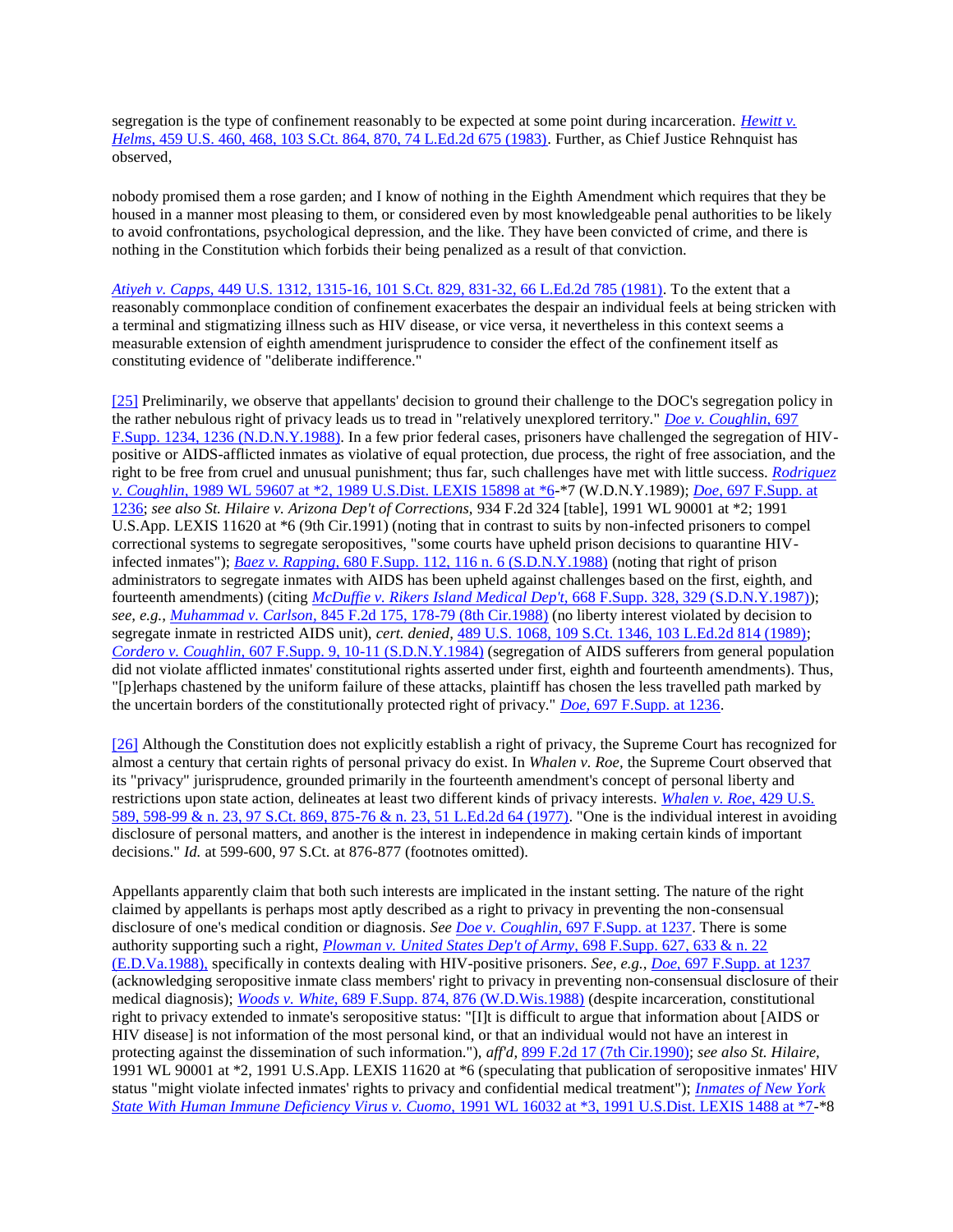segregation is the type of confinement reasonably to be expected at some point during incarceration. *Hewitt v. Helms,* 459 U.S. 460, 468, 103 S.Ct. 864, 870, 74 L.Ed.2d 675 (1983). Further, as Chief Justice Rehnquist has observed,

nobody promised them a rose garden; and I know of nothing in the Eighth Amendment which requires that they be housed in a manner most pleasing to them, or considered even by most knowledgeable penal authorities to be likely to avoid confrontations, psychological depression, and the like. They have been convicted of crime, and there is nothing in the Constitution which forbids their being penalized as a result of that conviction.

*Atiyeh v. Capps,* 449 U.S. 1312, 1315-16, 101 S.Ct. 829, 831-32, 66 L.Ed.2d 785 (1981). To the extent that a reasonably commonplace condition of confinement exacerbates the despair an individual feels at being stricken with a terminal and stigmatizing illness such as HIV disease, or vice versa, it nevertheless in this context seems a measurable extension of eighth amendment jurisprudence to consider the effect of the confinement itself as constituting evidence of "deliberate indifference."

[25] Preliminarily, we observe that appellants' decision to ground their challenge to the DOC's segregation policy in the rather nebulous right of privacy leads us to tread in "relatively unexplored territory." *Doe v. Coughlin,* 697 F.Supp. 1234, 1236 (N.D.N.Y.1988). In a few prior federal cases, prisoners have challenged the segregation of HIV-positive or AIDS-afflicted inmates as violative of equal protection, due process, the right of free association, and the right to be free from cruel and unusual punishment; thus far, such challenges have met with little success. *Rodriguez v. Coughlin,* 1989 WL 59607 at *2, 1989 U.S.Dist. LEXIS 15898 at *6-*7 (W.D.N.Y.1989); *Doe,* 697 F.Supp. at 1236; *see also St. Hilaire v. Arizona Dep't of Corrections,* 934 F.2d 324 [table], 1991 WL 90001 at *2; 1991 U.S.App. LEXIS 11620 at *6 (9th Cir.1991) (noting that in contrast to suits by non-infected prisoners to compel correctional systems to segregate seropositives, "some courts have upheld prison decisions to quarantine HIV-infected inmates"); *Baez v. Rapping,* 680 F.Supp. 112, 116 n. 6 (S.D.N.Y.1988) (noting that right of prison administrators to segregate inmates with AIDS has been upheld against challenges based on the first, eighth, and fourteenth amendments) (citing *McDuffie v. Rikers Island Medical Dep't,* 668 F.Supp. 328, 329 (S.D.N.Y.1987)); *see, e.g., Muhammad v. Carlson,* 845 F.2d 175, 178-79 (8th Cir.1988) (no liberty interest violated by decision to segregate inmate in restricted AIDS unit), *cert. denied,* 489 U.S. 1068, 109 S.Ct. 1346, 103 L.Ed.2d 814 (1989); *Cordero v. Coughlin,* 607 F.Supp. 9, 10-11 (S.D.N.Y.1984) (segregation of AIDS sufferers from general population did not violate afflicted inmates' constitutional rights asserted under first, eighth and fourteenth amendments). Thus, "[p]erhaps chastened by the uniform failure of these attacks, plaintiff has chosen the less travelled path marked by the uncertain borders of the constitutionally protected right of privacy." *Doe,* 697 F.Supp. at 1236.

[26] Although the Constitution does not explicitly establish a right of privacy, the Supreme Court has recognized for almost a century that certain rights of personal privacy do exist. In *Whalen v. Roe,* the Supreme Court observed that its "privacy" jurisprudence, grounded primarily in the fourteenth amendment's concept of personal liberty and restrictions upon state action, delineates at least two different kinds of privacy interests. *Whalen v. Roe,* 429 U.S. 589, 598-99 & n. 23, 97 S.Ct. 869, 875-76 & n. 23, 51 L.Ed.2d 64 (1977). "One is the individual interest in avoiding disclosure of personal matters, and another is the interest in independence in making certain kinds of important decisions." *Id.* at 599-600, 97 S.Ct. at 876-877 (footnotes omitted).

Appellants apparently claim that both such interests are implicated in the instant setting. The nature of the right claimed by appellants is perhaps most aptly described as a right to privacy in preventing the non-consensual disclosure of one's medical condition or diagnosis. *See Doe v. Coughlin,* 697 F.Supp. at 1237. There is some authority supporting such a right, *Plowman v. United States Dep't of Army,* 698 F.Supp. 627, 633 & n. 22 (E.D.Va.1988), specifically in contexts dealing with HIV-positive prisoners. *See, e.g., Doe,* 697 F.Supp. at 1237 (acknowledging seropositive inmate class members' right to privacy in preventing non-consensual disclosure of their medical diagnosis); *Woods v. White,* 689 F.Supp. 874, 876 (W.D.Wis.1988) (despite incarceration, constitutional right to privacy extended to inmate's seropositive status: "[I]t is difficult to argue that information about [AIDS or HIV disease] is not information of the most personal kind, or that an individual would not have an interest in protecting against the dissemination of such information."), *aff'd,* 899 F.2d 17 (7th Cir.1990); *see also St. Hilaire,* 1991 WL 90001 at *2, 1991 U.S.App. LEXIS 11620 at *6 (speculating that publication of seropositive inmates' HIV status "might violate infected inmates' rights to privacy and confidential medical treatment"); *Inmates of New York State With Human Immune Deficiency Virus v. Cuomo,* 1991 WL 16032 at *3, 1991 U.S.Dist. LEXIS 1488 at *7-*8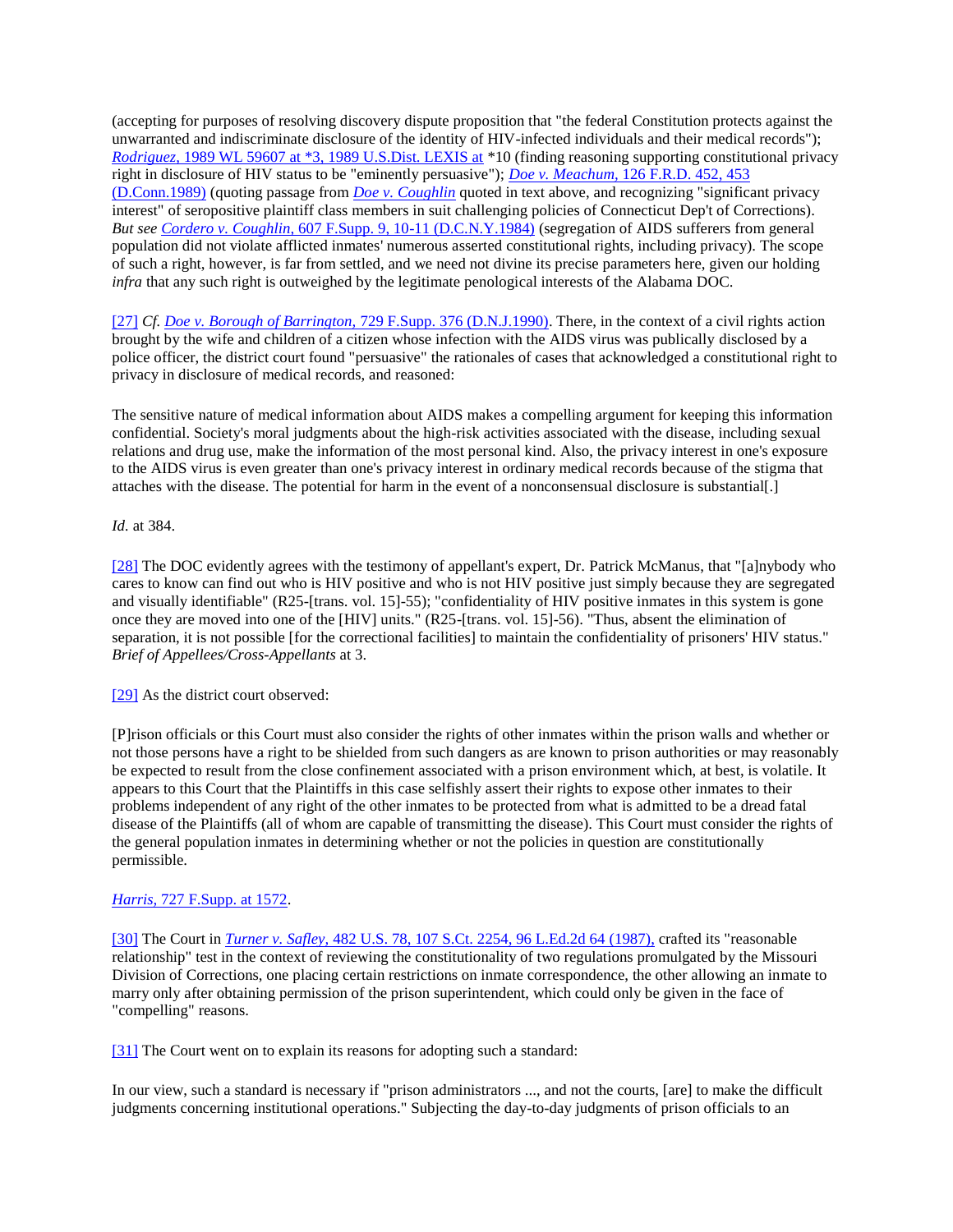(accepting for purposes of resolving discovery dispute proposition that "the federal Constitution protects against the unwarranted and indiscriminate disclosure of the identity of HIV-infected individuals and their medical records"); *Rodriguez,* 1989 WL 59607 at *3, 1989 U.S.Dist. LEXIS at *10 (finding reasoning supporting constitutional privacy right in disclosure of HIV status to be "eminently persuasive"); *Doe v. Meachum,* 126 F.R.D. 452, 453 (D.Conn.1989) (quoting passage from *Doe v. Coughlin* quoted in text above, and recognizing "significant privacy interest" of seropositive plaintiff class members in suit challenging policies of Connecticut Dep't of Corrections). *But see Cordero v. Coughlin,* 607 F.Supp. 9, 10-11 (D.C.N.Y.1984) (segregation of AIDS sufferers from general population did not violate afflicted inmates' numerous asserted constitutional rights, including privacy). The scope of such a right, however, is far from settled, and we need not divine its precise parameters here, given our holding *infra* that any such right is outweighed by the legitimate penological interests of the Alabama DOC.

[27] *Cf. Doe v. Borough of Barrington,* 729 F.Supp. 376 (D.N.J.1990). There, in the context of a civil rights action brought by the wife and children of a citizen whose infection with the AIDS virus was publically disclosed by a police officer, the district court found "persuasive" the rationales of cases that acknowledged a constitutional right to privacy in disclosure of medical records, and reasoned:

The sensitive nature of medical information about AIDS makes a compelling argument for keeping this information confidential. Society's moral judgments about the high-risk activities associated with the disease, including sexual relations and drug use, make the information of the most personal kind. Also, the privacy interest in one's exposure to the AIDS virus is even greater than one's privacy interest in ordinary medical records because of the stigma that attaches with the disease. The potential for harm in the event of a nonconsensual disclosure is substantial[.]

*Id.* at 384.

[28] The DOC evidently agrees with the testimony of appellant's expert, Dr. Patrick McManus, that "[a]nybody who cares to know can find out who is HIV positive and who is not HIV positive just simply because they are segregated and visually identifiable" (R25-[trans. vol. 15]-55); "confidentiality of HIV positive inmates in this system is gone once they are moved into one of the [HIV] units." (R25-[trans. vol. 15]-56). "Thus, absent the elimination of separation, it is not possible [for the correctional facilities] to maintain the confidentiality of prisoners' HIV status." *Brief of Appellees/Cross-Appellants* at 3.

[29] As the district court observed:

[P]rison officials or this Court must also consider the rights of other inmates within the prison walls and whether or not those persons have a right to be shielded from such dangers as are known to prison authorities or may reasonably be expected to result from the close confinement associated with a prison environment which, at best, is volatile. It appears to this Court that the Plaintiffs in this case selfishly assert their rights to expose other inmates to their problems independent of any right of the other inmates to be protected from what is admitted to be a dread fatal disease of the Plaintiffs (all of whom are capable of transmitting the disease). This Court must consider the rights of the general population inmates in determining whether or not the policies in question are constitutionally permissible.

*Harris,* 727 F.Supp. at 1572.

[30] The Court in *Turner v. Safley,* 482 U.S. 78, 107 S.Ct. 2254, 96 L.Ed.2d 64 (1987), crafted its "reasonable relationship" test in the context of reviewing the constitutionality of two regulations promulgated by the Missouri Division of Corrections, one placing certain restrictions on inmate correspondence, the other allowing an inmate to marry only after obtaining permission of the prison superintendent, which could only be given in the face of "compelling" reasons.

[31] The Court went on to explain its reasons for adopting such a standard:

In our view, such a standard is necessary if "prison administrators ..., and not the courts, [are] to make the difficult judgments concerning institutional operations." Subjecting the day-to-day judgments of prison officials to an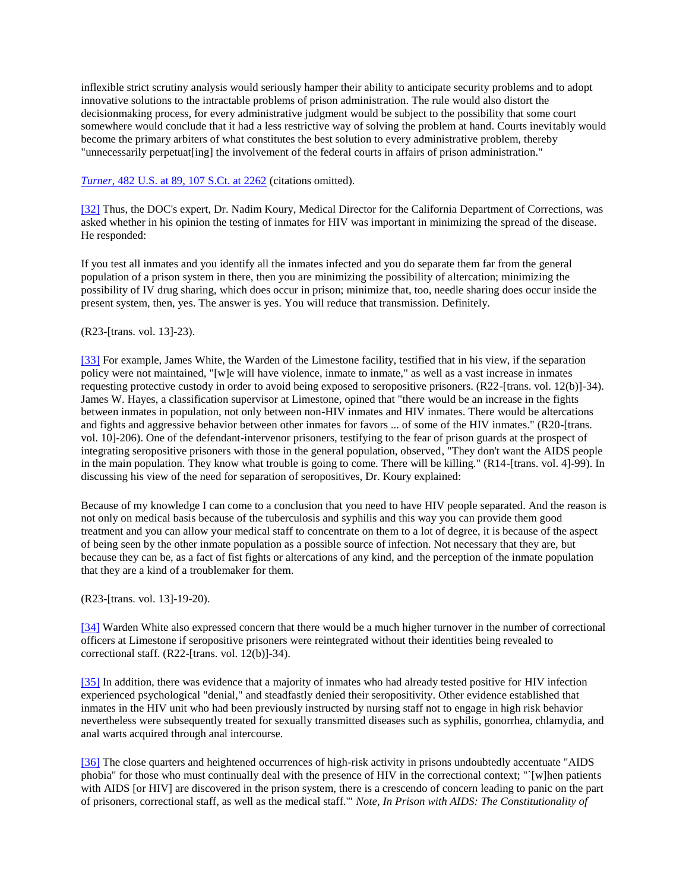inflexible strict scrutiny analysis would seriously hamper their ability to anticipate security problems and to adopt innovative solutions to the intractable problems of prison administration. The rule would also distort the decisionmaking process, for every administrative judgment would be subject to the possibility that some court somewhere would conclude that it had a less restrictive way of solving the problem at hand. Courts inevitably would become the primary arbiters of what constitutes the best solution to every administrative problem, thereby "unnecessarily perpetuat[ing] the involvement of the federal courts in affairs of prison administration."

*Turner*, 482 U.S. at 89, 107 S.Ct. at 2262 (citations omitted).

[32] Thus, the DOC's expert, Dr. Nadim Koury, Medical Director for the California Department of Corrections, was asked whether in his opinion the testing of inmates for HIV was important in minimizing the spread of the disease. He responded:

If you test all inmates and you identify all the inmates infected and you do separate them far from the general population of a prison system in there, then you are minimizing the possibility of altercation; minimizing the possibility of IV drug sharing, which does occur in prison; minimize that, too, needle sharing does occur inside the present system, then, yes. The answer is yes. You will reduce that transmission. Definitely.

(R23-[trans. vol. 13]-23).

[33] For example, James White, the Warden of the Limestone facility, testified that in his view, if the separation policy were not maintained, "[w]e will have violence, inmate to inmate," as well as a vast increase in inmates requesting protective custody in order to avoid being exposed to seropositive prisoners. (R22-[trans. vol. 12(b)]-34). James W. Hayes, a classification supervisor at Limestone, opined that "there would be an increase in the fights between inmates in population, not only between non-HIV inmates and HIV inmates. There would be altercations and fights and aggressive behavior between other inmates for favors ... of some of the HIV inmates." (R20-[trans. vol. 10]-206). One of the defendant-intervenor prisoners, testifying to the fear of prison guards at the prospect of integrating seropositive prisoners with those in the general population, observed, "They don't want the AIDS people in the main population. They know what trouble is going to come. There will be killing." (R14-[trans. vol. 4]-99). In discussing his view of the need for separation of seropositives, Dr. Koury explained:

Because of my knowledge I can come to a conclusion that you need to have HIV people separated. And the reason is not only on medical basis because of the tuberculosis and syphilis and this way you can provide them good treatment and you can allow your medical staff to concentrate on them to a lot of degree, it is because of the aspect of being seen by the other inmate population as a possible source of infection. Not necessary that they are, but because they can be, as a fact of fist fights or altercations of any kind, and the perception of the inmate population that they are a kind of a troublemaker for them.

(R23-[trans. vol. 13]-19-20).

[34] Warden White also expressed concern that there would be a much higher turnover in the number of correctional officers at Limestone if seropositive prisoners were reintegrated without their identities being revealed to correctional staff. (R22-[trans. vol. 12(b)]-34).

[35] In addition, there was evidence that a majority of inmates who had already tested positive for HIV infection experienced psychological "denial," and steadfastly denied their seropositivity. Other evidence established that inmates in the HIV unit who had been previously instructed by nursing staff not to engage in high risk behavior nevertheless were subsequently treated for sexually transmitted diseases such as syphilis, gonorrhea, chlamydia, and anal warts acquired through anal intercourse.

[36] The close quarters and heightened occurrences of high-risk activity in prisons undoubtedly accentuate "AIDS phobia" for those who must continually deal with the presence of HIV in the correctional context; "`[w]hen patients with AIDS [or HIV] are discovered in the prison system, there is a crescendo of concern leading to panic on the part of prisoners, correctional staff, as well as the medical staff.'" *Note, In Prison with AIDS: The Constitutionality of*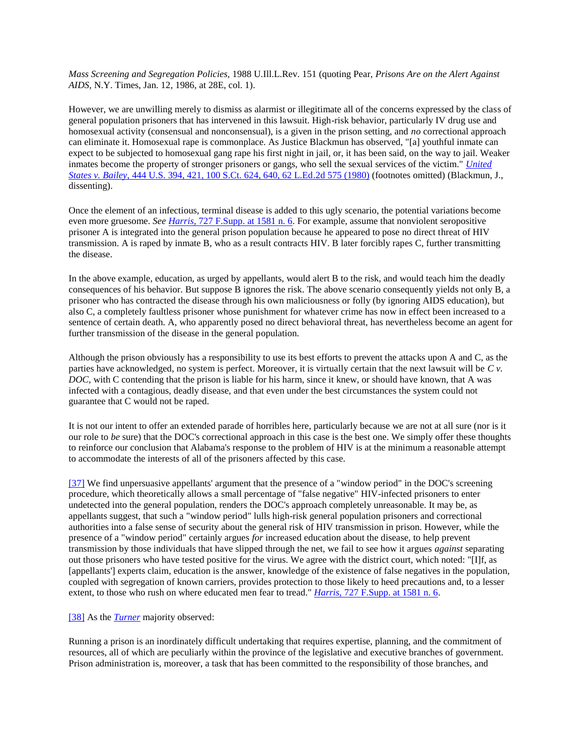*Mass Screening and Segregation Policies,* 1988 U.Ill.L.Rev. 151 (quoting Pear, *Prisons Are on the Alert Against AIDS,* N.Y. Times, Jan. 12, 1986, at 28E, col. 1).

However, we are unwilling merely to dismiss as alarmist or illegitimate all of the concerns expressed by the class of general population prisoners that has intervened in this lawsuit. High-risk behavior, particularly IV drug use and homosexual activity (consensual and nonconsensual), is a given in the prison setting, and *no* correctional approach can eliminate it. Homosexual rape is commonplace. As Justice Blackmun has observed, "[a] youthful inmate can expect to be subjected to homosexual gang rape his first night in jail, or, it has been said, on the way to jail. Weaker inmates become the property of stronger prisoners or gangs, who sell the sexual services of the victim." *United States v. Bailey*, 444 U.S. 394, 421, 100 S.Ct. 624, 640, 62 L.Ed.2d 575 (1980) (footnotes omitted) (Blackmun, J., dissenting).

Once the element of an infectious, terminal disease is added to this ugly scenario, the potential variations become even more gruesome. *See Harris,* 727 F.Supp. at 1581 n. 6. For example, assume that nonviolent seropositive prisoner A is integrated into the general prison population because he appeared to pose no direct threat of HIV transmission. A is raped by inmate B, who as a result contracts HIV. B later forcibly rapes C, further transmitting the disease.

In the above example, education, as urged by appellants, would alert B to the risk, and would teach him the deadly consequences of his behavior. But suppose B ignores the risk. The above scenario consequently yields not only B, a prisoner who has contracted the disease through his own maliciousness or folly (by ignoring AIDS education), but also C, a completely faultless prisoner whose punishment for whatever crime has now in effect been increased to a sentence of certain death. A, who apparently posed no direct behavioral threat, has nevertheless become an agent for further transmission of the disease in the general population.

Although the prison obviously has a responsibility to use its best efforts to prevent the attacks upon A and C, as the parties have acknowledged, no system is perfect. Moreover, it is virtually certain that the next lawsuit will be *C v. DOC,* with C contending that the prison is liable for his harm, since it knew, or should have known, that A was infected with a contagious, deadly disease, and that even under the best circumstances the system could not guarantee that C would not be raped.

It is not our intent to offer an extended parade of horribles here, particularly because we are not at all sure (nor is it our role to *be* sure) that the DOC's correctional approach in this case is the best one. We simply offer these thoughts to reinforce our conclusion that Alabama's response to the problem of HIV is at the minimum a reasonable attempt to accommodate the interests of all of the prisoners affected by this case.

[37] We find unpersuasive appellants' argument that the presence of a "window period" in the DOC's screening procedure, which theoretically allows a small percentage of "false negative" HIV-infected prisoners to enter undetected into the general population, renders the DOC's approach completely unreasonable. It may be, as appellants suggest, that such a "window period" lulls high-risk general population prisoners and correctional authorities into a false sense of security about the general risk of HIV transmission in prison. However, while the presence of a "window period" certainly argues *for* increased education about the disease, to help prevent transmission by those individuals that have slipped through the net, we fail to see how it argues *against* separating out those prisoners who have tested positive for the virus. We agree with the district court, which noted: "[I]f, as [appellants'] experts claim, education is the answer, knowledge of the existence of false negatives in the population, coupled with segregation of known carriers, provides protection to those likely to heed precautions and, to a lesser extent, to those who rush on where educated men fear to tread." *Harris,* 727 F.Supp. at 1581 n. 6.

[38] As the *Turner* majority observed:

Running a prison is an inordinately difficult undertaking that requires expertise, planning, and the commitment of resources, all of which are peculiarly within the province of the legislative and executive branches of government. Prison administration is, moreover, a task that has been committed to the responsibility of those branches, and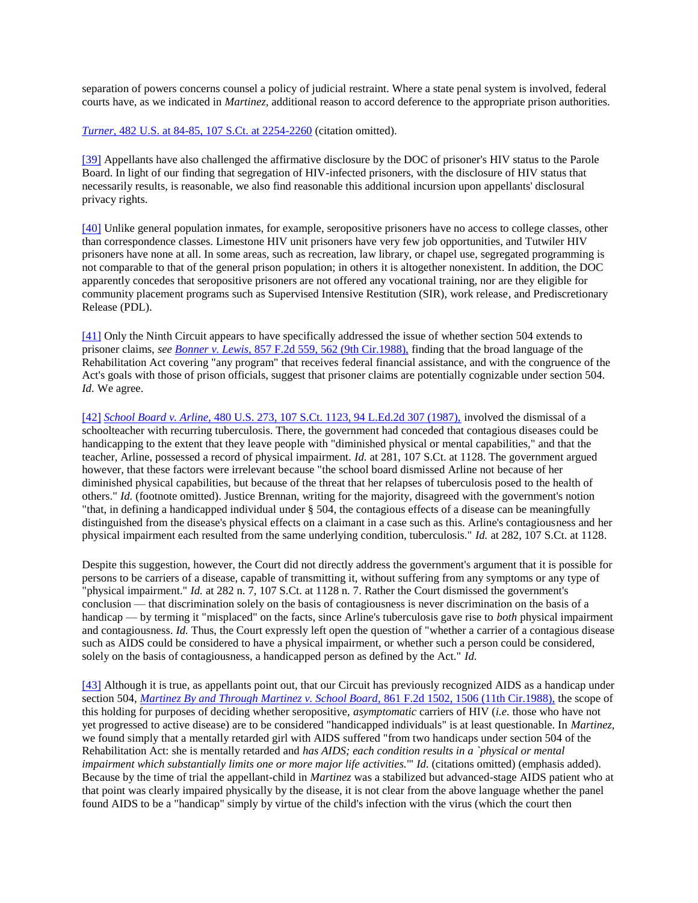separation of powers concerns counsel a policy of judicial restraint. Where a state penal system is involved, federal courts have, as we indicated in *Martinez,* additional reason to accord deference to the appropriate prison authorities.

[*Turner,* 482 U.S. at 84-85, 107 S.Ct. at 2254-2260](#) (citation omitted).

[39] Appellants have also challenged the affirmative disclosure by the DOC of prisoner's HIV status to the Parole Board. In light of our finding that segregation of HIV-infected prisoners, with the disclosure of HIV status that necessarily results, is reasonable, we also find reasonable this additional incursion upon appellants' disclosural privacy rights.

[40] Unlike general population inmates, for example, seropositive prisoners have no access to college classes, other than correspondence classes. Limestone HIV unit prisoners have very few job opportunities, and Tutwiler HIV prisoners have none at all. In some areas, such as recreation, law library, or chapel use, segregated programming is not comparable to that of the general prison population; in others it is altogether nonexistent. In addition, the DOC apparently concedes that seropositive prisoners are not offered any vocational training, nor are they eligible for community placement programs such as Supervised Intensive Restitution (SIR), work release, and Prediscretionary Release (PDL).

[41] Only the Ninth Circuit appears to have specifically addressed the issue of whether section 504 extends to prisoner claims, *see* [*Bonner v. Lewis,* 857 F.2d 559, 562 (9th Cir.1988),](#) finding that the broad language of the Rehabilitation Act covering "any program" that receives federal financial assistance, and with the congruence of the Act's goals with those of prison officials, suggest that prisoner claims are potentially cognizable under section 504. *Id.* We agree.

[42] [*School Board v. Arline,* 480 U.S. 273, 107 S.Ct. 1123, 94 L.Ed.2d 307 (1987),](#) involved the dismissal of a schoolteacher with recurring tuberculosis. There, the government had conceded that contagious diseases could be handicapping to the extent that they leave people with "diminished physical or mental capabilities," and that the teacher, Arline, possessed a record of physical impairment. *Id.* at 281, 107 S.Ct. at 1128. The government argued however, that these factors were irrelevant because "the school board dismissed Arline not because of her diminished physical capabilities, but because of the threat that her relapses of tuberculosis posed to the health of others." *Id.* (footnote omitted). Justice Brennan, writing for the majority, disagreed with the government's notion "that, in defining a handicapped individual under § 504, the contagious effects of a disease can be meaningfully distinguished from the disease's physical effects on a claimant in a case such as this. Arline's contagiousness and her physical impairment each resulted from the same underlying condition, tuberculosis." *Id.* at 282, 107 S.Ct. at 1128.

Despite this suggestion, however, the Court did not directly address the government's argument that it is possible for persons to be carriers of a disease, capable of transmitting it, without suffering from any symptoms or any type of "physical impairment." *Id.* at 282 n. 7, 107 S.Ct. at 1128 n. 7. Rather the Court dismissed the government's conclusion — that discrimination solely on the basis of contagiousness is never discrimination on the basis of a handicap — by terming it "misplaced" on the facts, since Arline's tuberculosis gave rise to *both* physical impairment and contagiousness. *Id.* Thus, the Court expressly left open the question of "whether a carrier of a contagious disease such as AIDS could be considered to have a physical impairment, or whether such a person could be considered, solely on the basis of contagiousness, a handicapped person as defined by the Act." *Id.*

[43] Although it is true, as appellants point out, that our Circuit has previously recognized AIDS as a handicap under section 504, [*Martinez By and Through Martinez v. School Board,* 861 F.2d 1502, 1506 (11th Cir.1988),](#) the scope of this holding for purposes of deciding whether seropositive, *asymptomatic* carriers of HIV (*i.e.* those who have not yet progressed to active disease) are to be considered "handicapped individuals" is at least questionable. In *Martinez,* we found simply that a mentally retarded girl with AIDS suffered "from two handicaps under section 504 of the Rehabilitation Act: she is mentally retarded and *has AIDS; each condition results in a `physical or mental impairment which substantially limits one or more major life activities.*'" *Id.* (citations omitted) (emphasis added). Because by the time of trial the appellant-child in *Martinez* was a stabilized but advanced-stage AIDS patient who at that point was clearly impaired physically by the disease, it is not clear from the above language whether the panel found AIDS to be a "handicap" simply by virtue of the child's infection with the virus (which the court then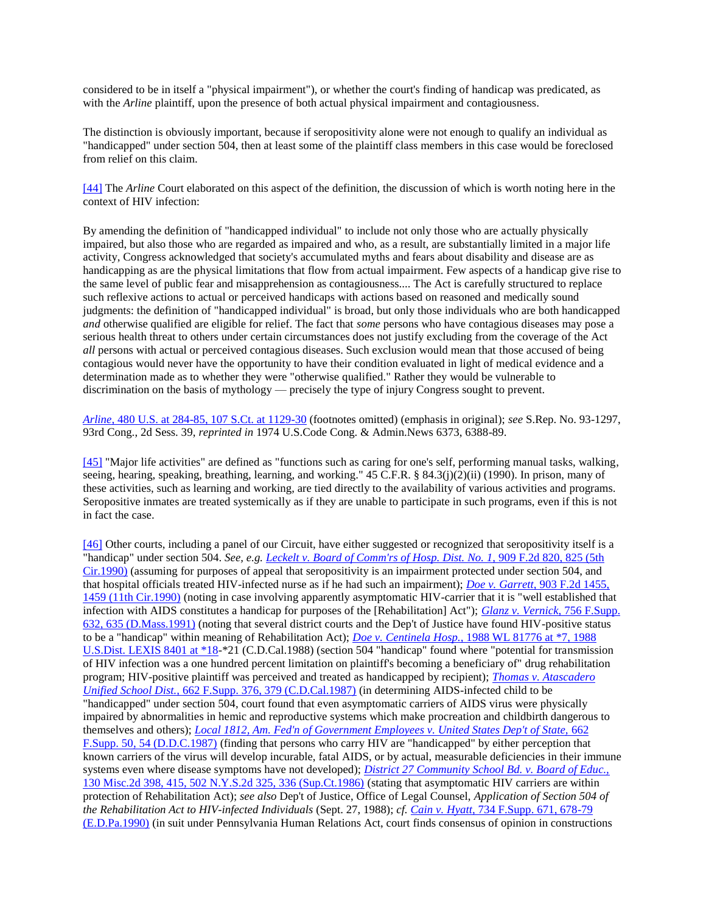considered to be in itself a "physical impairment"), or whether the court's finding of handicap was predicated, as with the *Arline* plaintiff, upon the presence of both actual physical impairment and contagiousness.

The distinction is obviously important, because if seropositivity alone were not enough to qualify an individual as "handicapped" under section 504, then at least some of the plaintiff class members in this case would be foreclosed from relief on this claim.

[44] The *Arline* Court elaborated on this aspect of the definition, the discussion of which is worth noting here in the context of HIV infection:

By amending the definition of "handicapped individual" to include not only those who are actually physically impaired, but also those who are regarded as impaired and who, as a result, are substantially limited in a major life activity, Congress acknowledged that society's accumulated myths and fears about disability and disease are as handicapping as are the physical limitations that flow from actual impairment. Few aspects of a handicap give rise to the same level of public fear and misapprehension as contagiousness.... The Act is carefully structured to replace such reflexive actions to actual or perceived handicaps with actions based on reasoned and medically sound judgments: the definition of "handicapped individual" is broad, but only those individuals who are both handicapped *and* otherwise qualified are eligible for relief. The fact that *some* persons who have contagious diseases may pose a serious health threat to others under certain circumstances does not justify excluding from the coverage of the Act *all* persons with actual or perceived contagious diseases. Such exclusion would mean that those accused of being contagious would never have the opportunity to have their condition evaluated in light of medical evidence and a determination made as to whether they were "otherwise qualified." Rather they would be vulnerable to discrimination on the basis of mythology — precisely the type of injury Congress sought to prevent.

*Arline*, 480 U.S. at 284-85, 107 S.Ct. at 1129-30 (footnotes omitted) (emphasis in original); *see* S.Rep. No. 93-1297, 93rd Cong., 2d Sess. 39, *reprinted in* 1974 U.S.Code Cong. & Admin.News 6373, 6388-89.

[45] "Major life activities" are defined as "functions such as caring for one's self, performing manual tasks, walking, seeing, hearing, speaking, breathing, learning, and working." 45 C.F.R. § 84.3(j)(2)(ii) (1990). In prison, many of these activities, such as learning and working, are tied directly to the availability of various activities and programs. Seropositive inmates are treated systemically as if they are unable to participate in such programs, even if this is not in fact the case.

[46] Other courts, including a panel of our Circuit, have either suggested or recognized that seropositivity itself is a "handicap" under section 504. *See, e.g. Leckelt v. Board of Comm'rs of Hosp. Dist. No. 1*, 909 F.2d 820, 825 (5th Cir.1990) (assuming for purposes of appeal that seropositivity is an impairment protected under section 504, and that hospital officials treated HIV-infected nurse as if he had such an impairment); *Doe v. Garrett*, 903 F.2d 1455, 1459 (11th Cir.1990) (noting in case involving apparently asymptomatic HIV-carrier that it is "well established that infection with AIDS constitutes a handicap for purposes of the [Rehabilitation] Act"); *Glanz v. Vernick*, 756 F.Supp. 632, 635 (D.Mass.1991) (noting that several district courts and the Dep't of Justice have found HIV-positive status to be a "handicap" within meaning of Rehabilitation Act); *Doe v. Centinela Hosp.*, 1988 WL 81776 at *7, 1988 U.S.Dist. LEXIS 8401 at *18-*21 (C.D.Cal.1988) (section 504 "handicap" found where "potential for transmission of HIV infection was a one hundred percent limitation on plaintiff's becoming a beneficiary of" drug rehabilitation program; HIV-positive plaintiff was perceived and treated as handicapped by recipient); *Thomas v. Atascadero Unified School Dist.*, 662 F.Supp. 376, 379 (C.D.Cal.1987) (in determining AIDS-infected child to be "handicapped" under section 504, court found that even asymptomatic carriers of AIDS virus were physically impaired by abnormalities in hemic and reproductive systems which make procreation and childbirth dangerous to themselves and others); *Local 1812, Am. Fed'n of Government Employees v. United States Dep't of State*, 662 F.Supp. 50, 54 (D.D.C.1987) (finding that persons who carry HIV are "handicapped" by either perception that known carriers of the virus will develop incurable, fatal AIDS, or by actual, measurable deficiencies in their immune systems even where disease symptoms have not developed); *District 27 Community School Bd. v. Board of Educ.*, 130 Misc.2d 398, 415, 502 N.Y.S.2d 325, 336 (Sup.Ct.1986) (stating that asymptomatic HIV carriers are within protection of Rehabilitation Act); *see also* Dep't of Justice, Office of Legal Counsel, *Application of Section 504 of the Rehabilitation Act to HIV-infected Individuals* (Sept. 27, 1988); *cf. Cain v. Hyatt*, 734 F.Supp. 671, 678-79 (E.D.Pa.1990) (in suit under Pennsylvania Human Relations Act, court finds consensus of opinion in constructions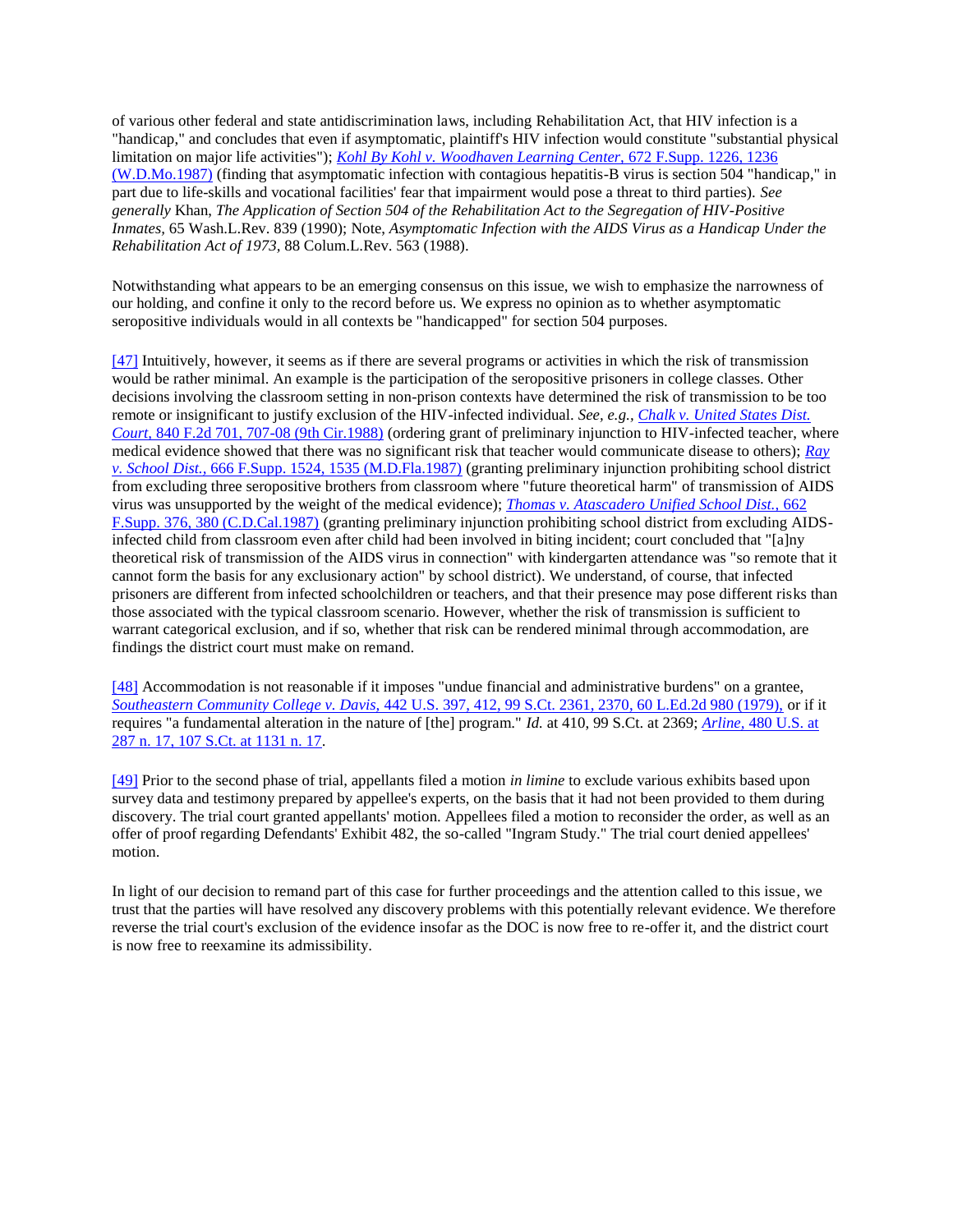of various other federal and state antidiscrimination laws, including Rehabilitation Act, that HIV infection is a "handicap," and concludes that even if asymptomatic, plaintiff's HIV infection would constitute "substantial physical limitation on major life activities"); *Kohl By Kohl v. Woodhaven Learning Center,* 672 F.Supp. 1226, 1236 (W.D.Mo.1987) (finding that asymptomatic infection with contagious hepatitis-B virus is section 504 "handicap," in part due to life-skills and vocational facilities' fear that impairment would pose a threat to third parties). *See generally* Khan, *The Application of Section 504 of the Rehabilitation Act to the Segregation of HIV-Positive Inmates,* 65 Wash.L.Rev. 839 (1990); Note, *Asymptomatic Infection with the AIDS Virus as a Handicap Under the Rehabilitation Act of 1973,* 88 Colum.L.Rev. 563 (1988).

Notwithstanding what appears to be an emerging consensus on this issue, we wish to emphasize the narrowness of our holding, and confine it only to the record before us. We express no opinion as to whether asymptomatic seropositive individuals would in all contexts be "handicapped" for section 504 purposes.

[47] Intuitively, however, it seems as if there are several programs or activities in which the risk of transmission would be rather minimal. An example is the participation of the seropositive prisoners in college classes. Other decisions involving the classroom setting in non-prison contexts have determined the risk of transmission to be too remote or insignificant to justify exclusion of the HIV-infected individual. *See, e.g., Chalk v. United States Dist. Court,* 840 F.2d 701, 707-08 (9th Cir.1988) (ordering grant of preliminary injunction to HIV-infected teacher, where medical evidence showed that there was no significant risk that teacher would communicate disease to others); *Ray v. School Dist.,* 666 F.Supp. 1524, 1535 (M.D.Fla.1987) (granting preliminary injunction prohibiting school district from excluding three seropositive brothers from classroom where "future theoretical harm" of transmission of AIDS virus was unsupported by the weight of the medical evidence); *Thomas v. Atascadero Unified School Dist.,* 662 F.Supp. 376, 380 (C.D.Cal.1987) (granting preliminary injunction prohibiting school district from excluding AIDS-infected child from classroom even after child had been involved in biting incident; court concluded that "[a]ny theoretical risk of transmission of the AIDS virus in connection" with kindergarten attendance was "so remote that it cannot form the basis for any exclusionary action" by school district). We understand, of course, that infected prisoners are different from infected schoolchildren or teachers, and that their presence may pose different risks than those associated with the typical classroom scenario. However, whether the risk of transmission is sufficient to warrant categorical exclusion, and if so, whether that risk can be rendered minimal through accommodation, are findings the district court must make on remand.

[48] Accommodation is not reasonable if it imposes "undue financial and administrative burdens" on a grantee, *Southeastern Community College v. Davis,* 442 U.S. 397, 412, 99 S.Ct. 2361, 2370, 60 L.Ed.2d 980 (1979), or if it requires "a fundamental alteration in the nature of [the] program." *Id.* at 410, 99 S.Ct. at 2369; *Arline,* 480 U.S. at 287 n. 17, 107 S.Ct. at 1131 n. 17.

[49] Prior to the second phase of trial, appellants filed a motion *in limine* to exclude various exhibits based upon survey data and testimony prepared by appellee's experts, on the basis that it had not been provided to them during discovery. The trial court granted appellants' motion. Appellees filed a motion to reconsider the order, as well as an offer of proof regarding Defendants' Exhibit 482, the so-called "Ingram Study." The trial court denied appellees' motion.

In light of our decision to remand part of this case for further proceedings and the attention called to this issue, we trust that the parties will have resolved any discovery problems with this potentially relevant evidence. We therefore reverse the trial court's exclusion of the evidence insofar as the DOC is now free to re-offer it, and the district court is now free to reexamine its admissibility.